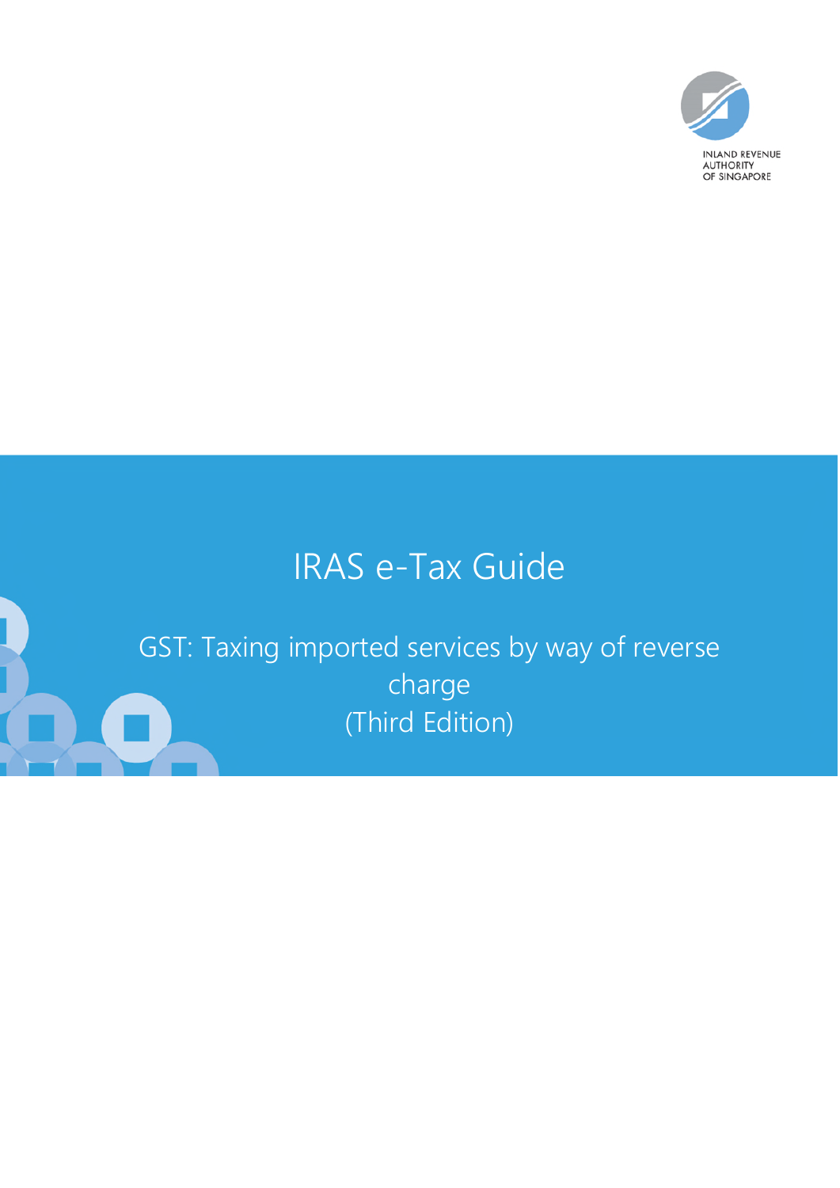INLAND REVENUE AUTHORITY OF SINGAPORE

# IRAS e-Tax Guide

## GST: Taxing imported services by way of reverse charge (Third Edition)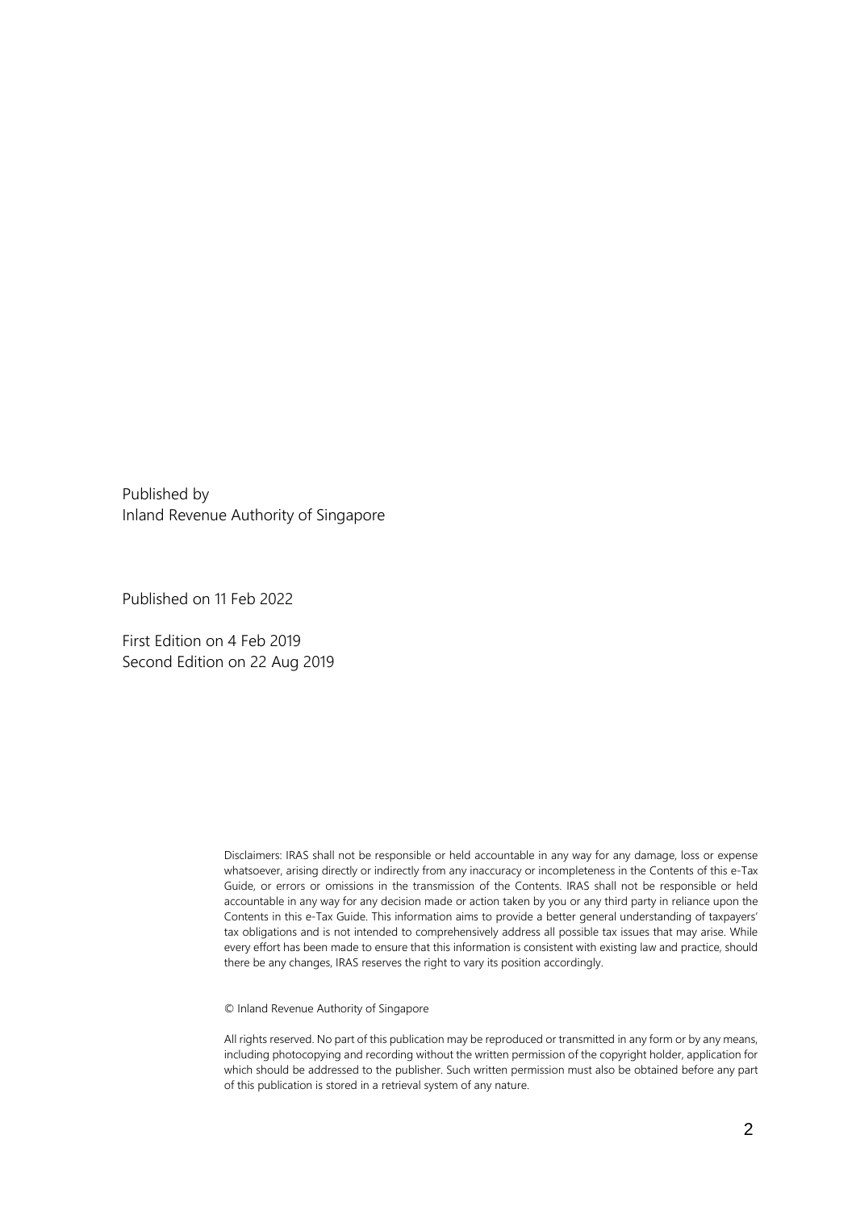Published by
Inland Revenue Authority of Singapore

Published on 11 Feb 2022

First Edition on 4 Feb 2019
Second Edition on 22 Aug 2019

Disclaimers: IRAS shall not be responsible or held accountable in any way for any damage, loss or expense whatsoever, arising directly or indirectly from any inaccuracy or incompleteness in the Contents of this e-Tax Guide, or errors or omissions in the transmission of the Contents. IRAS shall not be responsible or held accountable in any way for any decision made or action taken by you or any third party in reliance upon the Contents in this e-Tax Guide. This information aims to provide a better general understanding of taxpayers' tax obligations and is not intended to comprehensively address all possible tax issues that may arise. While every effort has been made to ensure that this information is consistent with existing law and practice, should there be any changes, IRAS reserves the right to vary its position accordingly.

© Inland Revenue Authority of Singapore

All rights reserved. No part of this publication may be reproduced or transmitted in any form or by any means, including photocopying and recording without the written permission of the copyright holder, application for which should be addressed to the publisher. Such written permission must also be obtained before any part of this publication is stored in a retrieval system of any nature.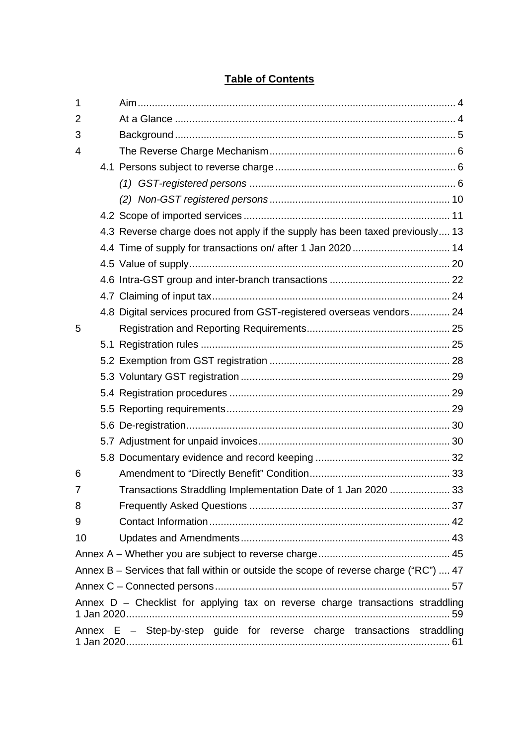## **Table of Contents**

| | | |
|---|---|---|
| 1 | Aim | 4 |
| 2 | At a Glance | 4 |
| 3 | Background | 5 |
| 4 | The Reverse Charge Mechanism | 6 |
| | 4.1 Persons subject to reverse charge | 6 |
| | *(1) GST-registered persons* | 6 |
| | *(2) Non-GST registered persons* | 10 |
| | 4.2 Scope of imported services | 11 |
| | 4.3 Reverse charge does not apply if the supply has been taxed previously | 13 |
| | 4.4 Time of supply for transactions on/ after 1 Jan 2020 | 14 |
| | 4.5 Value of supply | 20 |
| | 4.6 Intra-GST group and inter-branch transactions | 22 |
| | 4.7 Claiming of input tax | 24 |
| | 4.8 Digital services procured from GST-registered overseas vendors | 24 |
| 5 | Registration and Reporting Requirements | 25 |
| | 5.1 Registration rules | 25 |
| | 5.2 Exemption from GST registration | 28 |
| | 5.3 Voluntary GST registration | 29 |
| | 5.4 Registration procedures | 29 |
| | 5.5 Reporting requirements | 29 |
| | 5.6 De-registration | 30 |
| | 5.7 Adjustment for unpaid invoices | 30 |
| | 5.8 Documentary evidence and record keeping | 32 |
| 6 | Amendment to "Directly Benefit" Condition | 33 |
| 7 | Transactions Straddling Implementation Date of 1 Jan 2020 | 33 |
| 8 | Frequently Asked Questions | 37 |
| 9 | Contact Information | 42 |
| 10 | Updates and Amendments | 43 |
| Annex A – Whether you are subject to reverse charge | | 45 |
| Annex B – Services that fall within or outside the scope of reverse charge ("RC") | | 47 |
| Annex C – Connected persons | | 57 |
| Annex D – Checklist for applying tax on reverse charge transactions straddling 1 Jan 2020 | | 59 |
| Annex E – Step-by-step guide for reverse charge transactions straddling 1 Jan 2020 | | 61 |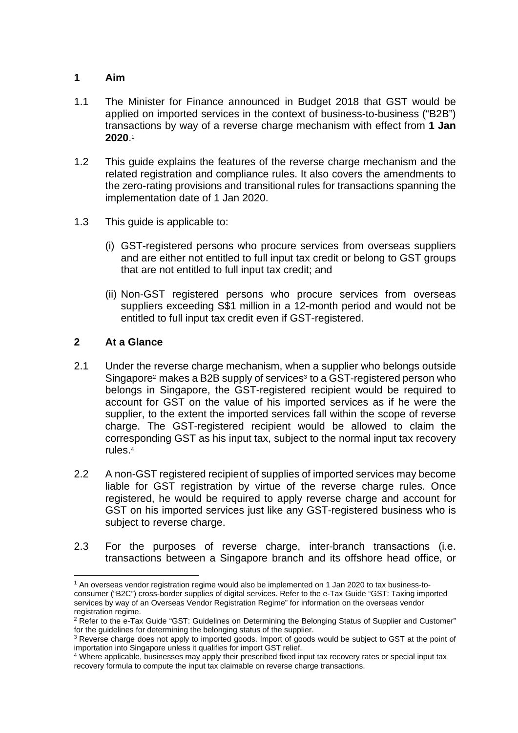## 1 Aim

1.1 The Minister for Finance announced in Budget 2018 that GST would be applied on imported services in the context of business-to-business ("B2B") transactions by way of a reverse charge mechanism with effect from **1 Jan 2020**.[1]

1.2 This guide explains the features of the reverse charge mechanism and the related registration and compliance rules. It also covers the amendments to the zero-rating provisions and transitional rules for transactions spanning the implementation date of 1 Jan 2020.

1.3 This guide is applicable to:

(i) GST-registered persons who procure services from overseas suppliers and are either not entitled to full input tax credit or belong to GST groups that are not entitled to full input tax credit; and

(ii) Non-GST registered persons who procure services from overseas suppliers exceeding S$1 million in a 12-month period and would not be entitled to full input tax credit even if GST-registered.

## 2 At a Glance

2.1 Under the reverse charge mechanism, when a supplier who belongs outside Singapore[2] makes a B2B supply of services[3] to a GST-registered person who belongs in Singapore, the GST-registered recipient would be required to account for GST on the value of his imported services as if he were the supplier, to the extent the imported services fall within the scope of reverse charge. The GST-registered recipient would be allowed to claim the corresponding GST as his input tax, subject to the normal input tax recovery rules.[4]

2.2 A non-GST registered recipient of supplies of imported services may become liable for GST registration by virtue of the reverse charge rules. Once registered, he would be required to apply reverse charge and account for GST on his imported services just like any GST-registered business who is subject to reverse charge.

2.3 For the purposes of reverse charge, inter-branch transactions (i.e. transactions between a Singapore branch and its offshore head office, or

---

[1] An overseas vendor registration regime would also be implemented on 1 Jan 2020 to tax business-to-consumer ("B2C") cross-border supplies of digital services. Refer to the e-Tax Guide "GST: Taxing imported services by way of an Overseas Vendor Registration Regime" for information on the overseas vendor registration regime.

[2] Refer to the e-Tax Guide "GST: Guidelines on Determining the Belonging Status of Supplier and Customer" for the guidelines for determining the belonging status of the supplier.

[3] Reverse charge does not apply to imported goods. Import of goods would be subject to GST at the point of importation into Singapore unless it qualifies for import GST relief.

[4] Where applicable, businesses may apply their prescribed fixed input tax recovery rates or special input tax recovery formula to compute the input tax claimable on reverse charge transactions.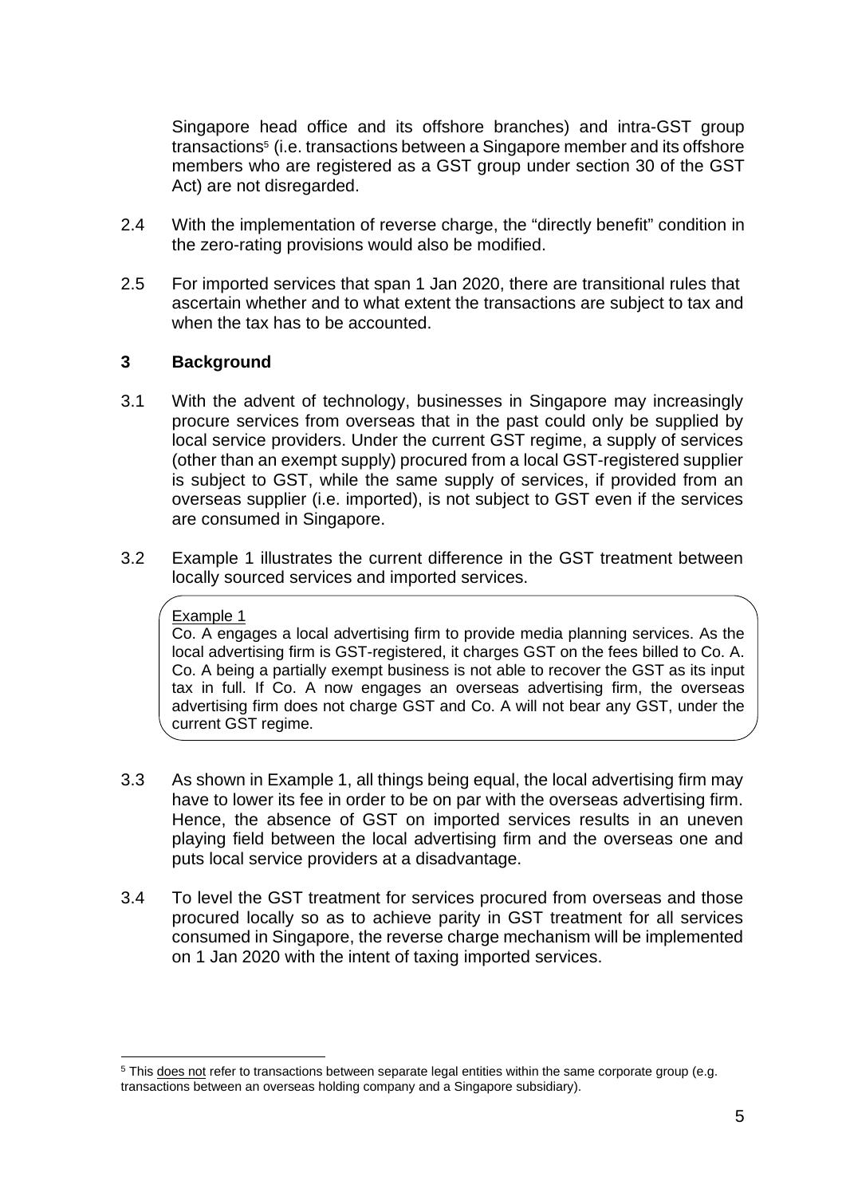Singapore head office and its offshore branches) and intra-GST group transactions[5] (i.e. transactions between a Singapore member and its offshore members who are registered as a GST group under section 30 of the GST Act) are not disregarded.

2.4 With the implementation of reverse charge, the "directly benefit" condition in the zero-rating provisions would also be modified.

2.5 For imported services that span 1 Jan 2020, there are transitional rules that ascertain whether and to what extent the transactions are subject to tax and when the tax has to be accounted.

## 3 Background

3.1 With the advent of technology, businesses in Singapore may increasingly procure services from overseas that in the past could only be supplied by local service providers. Under the current GST regime, a supply of services (other than an exempt supply) procured from a local GST-registered supplier is subject to GST, while the same supply of services, if provided from an overseas supplier (i.e. imported), is not subject to GST even if the services are consumed in Singapore.

3.2 Example 1 illustrates the current difference in the GST treatment between locally sourced services and imported services.

> Example 1
>
> Co. A engages a local advertising firm to provide media planning services. As the local advertising firm is GST-registered, it charges GST on the fees billed to Co. A. Co. A being a partially exempt business is not able to recover the GST as its input tax in full. If Co. A now engages an overseas advertising firm, the overseas advertising firm does not charge GST and Co. A will not bear any GST, under the current GST regime.

3.3 As shown in Example 1, all things being equal, the local advertising firm may have to lower its fee in order to be on par with the overseas advertising firm. Hence, the absence of GST on imported services results in an uneven playing field between the local advertising firm and the overseas one and puts local service providers at a disadvantage.

3.4 To level the GST treatment for services procured from overseas and those procured locally so as to achieve parity in GST treatment for all services consumed in Singapore, the reverse charge mechanism will be implemented on 1 Jan 2020 with the intent of taxing imported services.

---

[5] This does not refer to transactions between separate legal entities within the same corporate group (e.g. transactions between an overseas holding company and a Singapore subsidiary).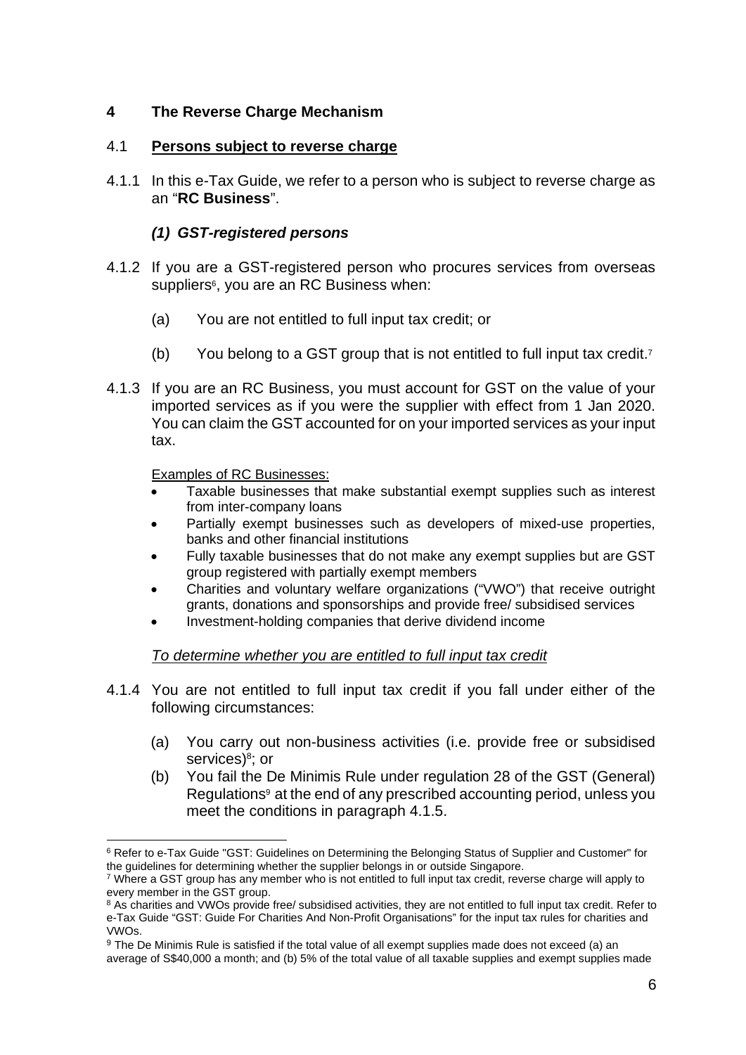## 4 The Reverse Charge Mechanism

### 4.1 Persons subject to reverse charge

4.1.1 In this e-Tax Guide, we refer to a person who is subject to reverse charge as an "**RC Business**".

#### *(1) GST-registered persons*

4.1.2 If you are a GST-registered person who procures services from overseas suppliers[6], you are an RC Business when:

(a) You are not entitled to full input tax credit; or

(b) You belong to a GST group that is not entitled to full input tax credit.[7]

4.1.3 If you are an RC Business, you must account for GST on the value of your imported services as if you were the supplier with effect from 1 Jan 2020. You can claim the GST accounted for on your imported services as your input tax.

Examples of RC Businesses:

- Taxable businesses that make substantial exempt supplies such as interest from inter-company loans
- Partially exempt businesses such as developers of mixed-use properties, banks and other financial institutions
- Fully taxable businesses that do not make any exempt supplies but are GST group registered with partially exempt members
- Charities and voluntary welfare organizations ("VWO") that receive outright grants, donations and sponsorships and provide free/ subsidised services
- Investment-holding companies that derive dividend income

*To determine whether you are entitled to full input tax credit*

4.1.4 You are not entitled to full input tax credit if you fall under either of the following circumstances:

(a) You carry out non-business activities (i.e. provide free or subsidised services)[8]; or

(b) You fail the De Minimis Rule under regulation 28 of the GST (General) Regulations[9] at the end of any prescribed accounting period, unless you meet the conditions in paragraph 4.1.5.

---

[6] Refer to e-Tax Guide "GST: Guidelines on Determining the Belonging Status of Supplier and Customer" for the guidelines for determining whether the supplier belongs in or outside Singapore.

[7] Where a GST group has any member who is not entitled to full input tax credit, reverse charge will apply to every member in the GST group.

[8] As charities and VWOs provide free/ subsidised activities, they are not entitled to full input tax credit. Refer to e-Tax Guide "GST: Guide For Charities And Non-Profit Organisations" for the input tax rules for charities and VWOs.

[9] The De Minimis Rule is satisfied if the total value of all exempt supplies made does not exceed (a) an average of S$40,000 a month; and (b) 5% of the total value of all taxable supplies and exempt supplies made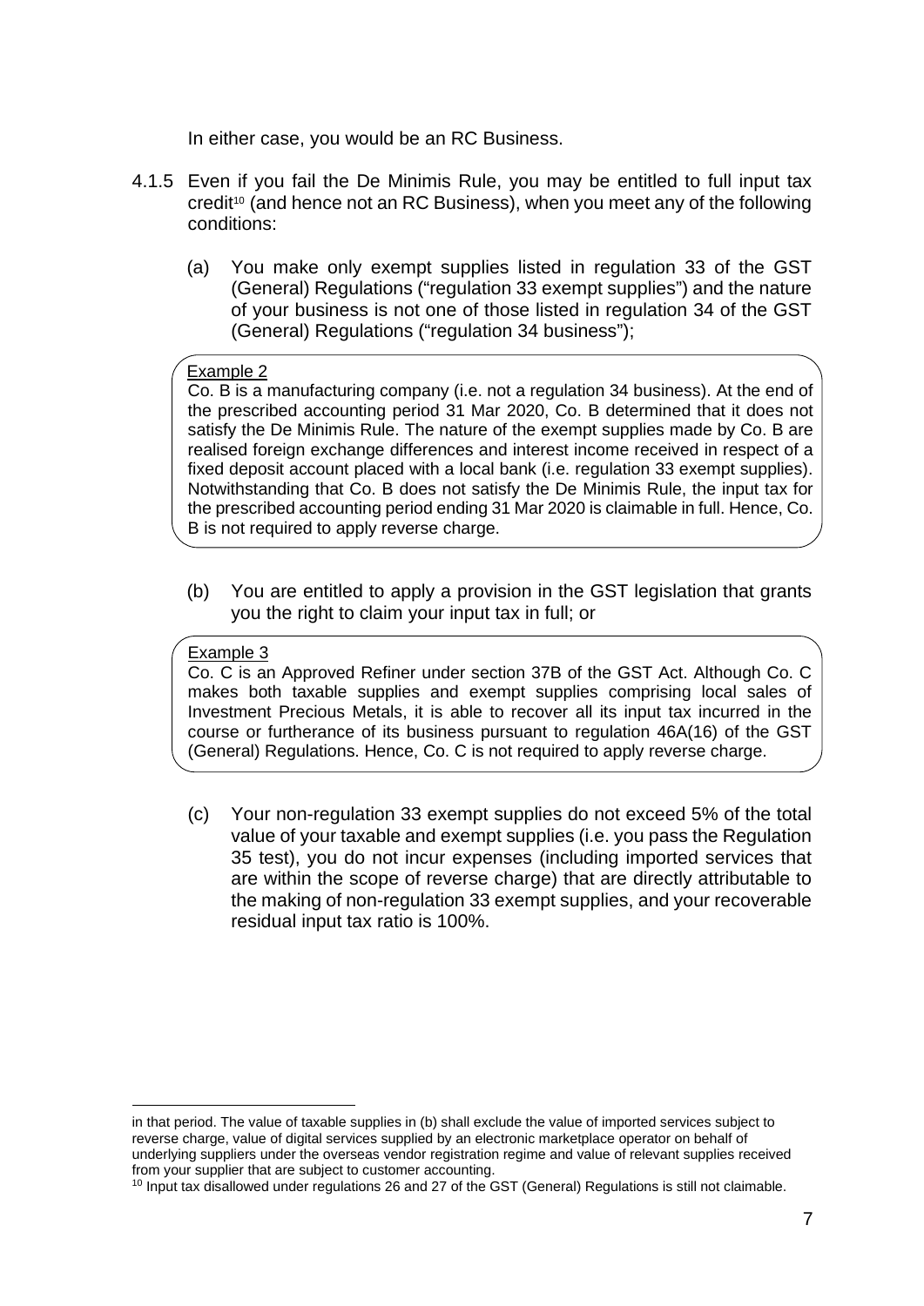In either case, you would be an RC Business.

4.1.5 Even if you fail the De Minimis Rule, you may be entitled to full input tax credit[10] (and hence not an RC Business), when you meet any of the following conditions:

(a) You make only exempt supplies listed in regulation 33 of the GST (General) Regulations ("regulation 33 exempt supplies") and the nature of your business is not one of those listed in regulation 34 of the GST (General) Regulations ("regulation 34 business");

> Example 2
>
> Co. B is a manufacturing company (i.e. not a regulation 34 business). At the end of the prescribed accounting period 31 Mar 2020, Co. B determined that it does not satisfy the De Minimis Rule. The nature of the exempt supplies made by Co. B are realised foreign exchange differences and interest income received in respect of a fixed deposit account placed with a local bank (i.e. regulation 33 exempt supplies). Notwithstanding that Co. B does not satisfy the De Minimis Rule, the input tax for the prescribed accounting period ending 31 Mar 2020 is claimable in full. Hence, Co. B is not required to apply reverse charge.

(b) You are entitled to apply a provision in the GST legislation that grants you the right to claim your input tax in full; or

> Example 3
>
> Co. C is an Approved Refiner under section 37B of the GST Act. Although Co. C makes both taxable supplies and exempt supplies comprising local sales of Investment Precious Metals, it is able to recover all its input tax incurred in the course or furtherance of its business pursuant to regulation 46A(16) of the GST (General) Regulations. Hence, Co. C is not required to apply reverse charge.

(c) Your non-regulation 33 exempt supplies do not exceed 5% of the total value of your taxable and exempt supplies (i.e. you pass the Regulation 35 test), you do not incur expenses (including imported services that are within the scope of reverse charge) that are directly attributable to the making of non-regulation 33 exempt supplies, and your recoverable residual input tax ratio is 100%.

---

in that period. The value of taxable supplies in (b) shall exclude the value of imported services subject to reverse charge, value of digital services supplied by an electronic marketplace operator on behalf of underlying suppliers under the overseas vendor registration regime and value of relevant supplies received from your supplier that are subject to customer accounting.

[10] Input tax disallowed under regulations 26 and 27 of the GST (General) Regulations is still not claimable.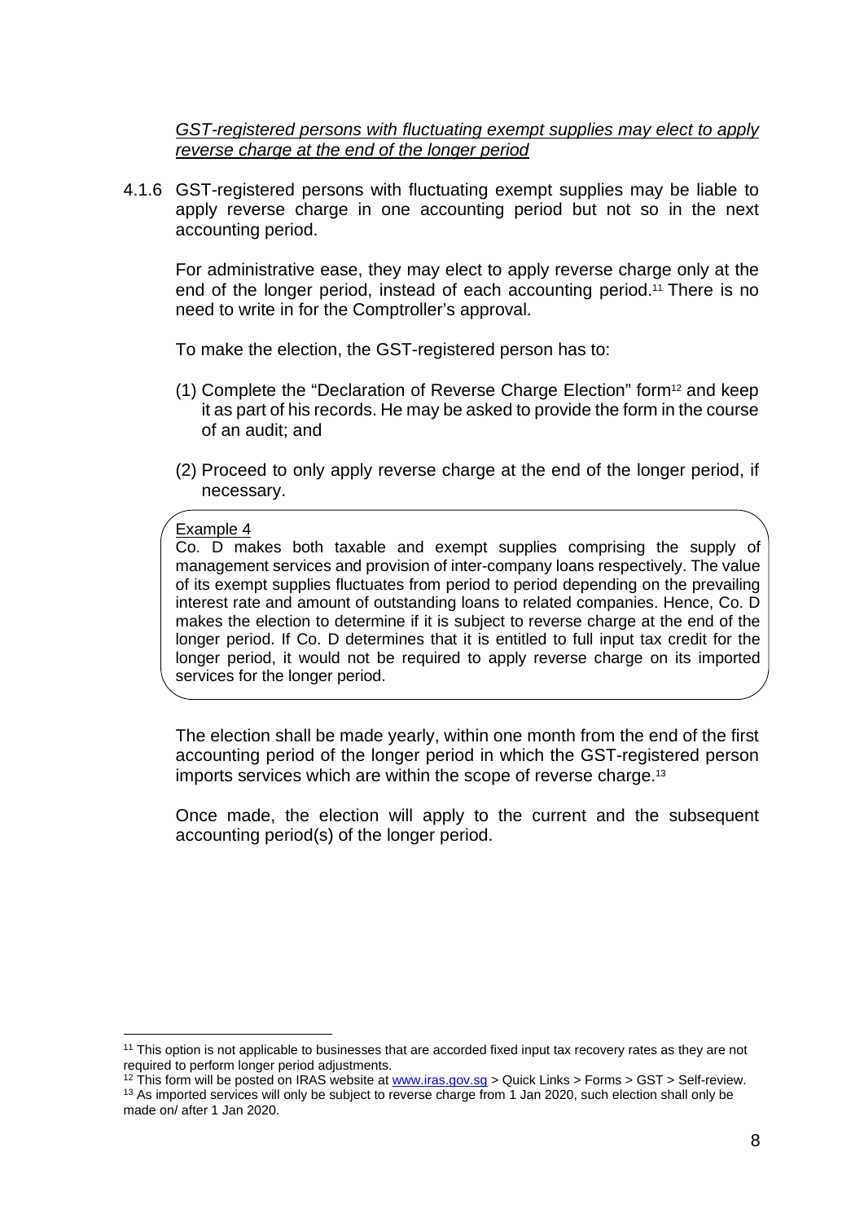*GST-registered persons with fluctuating exempt supplies may elect to apply reverse charge at the end of the longer period*

4.1.6 GST-registered persons with fluctuating exempt supplies may be liable to apply reverse charge in one accounting period but not so in the next accounting period.

For administrative ease, they may elect to apply reverse charge only at the end of the longer period, instead of each accounting period.[11] There is no need to write in for the Comptroller's approval.

To make the election, the GST-registered person has to:

(1) Complete the "Declaration of Reverse Charge Election" form[12] and keep it as part of his records. He may be asked to provide the form in the course of an audit; and

(2) Proceed to only apply reverse charge at the end of the longer period, if necessary.

> Example 4
>
> Co. D makes both taxable and exempt supplies comprising the supply of management services and provision of inter-company loans respectively. The value of its exempt supplies fluctuates from period to period depending on the prevailing interest rate and amount of outstanding loans to related companies. Hence, Co. D makes the election to determine if it is subject to reverse charge at the end of the longer period. If Co. D determines that it is entitled to full input tax credit for the longer period, it would not be required to apply reverse charge on its imported services for the longer period.

The election shall be made yearly, within one month from the end of the first accounting period of the longer period in which the GST-registered person imports services which are within the scope of reverse charge.[13]

Once made, the election will apply to the current and the subsequent accounting period(s) of the longer period.

---

[11] This option is not applicable to businesses that are accorded fixed input tax recovery rates as they are not required to perform longer period adjustments.

[12] This form will be posted on IRAS website at www.iras.gov.sg > Quick Links > Forms > GST > Self-review.

[13] As imported services will only be subject to reverse charge from 1 Jan 2020, such election shall only be made on/ after 1 Jan 2020.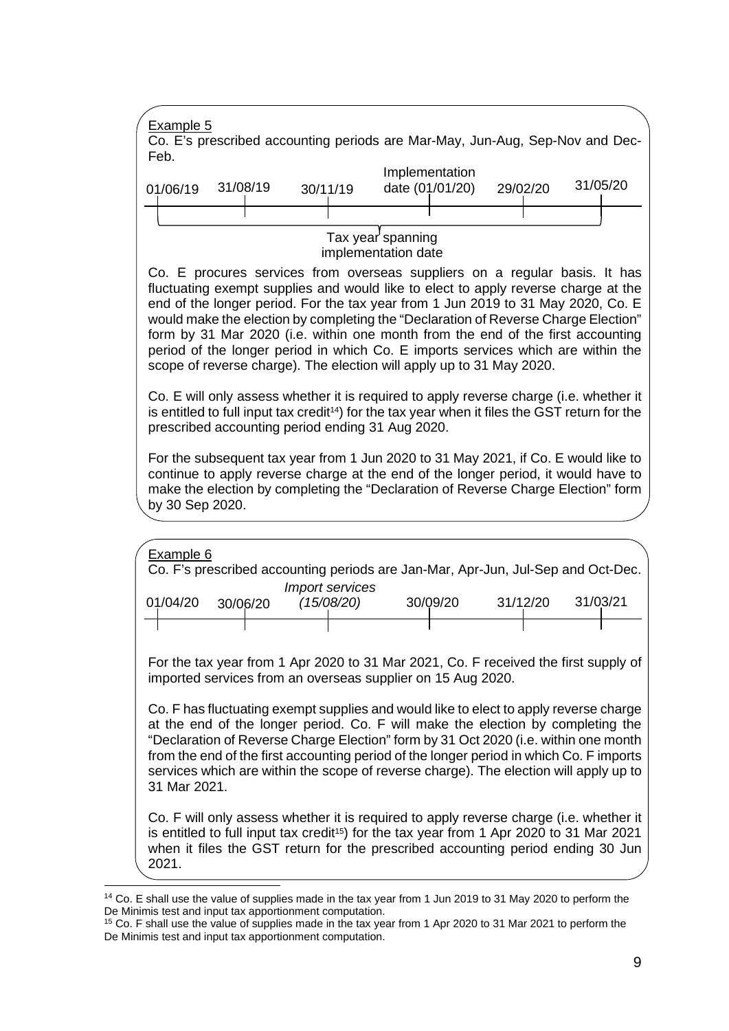Example 5

Co. E's prescribed accounting periods are Mar-May, Jun-Aug, Sep-Nov and Dec-Feb.

| 01/06/19 | 31/08/19 | 30/11/19 | Implementation date (01/01/20) | 29/02/20 | 31/05/20 |
|---|---|---|---|---|---|

Tax year spanning implementation date

Co. E procures services from overseas suppliers on a regular basis. It has fluctuating exempt supplies and would like to elect to apply reverse charge at the end of the longer period. For the tax year from 1 Jun 2019 to 31 May 2020, Co. E would make the election by completing the "Declaration of Reverse Charge Election" form by 31 Mar 2020 (i.e. within one month from the end of the first accounting period of the longer period in which Co. E imports services which are within the scope of reverse charge). The election will apply up to 31 May 2020.

Co. E will only assess whether it is required to apply reverse charge (i.e. whether it is entitled to full input tax credit[14]) for the tax year when it files the GST return for the prescribed accounting period ending 31 Aug 2020.

For the subsequent tax year from 1 Jun 2020 to 31 May 2021, if Co. E would like to continue to apply reverse charge at the end of the longer period, it would have to make the election by completing the "Declaration of Reverse Charge Election" form by 30 Sep 2020.

Example 6

Co. F's prescribed accounting periods are Jan-Mar, Apr-Jun, Jul-Sep and Oct-Dec.

| 01/04/20 | 30/06/20 | *Import services (15/08/20)* | 30/09/20 | 31/12/20 | 31/03/21 |
|---|---|---|---|---|---|

For the tax year from 1 Apr 2020 to 31 Mar 2021, Co. F received the first supply of imported services from an overseas supplier on 15 Aug 2020.

Co. F has fluctuating exempt supplies and would like to elect to apply reverse charge at the end of the longer period. Co. F will make the election by completing the "Declaration of Reverse Charge Election" form by 31 Oct 2020 (i.e. within one month from the end of the first accounting period of the longer period in which Co. F imports services which are within the scope of reverse charge). The election will apply up to 31 Mar 2021.

Co. F will only assess whether it is required to apply reverse charge (i.e. whether it is entitled to full input tax credit[15]) for the tax year from 1 Apr 2020 to 31 Mar 2021 when it files the GST return for the prescribed accounting period ending 30 Jun 2021.

---

[14] Co. E shall use the value of supplies made in the tax year from 1 Jun 2019 to 31 May 2020 to perform the De Minimis test and input tax apportionment computation.

[15] Co. F shall use the value of supplies made in the tax year from 1 Apr 2020 to 31 Mar 2021 to perform the De Minimis test and input tax apportionment computation.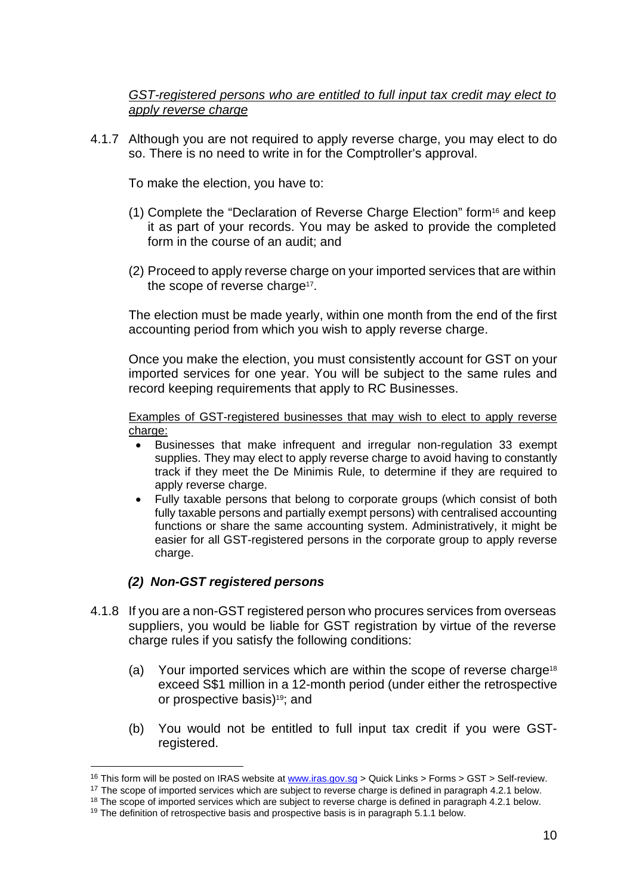*<u>GST-registered persons who are entitled to full input tax credit may elect to apply reverse charge</u>*

4.1.7 Although you are not required to apply reverse charge, you may elect to do so. There is no need to write in for the Comptroller's approval.

To make the election, you have to:

(1) Complete the "Declaration of Reverse Charge Election" form[16] and keep it as part of your records. You may be asked to provide the completed form in the course of an audit; and

(2) Proceed to apply reverse charge on your imported services that are within the scope of reverse charge[17].

The election must be made yearly, within one month from the end of the first accounting period from which you wish to apply reverse charge.

Once you make the election, you must consistently account for GST on your imported services for one year. You will be subject to the same rules and record keeping requirements that apply to RC Businesses.

<u>Examples of GST-registered businesses that may wish to elect to apply reverse charge:</u>

- Businesses that make infrequent and irregular non-regulation 33 exempt supplies. They may elect to apply reverse charge to avoid having to constantly track if they meet the De Minimis Rule, to determine if they are required to apply reverse charge.
- Fully taxable persons that belong to corporate groups (which consist of both fully taxable persons and partially exempt persons) with centralised accounting functions or share the same accounting system. Administratively, it might be easier for all GST-registered persons in the corporate group to apply reverse charge.

#### *(2) Non-GST registered persons*

4.1.8 If you are a non-GST registered person who procures services from overseas suppliers, you would be liable for GST registration by virtue of the reverse charge rules if you satisfy the following conditions:

(a) Your imported services which are within the scope of reverse charge[18] exceed S$1 million in a 12-month period (under either the retrospective or prospective basis)[19]; and

(b) You would not be entitled to full input tax credit if you were GST-registered.

---

[16] This form will be posted on IRAS website at www.iras.gov.sg > Quick Links > Forms > GST > Self-review.

[17] The scope of imported services which are subject to reverse charge is defined in paragraph 4.2.1 below.

[18] The scope of imported services which are subject to reverse charge is defined in paragraph 4.2.1 below.

[19] The definition of retrospective basis and prospective basis is in paragraph 5.1.1 below.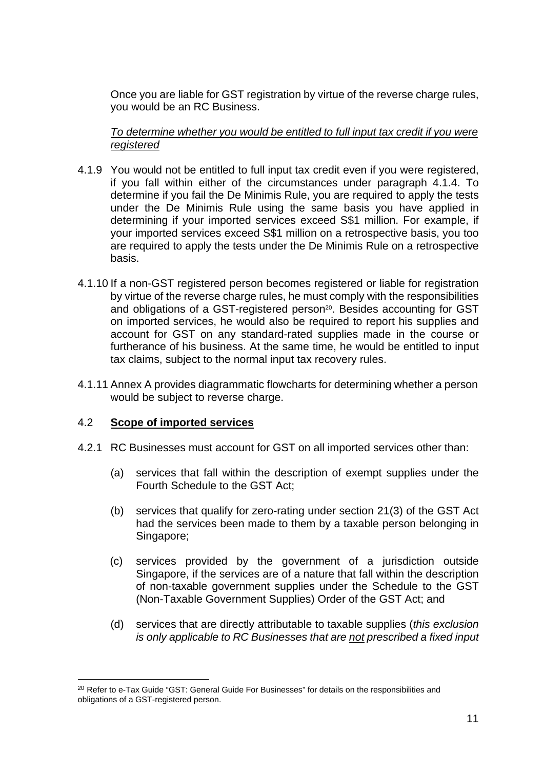Once you are liable for GST registration by virtue of the reverse charge rules, you would be an RC Business.

*To determine whether you would be entitled to full input tax credit if you were registered*

4.1.9 You would not be entitled to full input tax credit even if you were registered, if you fall within either of the circumstances under paragraph 4.1.4. To determine if you fail the De Minimis Rule, you are required to apply the tests under the De Minimis Rule using the same basis you have applied in determining if your imported services exceed S$1 million. For example, if your imported services exceed S$1 million on a retrospective basis, you too are required to apply the tests under the De Minimis Rule on a retrospective basis.

4.1.10 If a non-GST registered person becomes registered or liable for registration by virtue of the reverse charge rules, he must comply with the responsibilities and obligations of a GST-registered person[20]. Besides accounting for GST on imported services, he would also be required to report his supplies and account for GST on any standard-rated supplies made in the course or furtherance of his business. At the same time, he would be entitled to input tax claims, subject to the normal input tax recovery rules.

4.1.11 Annex A provides diagrammatic flowcharts for determining whether a person would be subject to reverse charge.

## 4.2 Scope of imported services

4.2.1 RC Businesses must account for GST on all imported services other than:

(a) services that fall within the description of exempt supplies under the Fourth Schedule to the GST Act;

(b) services that qualify for zero-rating under section 21(3) of the GST Act had the services been made to them by a taxable person belonging in Singapore;

(c) services provided by the government of a jurisdiction outside Singapore, if the services are of a nature that fall within the description of non-taxable government supplies under the Schedule to the GST (Non-Taxable Government Supplies) Order of the GST Act; and

(d) services that are directly attributable to taxable supplies (*this exclusion is only applicable to RC Businesses that are not prescribed a fixed input*

[20] Refer to e-Tax Guide "GST: General Guide For Businesses" for details on the responsibilities and obligations of a GST-registered person.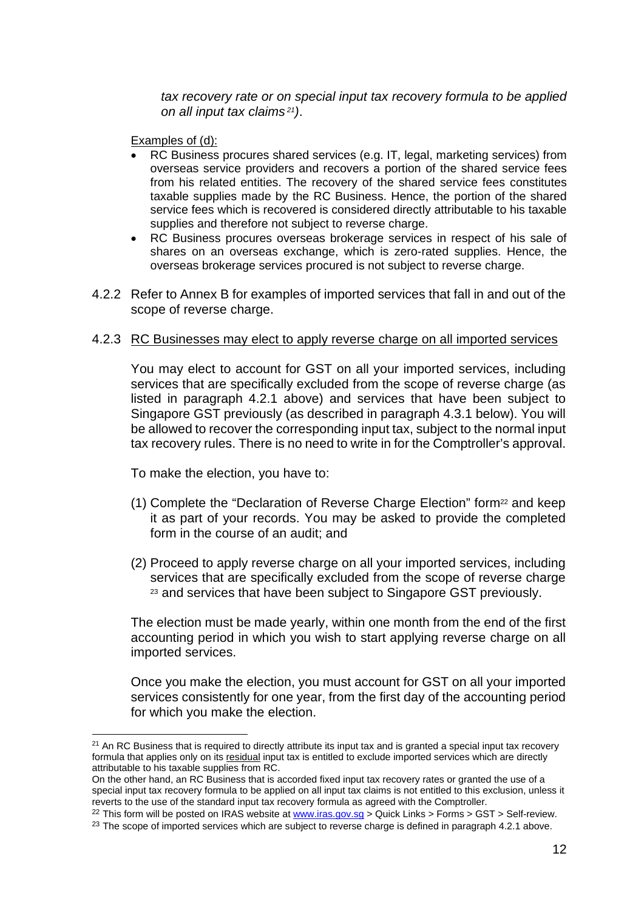*tax recovery rate or on special input tax recovery formula to be applied on all input tax claims*[21]*)*.

Examples of (d):

- RC Business procures shared services (e.g. IT, legal, marketing services) from overseas service providers and recovers a portion of the shared service fees from his related entities. The recovery of the shared service fees constitutes taxable supplies made by the RC Business. Hence, the portion of the shared service fees which is recovered is considered directly attributable to his taxable supplies and therefore not subject to reverse charge.
- RC Business procures overseas brokerage services in respect of his sale of shares on an overseas exchange, which is zero-rated supplies. Hence, the overseas brokerage services procured is not subject to reverse charge.

4.2.2 Refer to Annex B for examples of imported services that fall in and out of the scope of reverse charge.

4.2.3 RC Businesses may elect to apply reverse charge on all imported services

You may elect to account for GST on all your imported services, including services that are specifically excluded from the scope of reverse charge (as listed in paragraph 4.2.1 above) and services that have been subject to Singapore GST previously (as described in paragraph 4.3.1 below). You will be allowed to recover the corresponding input tax, subject to the normal input tax recovery rules. There is no need to write in for the Comptroller's approval.

To make the election, you have to:

(1) Complete the "Declaration of Reverse Charge Election" form[22] and keep it as part of your records. You may be asked to provide the completed form in the course of an audit; and

(2) Proceed to apply reverse charge on all your imported services, including services that are specifically excluded from the scope of reverse charge [23] and services that have been subject to Singapore GST previously.

The election must be made yearly, within one month from the end of the first accounting period in which you wish to start applying reverse charge on all imported services.

Once you make the election, you must account for GST on all your imported services consistently for one year, from the first day of the accounting period for which you make the election.

---

[21] An RC Business that is required to directly attribute its input tax and is granted a special input tax recovery formula that applies only on its residual input tax is entitled to exclude imported services which are directly attributable to his taxable supplies from RC.
On the other hand, an RC Business that is accorded fixed input tax recovery rates or granted the use of a special input tax recovery formula to be applied on all input tax claims is not entitled to this exclusion, unless it reverts to the use of the standard input tax recovery formula as agreed with the Comptroller.

[22] This form will be posted on IRAS website at www.iras.gov.sg > Quick Links > Forms > GST > Self-review.

[23] The scope of imported services which are subject to reverse charge is defined in paragraph 4.2.1 above.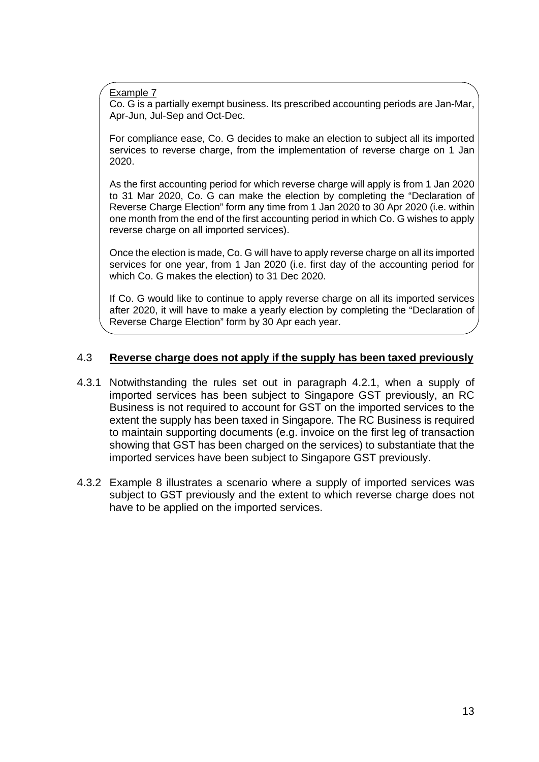Example 7

Co. G is a partially exempt business. Its prescribed accounting periods are Jan-Mar, Apr-Jun, Jul-Sep and Oct-Dec.

For compliance ease, Co. G decides to make an election to subject all its imported services to reverse charge, from the implementation of reverse charge on 1 Jan 2020.

As the first accounting period for which reverse charge will apply is from 1 Jan 2020 to 31 Mar 2020, Co. G can make the election by completing the "Declaration of Reverse Charge Election" form any time from 1 Jan 2020 to 30 Apr 2020 (i.e. within one month from the end of the first accounting period in which Co. G wishes to apply reverse charge on all imported services).

Once the election is made, Co. G will have to apply reverse charge on all its imported services for one year, from 1 Jan 2020 (i.e. first day of the accounting period for which Co. G makes the election) to 31 Dec 2020.

If Co. G would like to continue to apply reverse charge on all its imported services after 2020, it will have to make a yearly election by completing the "Declaration of Reverse Charge Election" form by 30 Apr each year.

## 4.3 Reverse charge does not apply if the supply has been taxed previously

4.3.1 Notwithstanding the rules set out in paragraph 4.2.1, when a supply of imported services has been subject to Singapore GST previously, an RC Business is not required to account for GST on the imported services to the extent the supply has been taxed in Singapore. The RC Business is required to maintain supporting documents (e.g. invoice on the first leg of transaction showing that GST has been charged on the services) to substantiate that the imported services have been subject to Singapore GST previously.

4.3.2 Example 8 illustrates a scenario where a supply of imported services was subject to GST previously and the extent to which reverse charge does not have to be applied on the imported services.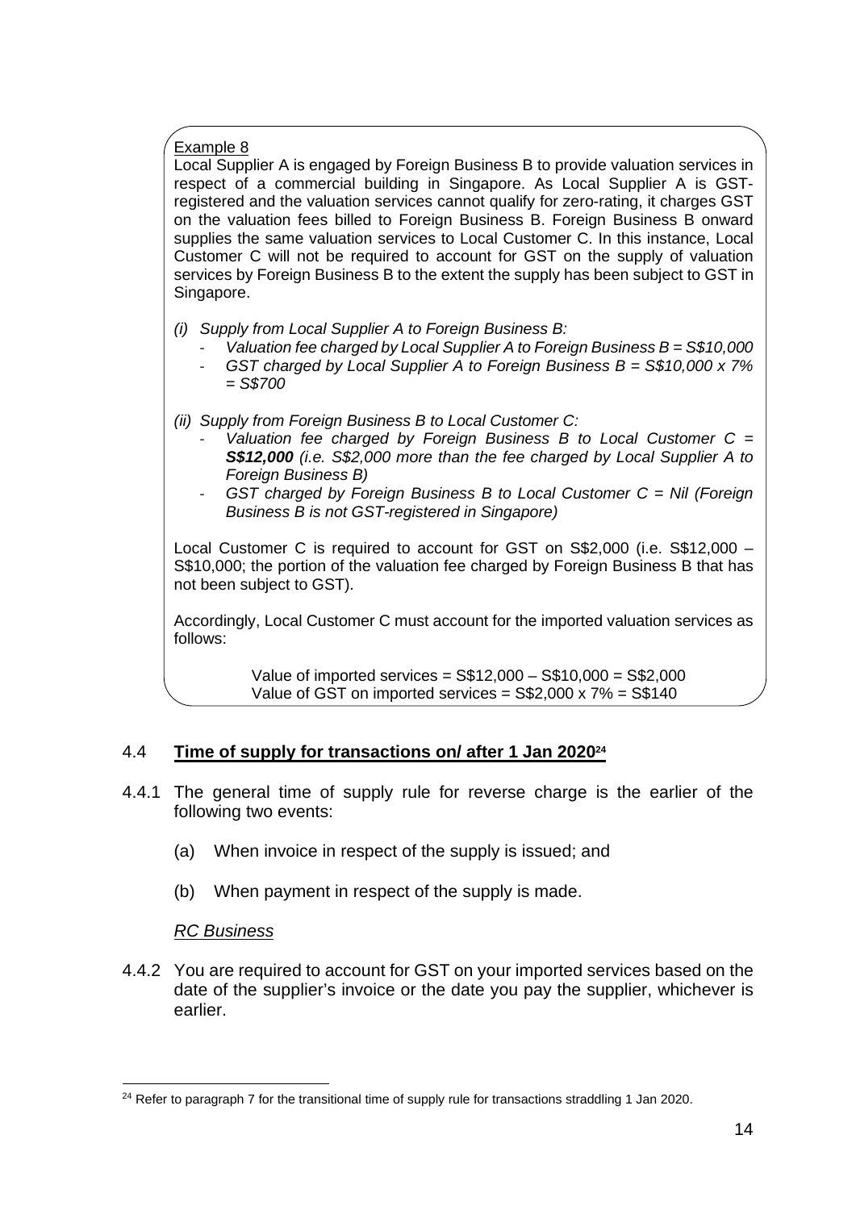Example 8

Local Supplier A is engaged by Foreign Business B to provide valuation services in respect of a commercial building in Singapore. As Local Supplier A is GST-registered and the valuation services cannot qualify for zero-rating, it charges GST on the valuation fees billed to Foreign Business B. Foreign Business B onward supplies the same valuation services to Local Customer C. In this instance, Local Customer C will not be required to account for GST on the supply of valuation services by Foreign Business B to the extent the supply has been subject to GST in Singapore.

*(i) Supply from Local Supplier A to Foreign Business B:*

- *Valuation fee charged by Local Supplier A to Foreign Business B = S$10,000*
- *GST charged by Local Supplier A to Foreign Business B = S$10,000 x 7% = S$700*

*(ii) Supply from Foreign Business B to Local Customer C:*

- *Valuation fee charged by Foreign Business B to Local Customer C =* ***S$12,000*** *(i.e. S$2,000 more than the fee charged by Local Supplier A to Foreign Business B)*
- *GST charged by Foreign Business B to Local Customer C = Nil (Foreign Business B is not GST-registered in Singapore)*

Local Customer C is required to account for GST on S$2,000 (i.e. S$12,000 – S$10,000; the portion of the valuation fee charged by Foreign Business B that has not been subject to GST).

Accordingly, Local Customer C must account for the imported valuation services as follows:

Value of imported services = S$12,000 – S$10,000 = S$2,000
Value of GST on imported services = S$2,000 x 7% = S$140

## 4.4 Time of supply for transactions on/ after 1 Jan 2020[24]

4.4.1 The general time of supply rule for reverse charge is the earlier of the following two events:

(a) When invoice in respect of the supply is issued; and

(b) When payment in respect of the supply is made.

*RC Business*

4.4.2 You are required to account for GST on your imported services based on the date of the supplier's invoice or the date you pay the supplier, whichever is earlier.

[24] Refer to paragraph 7 for the transitional time of supply rule for transactions straddling 1 Jan 2020.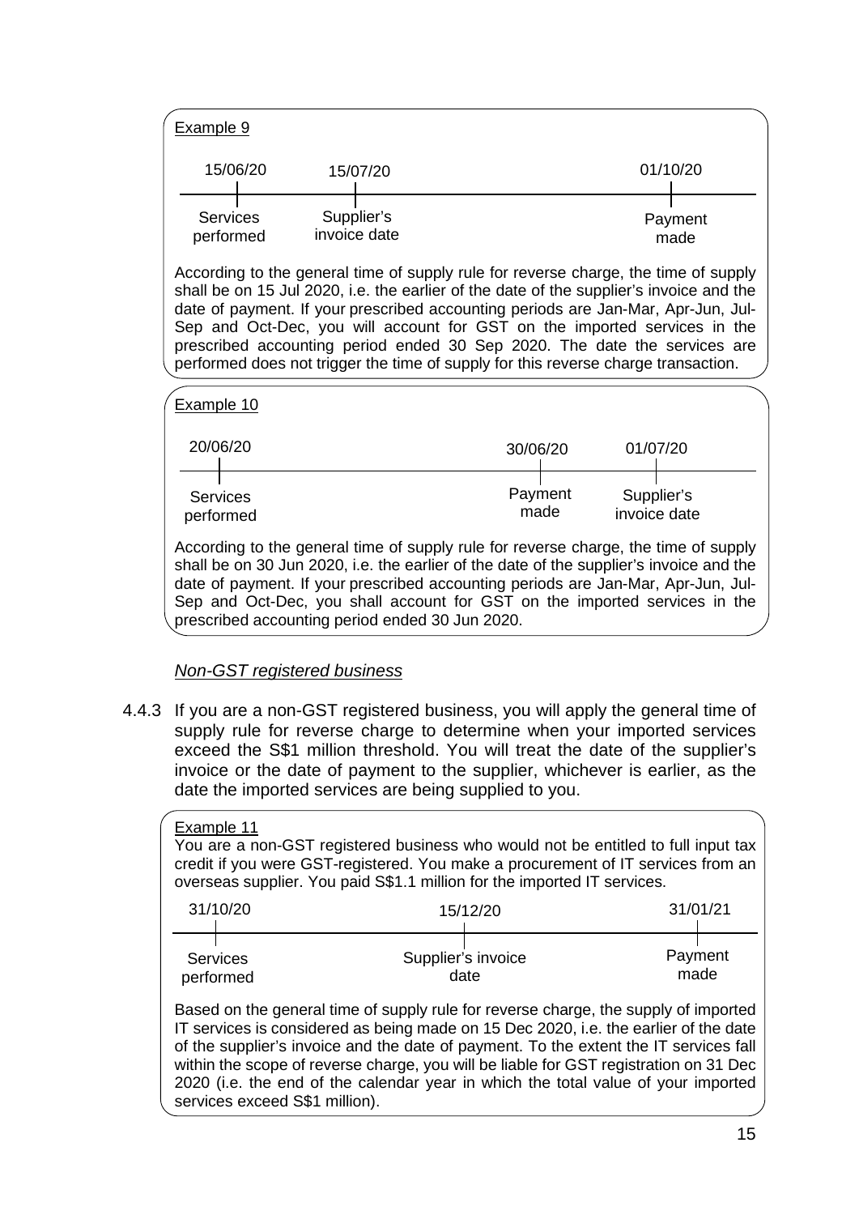Example 9

| 15/06/20 | 15/07/20 | 01/10/20 |
| --- | --- | --- |
| Services performed | Supplier's invoice date | Payment made |

According to the general time of supply rule for reverse charge, the time of supply shall be on 15 Jul 2020, i.e. the earlier of the date of the supplier's invoice and the date of payment. If your prescribed accounting periods are Jan-Mar, Apr-Jun, Jul-Sep and Oct-Dec, you will account for GST on the imported services in the prescribed accounting period ended 30 Sep 2020. The date the services are performed does not trigger the time of supply for this reverse charge transaction.

Example 10

| 20/06/20 | 30/06/20 | 01/07/20 |
| --- | --- | --- |
| Services performed | Payment made | Supplier's invoice date |

According to the general time of supply rule for reverse charge, the time of supply shall be on 30 Jun 2020, i.e. the earlier of the date of the supplier's invoice and the date of payment. If your prescribed accounting periods are Jan-Mar, Apr-Jun, Jul-Sep and Oct-Dec, you shall account for GST on the imported services in the prescribed accounting period ended 30 Jun 2020.

*Non-GST registered business*

4.4.3 If you are a non-GST registered business, you will apply the general time of supply rule for reverse charge to determine when your imported services exceed the S$1 million threshold. You will treat the date of the supplier's invoice or the date of payment to the supplier, whichever is earlier, as the date the imported services are being supplied to you.

Example 11

You are a non-GST registered business who would not be entitled to full input tax credit if you were GST-registered. You make a procurement of IT services from an overseas supplier. You paid S$1.1 million for the imported IT services.

| 31/10/20 | 15/12/20 | 31/01/21 |
| --- | --- | --- |
| Services performed | Supplier's invoice date | Payment made |

Based on the general time of supply rule for reverse charge, the supply of imported IT services is considered as being made on 15 Dec 2020, i.e. the earlier of the date of the supplier's invoice and the date of payment. To the extent the IT services fall within the scope of reverse charge, you will be liable for GST registration on 31 Dec 2020 (i.e. the end of the calendar year in which the total value of your imported services exceed S$1 million).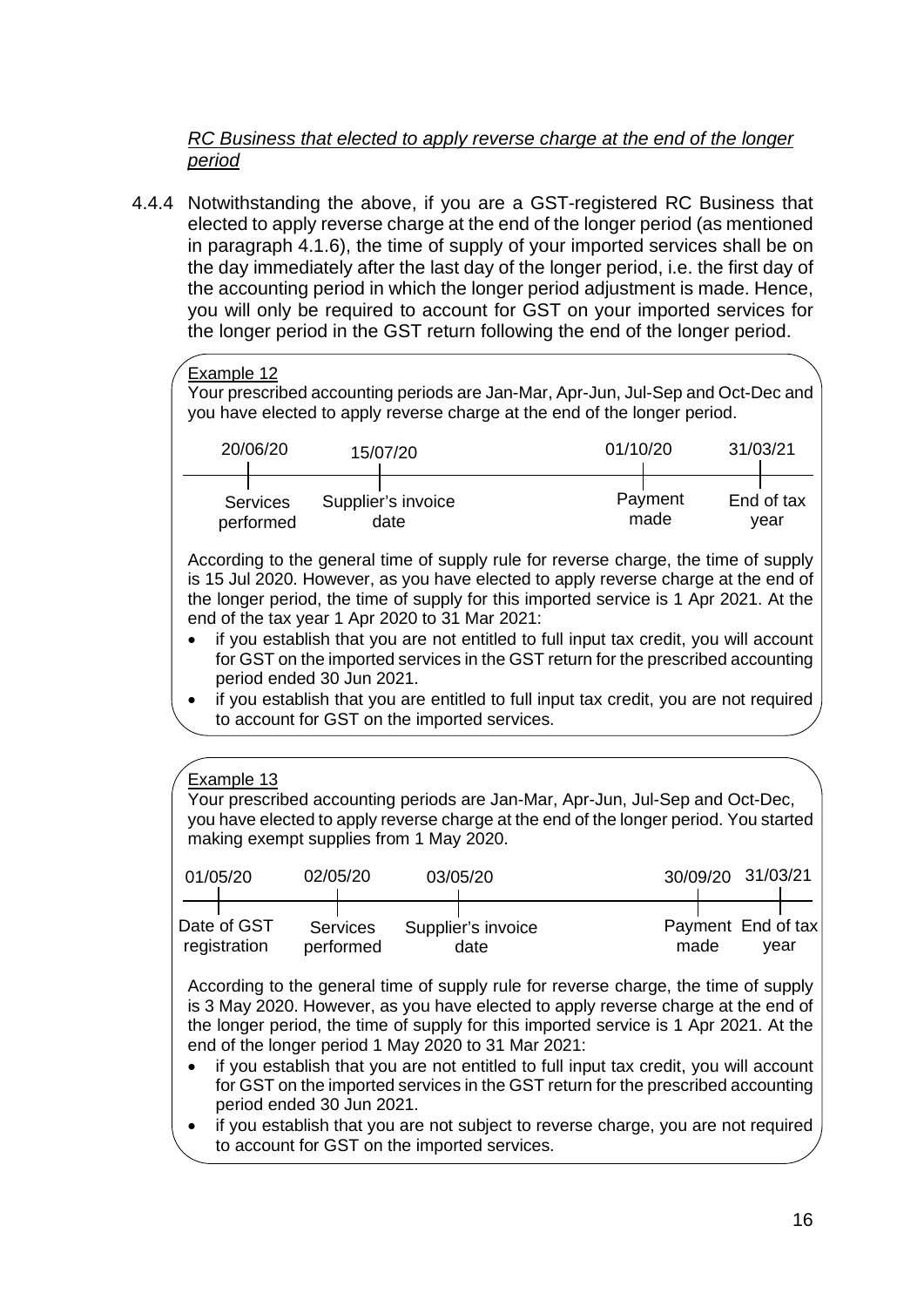*<u>RC Business that elected to apply reverse charge at the end of the longer period</u>*

4.4.4 Notwithstanding the above, if you are a GST-registered RC Business that elected to apply reverse charge at the end of the longer period (as mentioned in paragraph 4.1.6), the time of supply of your imported services shall be on the day immediately after the last day of the longer period, i.e. the first day of the accounting period in which the longer period adjustment is made. Hence, you will only be required to account for GST on your imported services for the longer period in the GST return following the end of the longer period.

<u>Example 12</u>

Your prescribed accounting periods are Jan-Mar, Apr-Jun, Jul-Sep and Oct-Dec and you have elected to apply reverse charge at the end of the longer period.

| 20/06/20 | 15/07/20 | 01/10/20 | 31/03/21 |
|---|---|---|---|
| Services performed | Supplier's invoice date | Payment made | End of tax year |

According to the general time of supply rule for reverse charge, the time of supply is 15 Jul 2020. However, as you have elected to apply reverse charge at the end of the longer period, the time of supply for this imported service is 1 Apr 2021. At the end of the tax year 1 Apr 2020 to 31 Mar 2021:

- if you establish that you are not entitled to full input tax credit, you will account for GST on the imported services in the GST return for the prescribed accounting period ended 30 Jun 2021.
- if you establish that you are entitled to full input tax credit, you are not required to account for GST on the imported services.

<u>Example 13</u>

Your prescribed accounting periods are Jan-Mar, Apr-Jun, Jul-Sep and Oct-Dec, you have elected to apply reverse charge at the end of the longer period. You started making exempt supplies from 1 May 2020.

| 01/05/20 | 02/05/20 | 03/05/20 | 30/09/20 | 31/03/21 |
|---|---|---|---|---|
| Date of GST registration | Services performed | Supplier's invoice date | Payment made | End of tax year |

According to the general time of supply rule for reverse charge, the time of supply is 3 May 2020. However, as you have elected to apply reverse charge at the end of the longer period, the time of supply for this imported service is 1 Apr 2021. At the end of the longer period 1 May 2020 to 31 Mar 2021:

- if you establish that you are not entitled to full input tax credit, you will account for GST on the imported services in the GST return for the prescribed accounting period ended 30 Jun 2021.
- if you establish that you are not subject to reverse charge, you are not required to account for GST on the imported services.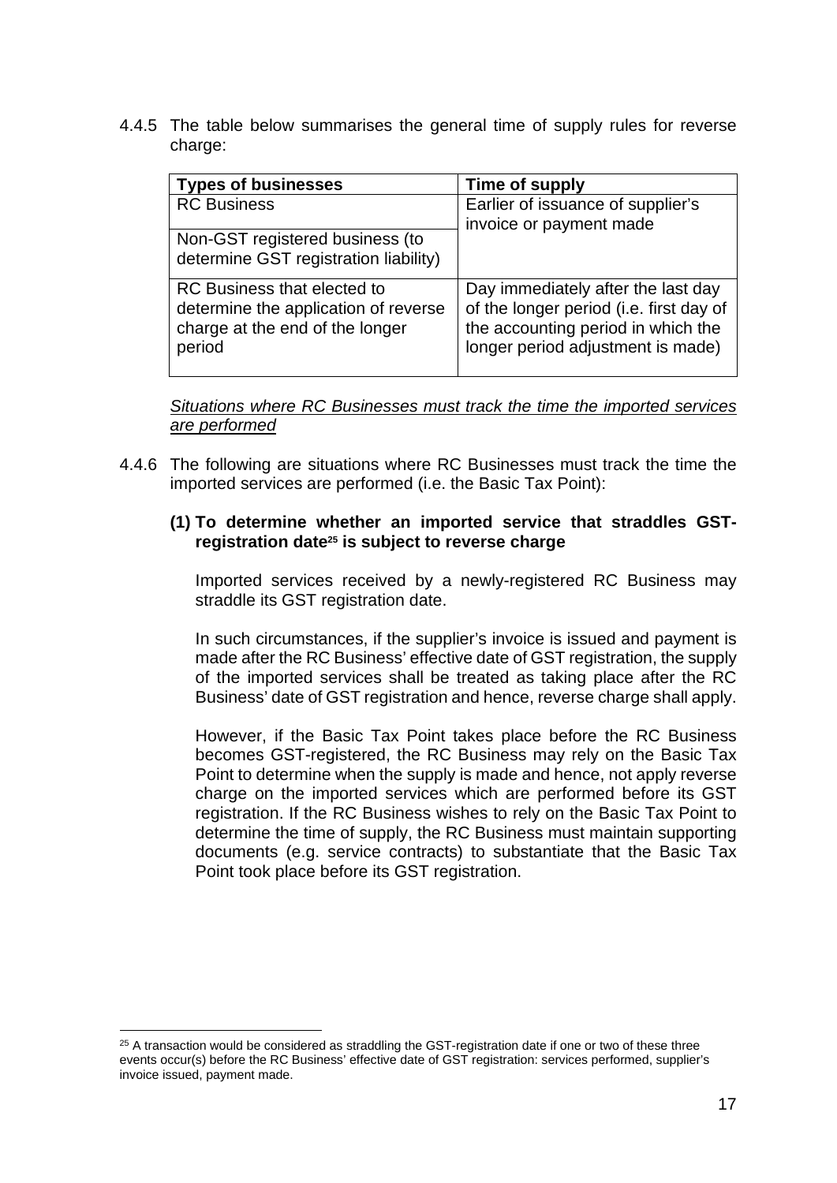4.4.5 The table below summarises the general time of supply rules for reverse charge:

| Types of businesses | Time of supply |
|---|---|
| RC Business | Earlier of issuance of supplier's invoice or payment made |
| Non-GST registered business (to determine GST registration liability) | |
| RC Business that elected to determine the application of reverse charge at the end of the longer period | Day immediately after the last day of the longer period (i.e. first day of the accounting period in which the longer period adjustment is made) |

*Situations where RC Businesses must track the time the imported services are performed*

4.4.6 The following are situations where RC Businesses must track the time the imported services are performed (i.e. the Basic Tax Point):

**(1) To determine whether an imported service that straddles GST-registration date[25] is subject to reverse charge**

Imported services received by a newly-registered RC Business may straddle its GST registration date.

In such circumstances, if the supplier's invoice is issued and payment is made after the RC Business' effective date of GST registration, the supply of the imported services shall be treated as taking place after the RC Business' date of GST registration and hence, reverse charge shall apply.

However, if the Basic Tax Point takes place before the RC Business becomes GST-registered, the RC Business may rely on the Basic Tax Point to determine when the supply is made and hence, not apply reverse charge on the imported services which are performed before its GST registration. If the RC Business wishes to rely on the Basic Tax Point to determine the time of supply, the RC Business must maintain supporting documents (e.g. service contracts) to substantiate that the Basic Tax Point took place before its GST registration.

[25] A transaction would be considered as straddling the GST-registration date if one or two of these three events occur(s) before the RC Business' effective date of GST registration: services performed, supplier's invoice issued, payment made.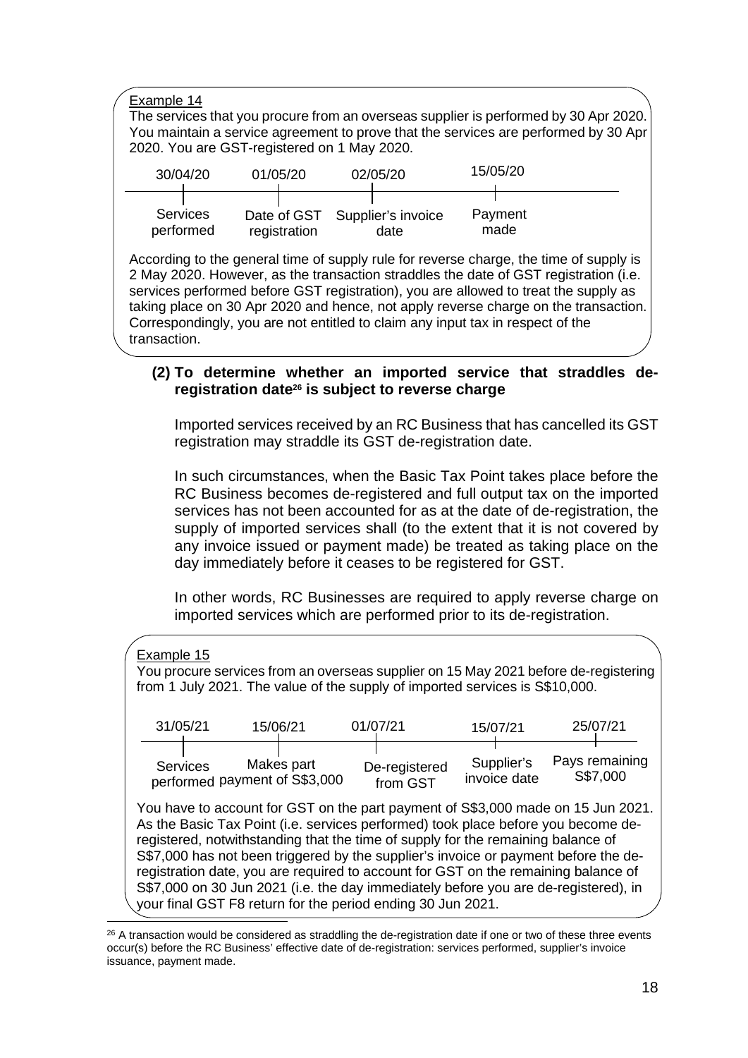Example 14

The services that you procure from an overseas supplier is performed by 30 Apr 2020. You maintain a service agreement to prove that the services are performed by 30 Apr 2020. You are GST-registered on 1 May 2020.

| 30/04/20 | 01/05/20 | 02/05/20 | 15/05/20 |
| --- | --- | --- | --- |
| Services performed | Date of GST registration | Supplier's invoice date | Payment made |

According to the general time of supply rule for reverse charge, the time of supply is 2 May 2020. However, as the transaction straddles the date of GST registration (i.e. services performed before GST registration), you are allowed to treat the supply as taking place on 30 Apr 2020 and hence, not apply reverse charge on the transaction. Correspondingly, you are not entitled to claim any input tax in respect of the transaction.

**(2) To determine whether an imported service that straddles de-registration date[26] is subject to reverse charge**

Imported services received by an RC Business that has cancelled its GST registration may straddle its GST de-registration date.

In such circumstances, when the Basic Tax Point takes place before the RC Business becomes de-registered and full output tax on the imported services has not been accounted for as at the date of de-registration, the supply of imported services shall (to the extent that it is not covered by any invoice issued or payment made) be treated as taking place on the day immediately before it ceases to be registered for GST.

In other words, RC Businesses are required to apply reverse charge on imported services which are performed prior to its de-registration.

Example 15

You procure services from an overseas supplier on 15 May 2021 before de-registering from 1 July 2021. The value of the supply of imported services is S$10,000.

| 31/05/21 | 15/06/21 | 01/07/21 | 15/07/21 | 25/07/21 |
| --- | --- | --- | --- | --- |
| Services performed | Makes part payment of S$3,000 | De-registered from GST | Supplier's invoice date | Pays remaining S$7,000 |

You have to account for GST on the part payment of S$3,000 made on 15 Jun 2021. As the Basic Tax Point (i.e. services performed) took place before you become de-registered, notwithstanding that the time of supply for the remaining balance of S$7,000 has not been triggered by the supplier's invoice or payment before the de-registration date, you are required to account for GST on the remaining balance of S$7,000 on 30 Jun 2021 (i.e. the day immediately before you are de-registered), in your final GST F8 return for the period ending 30 Jun 2021.

[26] A transaction would be considered as straddling the de-registration date if one or two of these three events occur(s) before the RC Business' effective date of de-registration: services performed, supplier's invoice issuance, payment made.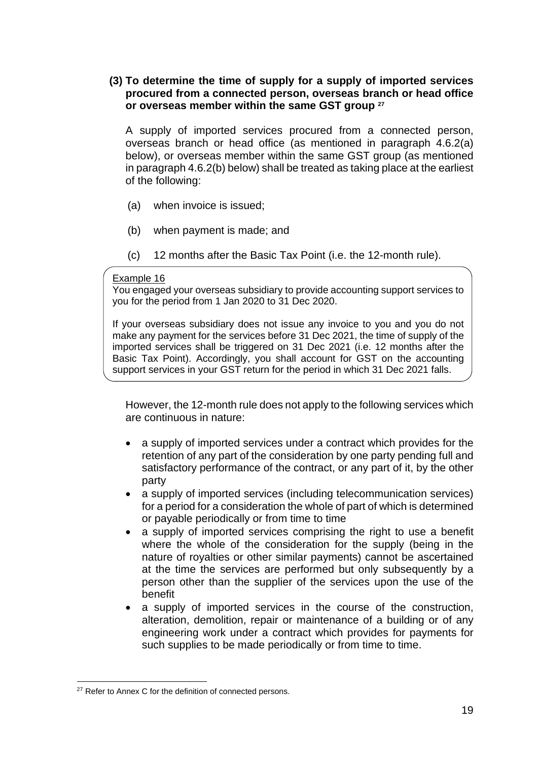### (3) To determine the time of supply for a supply of imported services procured from a connected person, overseas branch or head office or overseas member within the same GST group [27]

A supply of imported services procured from a connected person, overseas branch or head office (as mentioned in paragraph 4.6.2(a) below), or overseas member within the same GST group (as mentioned in paragraph 4.6.2(b) below) shall be treated as taking place at the earliest of the following:

(a) when invoice is issued;

(b) when payment is made; and

(c) 12 months after the Basic Tax Point (i.e. the 12-month rule).

> Example 16
>
> You engaged your overseas subsidiary to provide accounting support services to you for the period from 1 Jan 2020 to 31 Dec 2020.
>
> If your overseas subsidiary does not issue any invoice to you and you do not make any payment for the services before 31 Dec 2021, the time of supply of the imported services shall be triggered on 31 Dec 2021 (i.e. 12 months after the Basic Tax Point). Accordingly, you shall account for GST on the accounting support services in your GST return for the period in which 31 Dec 2021 falls.

However, the 12-month rule does not apply to the following services which are continuous in nature:

- a supply of imported services under a contract which provides for the retention of any part of the consideration by one party pending full and satisfactory performance of the contract, or any part of it, by the other party
- a supply of imported services (including telecommunication services) for a period for a consideration the whole of part of which is determined or payable periodically or from time to time
- a supply of imported services comprising the right to use a benefit where the whole of the consideration for the supply (being in the nature of royalties or other similar payments) cannot be ascertained at the time the services are performed but only subsequently by a person other than the supplier of the services upon the use of the benefit
- a supply of imported services in the course of the construction, alteration, demolition, repair or maintenance of a building or of any engineering work under a contract which provides for payments for such supplies to be made periodically or from time to time.

[27] Refer to Annex C for the definition of connected persons.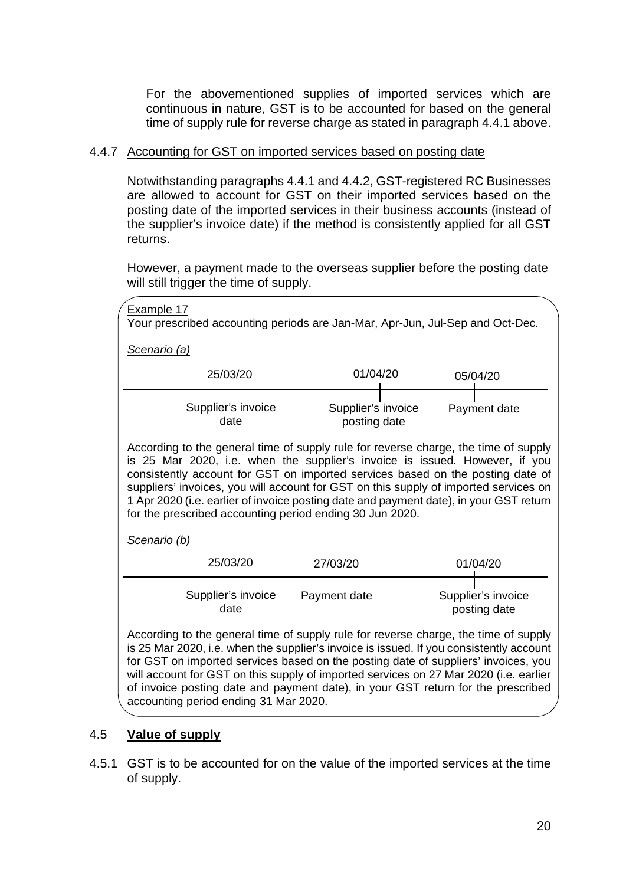For the abovementioned supplies of imported services which are continuous in nature, GST is to be accounted for based on the general time of supply rule for reverse charge as stated in paragraph 4.4.1 above.

4.4.7 Accounting for GST on imported services based on posting date

Notwithstanding paragraphs 4.4.1 and 4.4.2, GST-registered RC Businesses are allowed to account for GST on their imported services based on the posting date of the imported services in their business accounts (instead of the supplier's invoice date) if the method is consistently applied for all GST returns.

However, a payment made to the overseas supplier before the posting date will still trigger the time of supply.

> Example 17
>
> Your prescribed accounting periods are Jan-Mar, Apr-Jun, Jul-Sep and Oct-Dec.
>
> *Scenario (a)*
>
> | 25/03/20 | 01/04/20 | 05/04/20 |
> |---|---|---|
> | Supplier's invoice date | Supplier's invoice posting date | Payment date |
>
> According to the general time of supply rule for reverse charge, the time of supply is 25 Mar 2020, i.e. when the supplier's invoice is issued. However, if you consistently account for GST on imported services based on the posting date of suppliers' invoices, you will account for GST on this supply of imported services on 1 Apr 2020 (i.e. earlier of invoice posting date and payment date), in your GST return for the prescribed accounting period ending 30 Jun 2020.
>
> *Scenario (b)*
>
> | 25/03/20 | 27/03/20 | 01/04/20 |
> |---|---|---|
> | Supplier's invoice date | Payment date | Supplier's invoice posting date |
>
> According to the general time of supply rule for reverse charge, the time of supply is 25 Mar 2020, i.e. when the supplier's invoice is issued. If you consistently account for GST on imported services based on the posting date of suppliers' invoices, you will account for GST on this supply of imported services on 27 Mar 2020 (i.e. earlier of invoice posting date and payment date), in your GST return for the prescribed accounting period ending 31 Mar 2020.

## 4.5 **Value of supply**

4.5.1 GST is to be accounted for on the value of the imported services at the time of supply.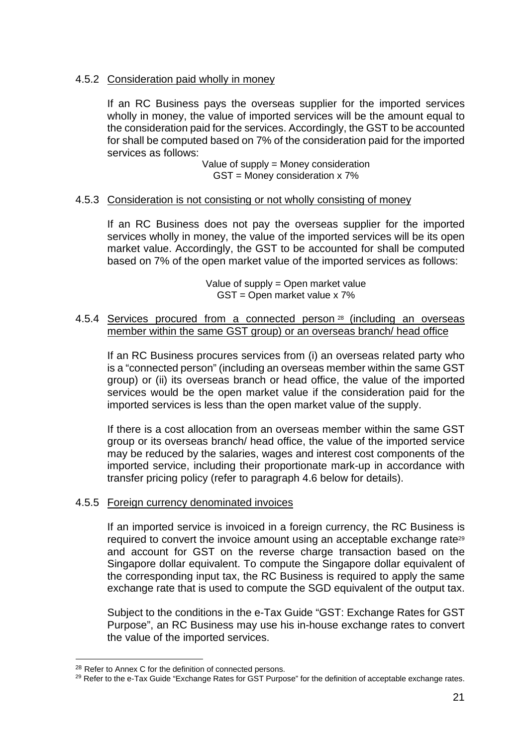#### 4.5.2 Consideration paid wholly in money

If an RC Business pays the overseas supplier for the imported services wholly in money, the value of imported services will be the amount equal to the consideration paid for the services. Accordingly, the GST to be accounted for shall be computed based on 7% of the consideration paid for the imported services as follows:

Value of supply = Money consideration
GST = Money consideration x 7%

#### 4.5.3 Consideration is not consisting or not wholly consisting of money

If an RC Business does not pay the overseas supplier for the imported services wholly in money, the value of the imported services will be its open market value. Accordingly, the GST to be accounted for shall be computed based on 7% of the open market value of the imported services as follows:

Value of supply = Open market value
GST = Open market value x 7%

#### 4.5.4 Services procured from a connected person[28] (including an overseas member within the same GST group) or an overseas branch/ head office

If an RC Business procures services from (i) an overseas related party who is a "connected person" (including an overseas member within the same GST group) or (ii) its overseas branch or head office, the value of the imported services would be the open market value if the consideration paid for the imported services is less than the open market value of the supply.

If there is a cost allocation from an overseas member within the same GST group or its overseas branch/ head office, the value of the imported service may be reduced by the salaries, wages and interest cost components of the imported service, including their proportionate mark-up in accordance with transfer pricing policy (refer to paragraph 4.6 below for details).

#### 4.5.5 Foreign currency denominated invoices

If an imported service is invoiced in a foreign currency, the RC Business is required to convert the invoice amount using an acceptable exchange rate[29] and account for GST on the reverse charge transaction based on the Singapore dollar equivalent. To compute the Singapore dollar equivalent of the corresponding input tax, the RC Business is required to apply the same exchange rate that is used to compute the SGD equivalent of the output tax.

Subject to the conditions in the e-Tax Guide "GST: Exchange Rates for GST Purpose", an RC Business may use his in-house exchange rates to convert the value of the imported services.

---

[28] Refer to Annex C for the definition of connected persons.

[29] Refer to the e-Tax Guide "Exchange Rates for GST Purpose" for the definition of acceptable exchange rates.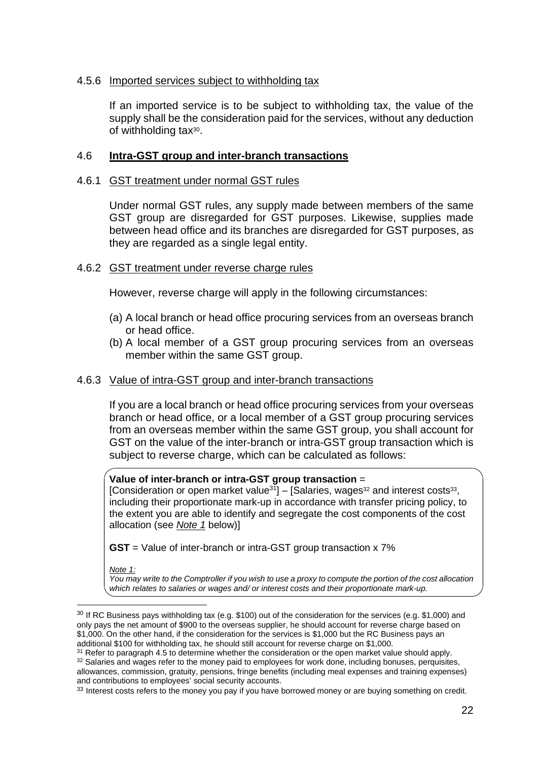#### 4.5.6 Imported services subject to withholding tax

If an imported service is to be subject to withholding tax, the value of the supply shall be the consideration paid for the services, without any deduction of withholding tax[30].

### 4.6 **Intra-GST group and inter-branch transactions**

#### 4.6.1 GST treatment under normal GST rules

Under normal GST rules, any supply made between members of the same GST group are disregarded for GST purposes. Likewise, supplies made between head office and its branches are disregarded for GST purposes, as they are regarded as a single legal entity.

#### 4.6.2 GST treatment under reverse charge rules

However, reverse charge will apply in the following circumstances:

(a) A local branch or head office procuring services from an overseas branch or head office.
(b) A local member of a GST group procuring services from an overseas member within the same GST group.

#### 4.6.3 Value of intra-GST group and inter-branch transactions

If you are a local branch or head office procuring services from your overseas branch or head office, or a local member of a GST group procuring services from an overseas member within the same GST group, you shall account for GST on the value of the inter-branch or intra-GST group transaction which is subject to reverse charge, which can be calculated as follows:

> **Value of inter-branch or intra-GST group transaction** =
> [Consideration or open market value[31]] – [Salaries, wages[32] and interest costs[33], including their proportionate mark-up in accordance with transfer pricing policy, to the extent you are able to identify and segregate the cost components of the cost allocation (see *Note 1* below)]
>
> **GST** = Value of inter-branch or intra-GST group transaction x 7%
>
> *Note 1:*
> *You may write to the Comptroller if you wish to use a proxy to compute the portion of the cost allocation which relates to salaries or wages and/ or interest costs and their proportionate mark-up.*

---

[30] If RC Business pays withholding tax (e.g. $100) out of the consideration for the services (e.g. $1,000) and only pays the net amount of $900 to the overseas supplier, he should account for reverse charge based on $1,000. On the other hand, if the consideration for the services is $1,000 but the RC Business pays an additional $100 for withholding tax, he should still account for reverse charge on $1,000.

[31] Refer to paragraph 4.5 to determine whether the consideration or the open market value should apply.

[32] Salaries and wages refer to the money paid to employees for work done, including bonuses, perquisites, allowances, commission, gratuity, pensions, fringe benefits (including meal expenses and training expenses) and contributions to employees' social security accounts.

[33] Interest costs refers to the money you pay if you have borrowed money or are buying something on credit.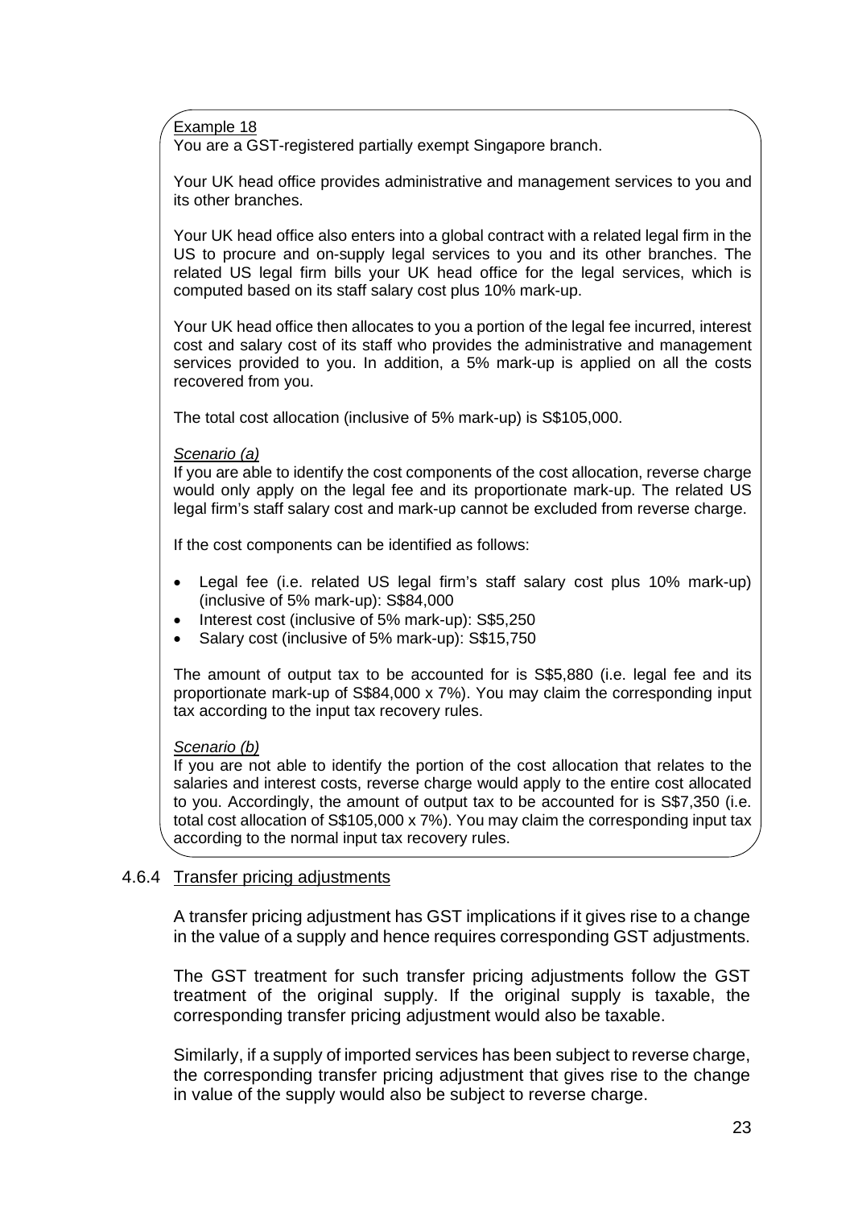Example 18

You are a GST-registered partially exempt Singapore branch.

Your UK head office provides administrative and management services to you and its other branches.

Your UK head office also enters into a global contract with a related legal firm in the US to procure and on-supply legal services to you and its other branches. The related US legal firm bills your UK head office for the legal services, which is computed based on its staff salary cost plus 10% mark-up.

Your UK head office then allocates to you a portion of the legal fee incurred, interest cost and salary cost of its staff who provides the administrative and management services provided to you. In addition, a 5% mark-up is applied on all the costs recovered from you.

The total cost allocation (inclusive of 5% mark-up) is S$105,000.

*Scenario (a)*

If you are able to identify the cost components of the cost allocation, reverse charge would only apply on the legal fee and its proportionate mark-up. The related US legal firm's staff salary cost and mark-up cannot be excluded from reverse charge.

If the cost components can be identified as follows:

- Legal fee (i.e. related US legal firm's staff salary cost plus 10% mark-up) (inclusive of 5% mark-up): S$84,000
- Interest cost (inclusive of 5% mark-up): S$5,250
- Salary cost (inclusive of 5% mark-up): S$15,750

The amount of output tax to be accounted for is S$5,880 (i.e. legal fee and its proportionate mark-up of S$84,000 x 7%). You may claim the corresponding input tax according to the input tax recovery rules.

*Scenario (b)*

If you are not able to identify the portion of the cost allocation that relates to the salaries and interest costs, reverse charge would apply to the entire cost allocated to you. Accordingly, the amount of output tax to be accounted for is S$7,350 (i.e. total cost allocation of S$105,000 x 7%). You may claim the corresponding input tax according to the normal input tax recovery rules.

### 4.6.4 Transfer pricing adjustments

A transfer pricing adjustment has GST implications if it gives rise to a change in the value of a supply and hence requires corresponding GST adjustments.

The GST treatment for such transfer pricing adjustments follow the GST treatment of the original supply. If the original supply is taxable, the corresponding transfer pricing adjustment would also be taxable.

Similarly, if a supply of imported services has been subject to reverse charge, the corresponding transfer pricing adjustment that gives rise to the change in value of the supply would also be subject to reverse charge.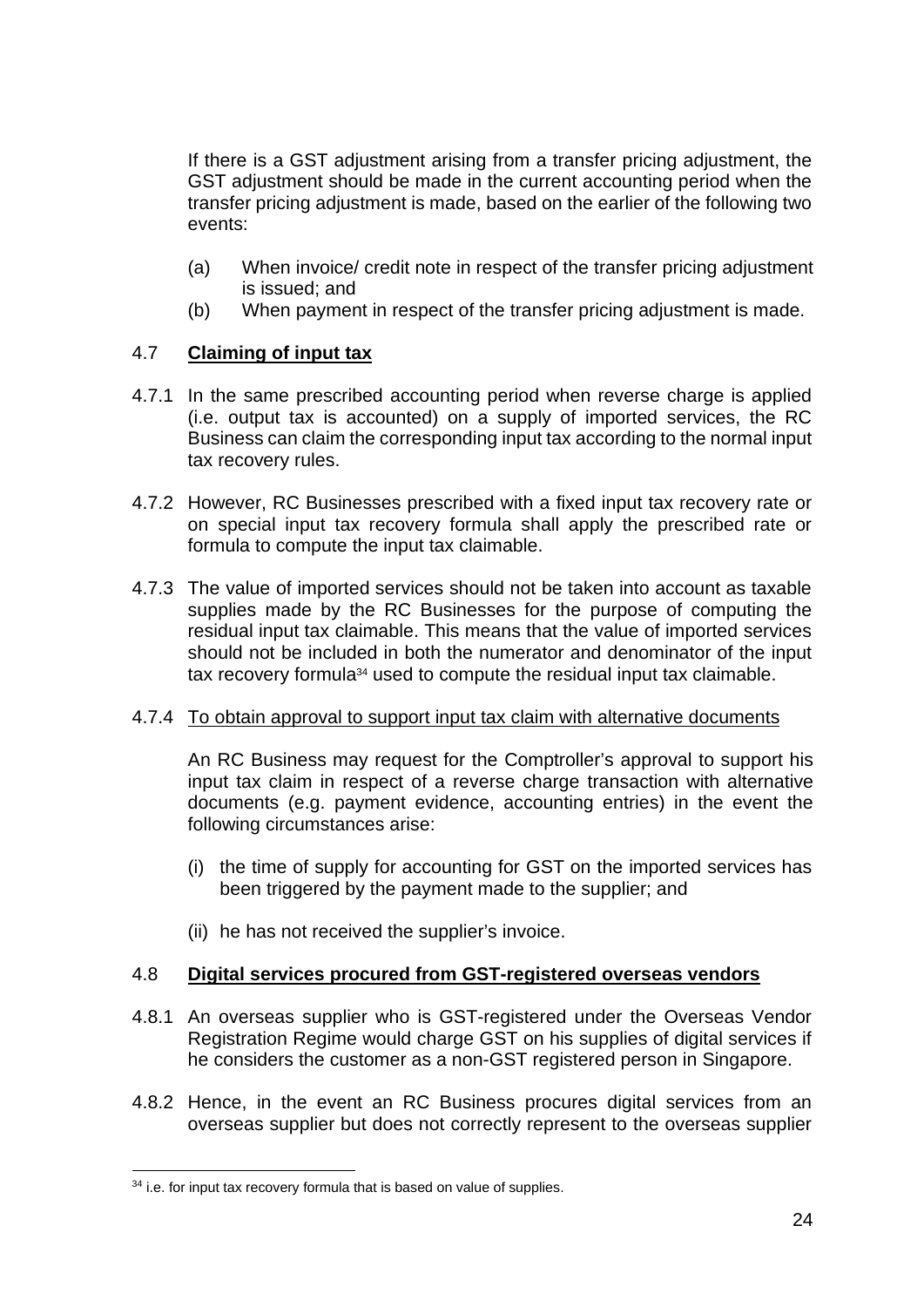If there is a GST adjustment arising from a transfer pricing adjustment, the GST adjustment should be made in the current accounting period when the transfer pricing adjustment is made, based on the earlier of the following two events:

(a) When invoice/ credit note in respect of the transfer pricing adjustment is issued; and

(b) When payment in respect of the transfer pricing adjustment is made.

## 4.7 **Claiming of input tax**

4.7.1 In the same prescribed accounting period when reverse charge is applied (i.e. output tax is accounted) on a supply of imported services, the RC Business can claim the corresponding input tax according to the normal input tax recovery rules.

4.7.2 However, RC Businesses prescribed with a fixed input tax recovery rate or on special input tax recovery formula shall apply the prescribed rate or formula to compute the input tax claimable.

4.7.3 The value of imported services should not be taken into account as taxable supplies made by the RC Businesses for the purpose of computing the residual input tax claimable. This means that the value of imported services should not be included in both the numerator and denominator of the input tax recovery formula[34] used to compute the residual input tax claimable.

4.7.4 To obtain approval to support input tax claim with alternative documents

An RC Business may request for the Comptroller's approval to support his input tax claim in respect of a reverse charge transaction with alternative documents (e.g. payment evidence, accounting entries) in the event the following circumstances arise:

(i) the time of supply for accounting for GST on the imported services has been triggered by the payment made to the supplier; and

(ii) he has not received the supplier's invoice.

## 4.8 **Digital services procured from GST-registered overseas vendors**

4.8.1 An overseas supplier who is GST-registered under the Overseas Vendor Registration Regime would charge GST on his supplies of digital services if he considers the customer as a non-GST registered person in Singapore.

4.8.2 Hence, in the event an RC Business procures digital services from an overseas supplier but does not correctly represent to the overseas supplier

[34] i.e. for input tax recovery formula that is based on value of supplies.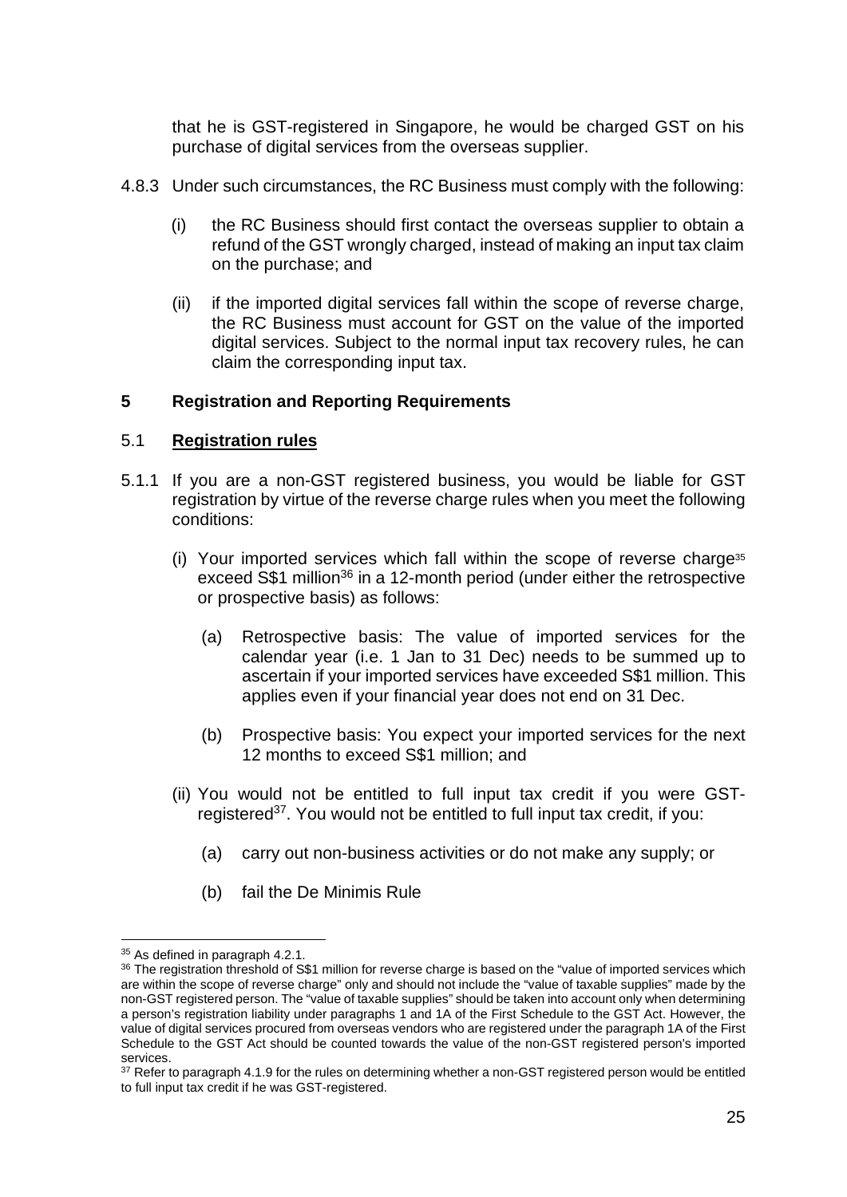that he is GST-registered in Singapore, he would be charged GST on his purchase of digital services from the overseas supplier.

4.8.3 Under such circumstances, the RC Business must comply with the following:

(i) the RC Business should first contact the overseas supplier to obtain a refund of the GST wrongly charged, instead of making an input tax claim on the purchase; and

(ii) if the imported digital services fall within the scope of reverse charge, the RC Business must account for GST on the value of the imported digital services. Subject to the normal input tax recovery rules, he can claim the corresponding input tax.

## 5 Registration and Reporting Requirements

### 5.1 Registration rules

5.1.1 If you are a non-GST registered business, you would be liable for GST registration by virtue of the reverse charge rules when you meet the following conditions:

(i) Your imported services which fall within the scope of reverse charge[35] exceed S$1 million[36] in a 12-month period (under either the retrospective or prospective basis) as follows:

(a) Retrospective basis: The value of imported services for the calendar year (i.e. 1 Jan to 31 Dec) needs to be summed up to ascertain if your imported services have exceeded S$1 million. This applies even if your financial year does not end on 31 Dec.

(b) Prospective basis: You expect your imported services for the next 12 months to exceed S$1 million; and

(ii) You would not be entitled to full input tax credit if you were GST-registered[37]. You would not be entitled to full input tax credit, if you:

(a) carry out non-business activities or do not make any supply; or

(b) fail the De Minimis Rule

---

[35] As defined in paragraph 4.2.1.

[36] The registration threshold of S$1 million for reverse charge is based on the "value of imported services which are within the scope of reverse charge" only and should not include the "value of taxable supplies" made by the non-GST registered person. The "value of taxable supplies" should be taken into account only when determining a person's registration liability under paragraphs 1 and 1A of the First Schedule to the GST Act. However, the value of digital services procured from overseas vendors who are registered under the paragraph 1A of the First Schedule to the GST Act should be counted towards the value of the non-GST registered person's imported services.

[37] Refer to paragraph 4.1.9 for the rules on determining whether a non-GST registered person would be entitled to full input tax credit if he was GST-registered.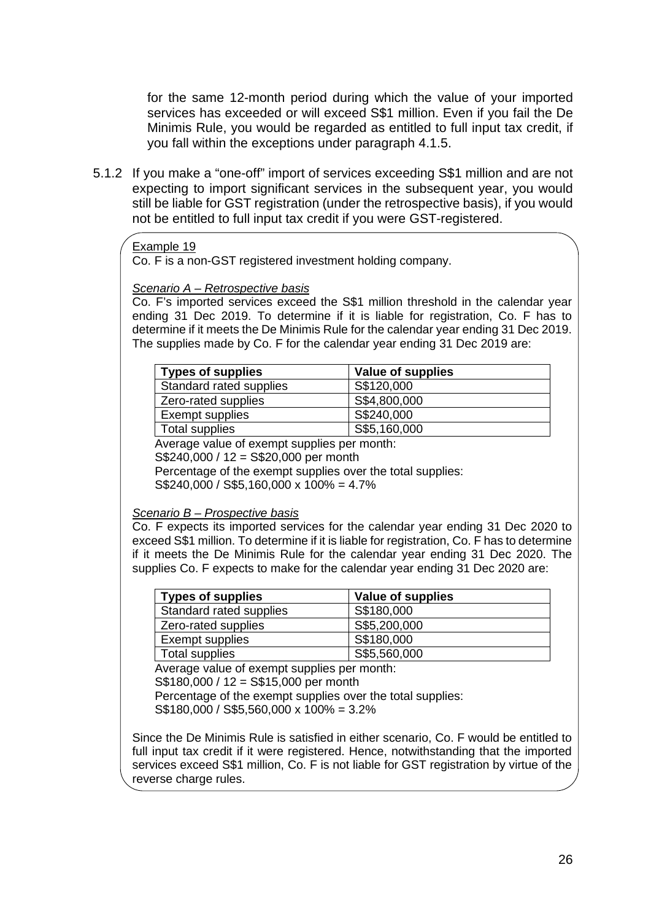for the same 12-month period during which the value of your imported services has exceeded or will exceed S$1 million. Even if you fail the De Minimis Rule, you would be regarded as entitled to full input tax credit, if you fall within the exceptions under paragraph 4.1.5.

5.1.2 If you make a "one-off" import of services exceeding S$1 million and are not expecting to import significant services in the subsequent year, you would still be liable for GST registration (under the retrospective basis), if you would not be entitled to full input tax credit if you were GST-registered.

Example 19

Co. F is a non-GST registered investment holding company.

*Scenario A – Retrospective basis*

Co. F's imported services exceed the S$1 million threshold in the calendar year ending 31 Dec 2019. To determine if it is liable for registration, Co. F has to determine if it meets the De Minimis Rule for the calendar year ending 31 Dec 2019. The supplies made by Co. F for the calendar year ending 31 Dec 2019 are:

| Types of supplies | Value of supplies |
|---|---|
| Standard rated supplies | S$120,000 |
| Zero-rated supplies | S$4,800,000 |
| Exempt supplies | S$240,000 |
| Total supplies | S$5,160,000 |

Average value of exempt supplies per month:
S$240,000 / 12 = S$20,000 per month
Percentage of the exempt supplies over the total supplies:
S$240,000 / S$5,160,000 x 100% = 4.7%

*Scenario B – Prospective basis*

Co. F expects its imported services for the calendar year ending 31 Dec 2020 to exceed S$1 million. To determine if it is liable for registration, Co. F has to determine if it meets the De Minimis Rule for the calendar year ending 31 Dec 2020. The supplies Co. F expects to make for the calendar year ending 31 Dec 2020 are:

| Types of supplies | Value of supplies |
|---|---|
| Standard rated supplies | S$180,000 |
| Zero-rated supplies | S$5,200,000 |
| Exempt supplies | S$180,000 |
| Total supplies | S$5,560,000 |

Average value of exempt supplies per month:
S$180,000 / 12 = S$15,000 per month
Percentage of the exempt supplies over the total supplies:
S$180,000 / S$5,560,000 x 100% = 3.2%

Since the De Minimis Rule is satisfied in either scenario, Co. F would be entitled to full input tax credit if it were registered. Hence, notwithstanding that the imported services exceed S$1 million, Co. F is not liable for GST registration by virtue of the reverse charge rules.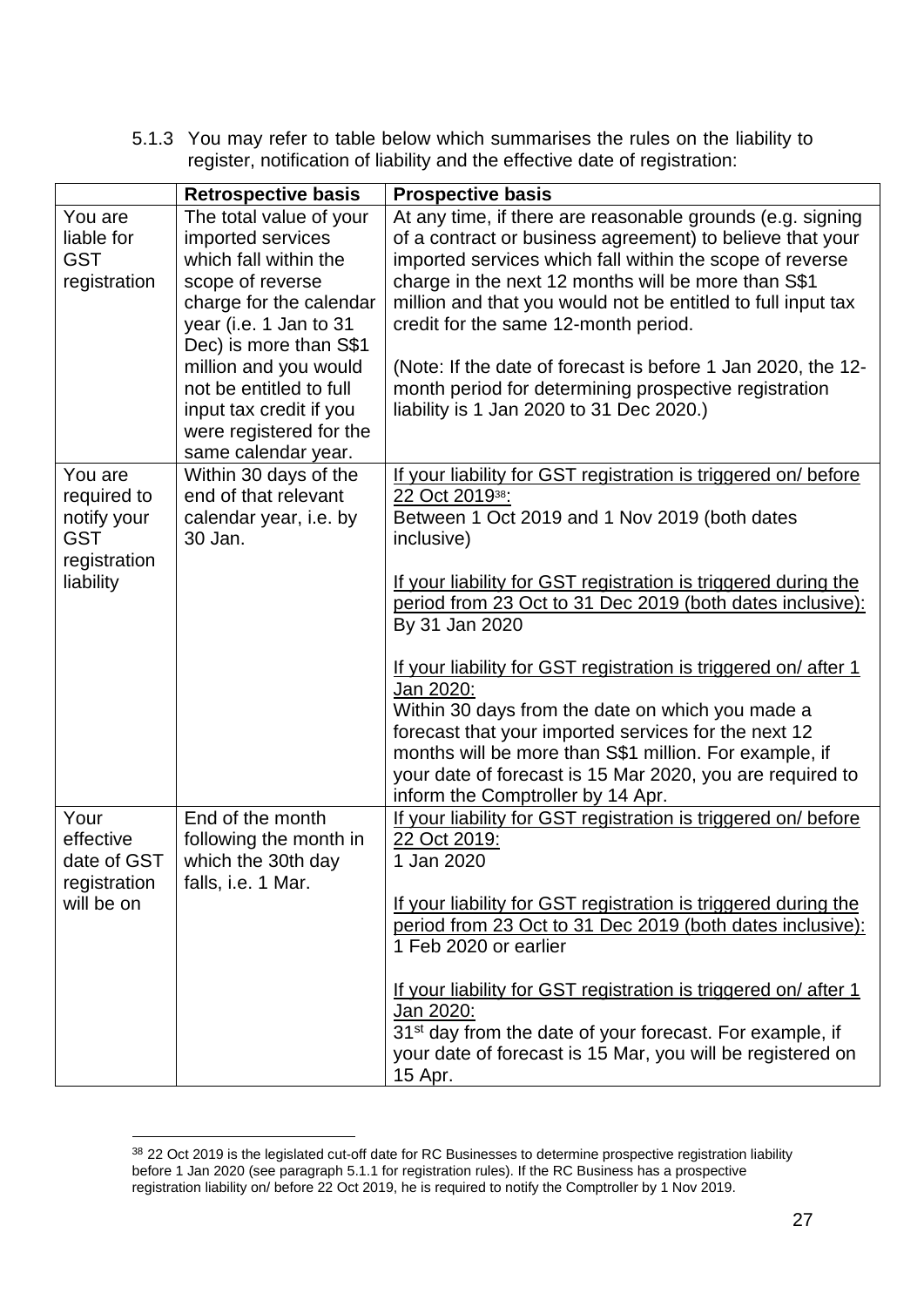5.1.3 You may refer to table below which summarises the rules on the liability to register, notification of liability and the effective date of registration:

| | Retrospective basis | Prospective basis |
|---|---|---|
| You are liable for GST registration | The total value of your imported services which fall within the scope of reverse charge for the calendar year (i.e. 1 Jan to 31 Dec) is more than S$1 million and you would not be entitled to full input tax credit if you were registered for the same calendar year. | At any time, if there are reasonable grounds (e.g. signing of a contract or business agreement) to believe that your imported services which fall within the scope of reverse charge in the next 12 months will be more than S$1 million and that you would not be entitled to full input tax credit for the same 12-month period.<br><br>(Note: If the date of forecast is before 1 Jan 2020, the 12-month period for determining prospective registration liability is 1 Jan 2020 to 31 Dec 2020.) |
| You are required to notify your GST registration liability | Within 30 days of the end of that relevant calendar year, i.e. by 30 Jan. | <u>If your liability for GST registration is triggered on/ before 22 Oct 2019[38]:</u><br>Between 1 Oct 2019 and 1 Nov 2019 (both dates inclusive)<br><br><u>If your liability for GST registration is triggered during the period from 23 Oct to 31 Dec 2019 (both dates inclusive):</u><br>By 31 Jan 2020<br><br><u>If your liability for GST registration is triggered on/ after 1 Jan 2020:</u><br>Within 30 days from the date on which you made a forecast that your imported services for the next 12 months will be more than S$1 million. For example, if your date of forecast is 15 Mar 2020, you are required to inform the Comptroller by 14 Apr. |
| Your effective date of GST registration will be on | End of the month following the month in which the 30th day falls, i.e. 1 Mar. | <u>If your liability for GST registration is triggered on/ before 22 Oct 2019:</u><br>1 Jan 2020<br><br><u>If your liability for GST registration is triggered during the period from 23 Oct to 31 Dec 2019 (both dates inclusive):</u><br>1 Feb 2020 or earlier<br><br><u>If your liability for GST registration is triggered on/ after 1 Jan 2020:</u><br>31st day from the date of your forecast. For example, if your date of forecast is 15 Mar, you will be registered on 15 Apr. |

[38] 22 Oct 2019 is the legislated cut-off date for RC Businesses to determine prospective registration liability before 1 Jan 2020 (see paragraph 5.1.1 for registration rules). If the RC Business has a prospective registration liability on/ before 22 Oct 2019, he is required to notify the Comptroller by 1 Nov 2019.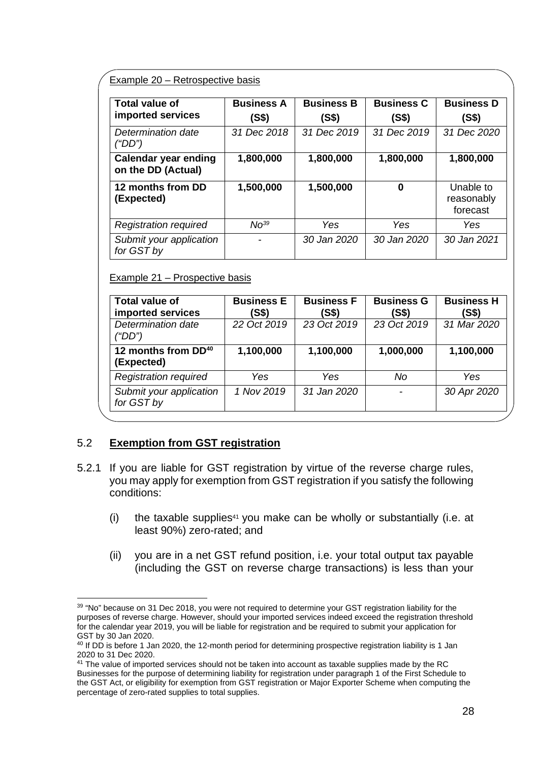Example 20 – Retrospective basis

| **Total value of imported services** | **Business A (S$)** | **Business B (S$)** | **Business C (S$)** | **Business D (S$)** |
|---|---|---|---|---|
| *Determination date ("DD")* | *31 Dec 2018* | *31 Dec 2019* | *31 Dec 2019* | *31 Dec 2020* |
| **Calendar year ending on the DD (Actual)** | **1,800,000** | **1,800,000** | **1,800,000** | **1,800,000** |
| **12 months from DD (Expected)** | **1,500,000** | **1,500,000** | **0** | Unable to reasonably forecast |
| *Registration required* | *No*[39] | *Yes* | *Yes* | *Yes* |
| *Submit your application for GST by* | - | *30 Jan 2020* | *30 Jan 2020* | *30 Jan 2021* |

Example 21 – Prospective basis

| **Total value of imported services** | **Business E (S$)** | **Business F (S$)** | **Business G (S$)** | **Business H (S$)** |
|---|---|---|---|---|
| *Determination date ("DD")* | *22 Oct 2019* | *23 Oct 2019* | *23 Oct 2019* | *31 Mar 2020* |
| **12 months from DD[40] (Expected)** | **1,100,000** | **1,100,000** | **1,000,000** | **1,100,000** |
| *Registration required* | *Yes* | *Yes* | *No* | *Yes* |
| *Submit your application for GST by* | *1 Nov 2019* | *31 Jan 2020* | - | *30 Apr 2020* |

## 5.2 **Exemption from GST registration**

5.2.1 If you are liable for GST registration by virtue of the reverse charge rules, you may apply for exemption from GST registration if you satisfy the following conditions:

(i) the taxable supplies[41] you make can be wholly or substantially (i.e. at least 90%) zero-rated; and

(ii) you are in a net GST refund position, i.e. your total output tax payable (including the GST on reverse charge transactions) is less than your

---

[39] "No" because on 31 Dec 2018, you were not required to determine your GST registration liability for the purposes of reverse charge. However, should your imported services indeed exceed the registration threshold for the calendar year 2019, you will be liable for registration and be required to submit your application for GST by 30 Jan 2020.

[40] If DD is before 1 Jan 2020, the 12-month period for determining prospective registration liability is 1 Jan 2020 to 31 Dec 2020.

[41] The value of imported services should not be taken into account as taxable supplies made by the RC Businesses for the purpose of determining liability for registration under paragraph 1 of the First Schedule to the GST Act, or eligibility for exemption from GST registration or Major Exporter Scheme when computing the percentage of zero-rated supplies to total supplies.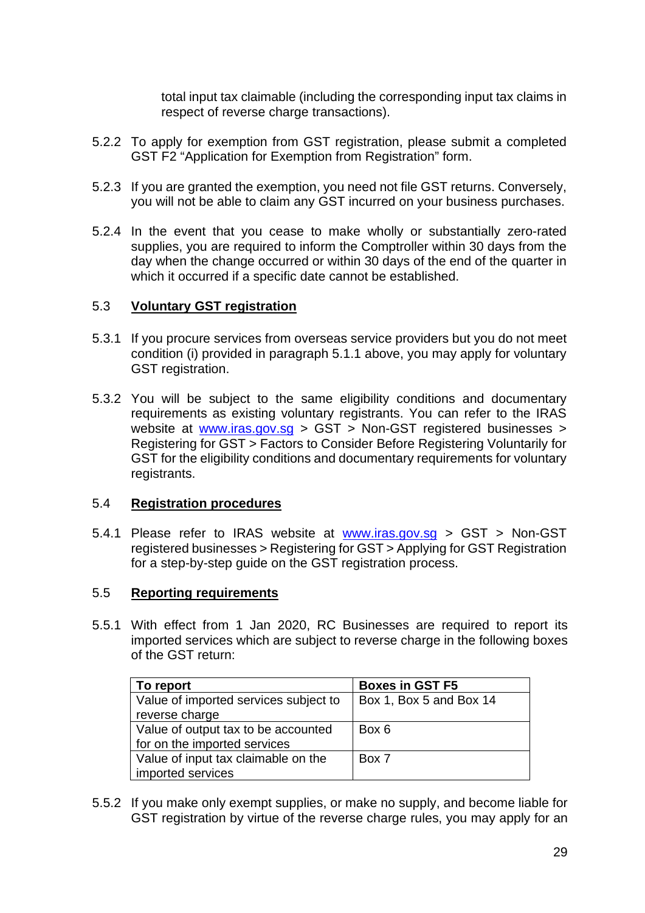total input tax claimable (including the corresponding input tax claims in respect of reverse charge transactions).

5.2.2 To apply for exemption from GST registration, please submit a completed GST F2 "Application for Exemption from Registration" form.

5.2.3 If you are granted the exemption, you need not file GST returns. Conversely, you will not be able to claim any GST incurred on your business purchases.

5.2.4 In the event that you cease to make wholly or substantially zero-rated supplies, you are required to inform the Comptroller within 30 days from the day when the change occurred or within 30 days of the end of the quarter in which it occurred if a specific date cannot be established.

## 5.3 Voluntary GST registration

5.3.1 If you procure services from overseas service providers but you do not meet condition (i) provided in paragraph 5.1.1 above, you may apply for voluntary GST registration.

5.3.2 You will be subject to the same eligibility conditions and documentary requirements as existing voluntary registrants. You can refer to the IRAS website at www.iras.gov.sg > GST > Non-GST registered businesses > Registering for GST > Factors to Consider Before Registering Voluntarily for GST for the eligibility conditions and documentary requirements for voluntary registrants.

## 5.4 Registration procedures

5.4.1 Please refer to IRAS website at www.iras.gov.sg > GST > Non-GST registered businesses > Registering for GST > Applying for GST Registration for a step-by-step guide on the GST registration process.

## 5.5 Reporting requirements

5.5.1 With effect from 1 Jan 2020, RC Businesses are required to report its imported services which are subject to reverse charge in the following boxes of the GST return:

| To report | Boxes in GST F5 |
|---|---|
| Value of imported services subject to reverse charge | Box 1, Box 5 and Box 14 |
| Value of output tax to be accounted for on the imported services | Box 6 |
| Value of input tax claimable on the imported services | Box 7 |

5.5.2 If you make only exempt supplies, or make no supply, and become liable for GST registration by virtue of the reverse charge rules, you may apply for an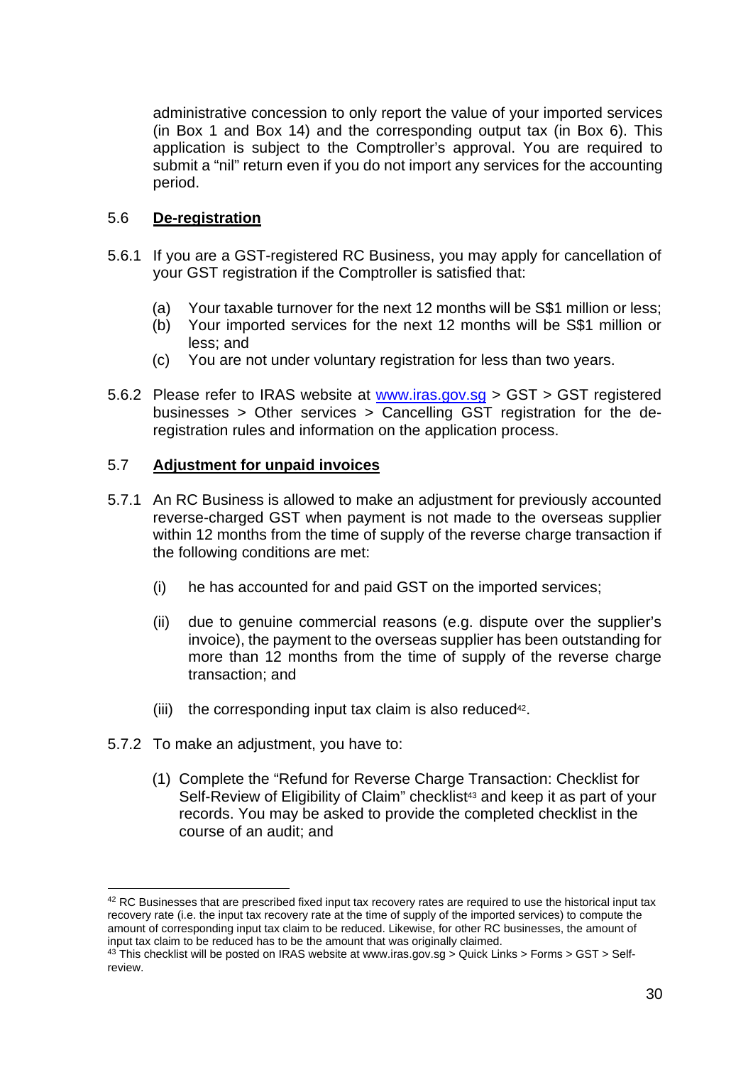administrative concession to only report the value of your imported services (in Box 1 and Box 14) and the corresponding output tax (in Box 6). This application is subject to the Comptroller's approval. You are required to submit a "nil" return even if you do not import any services for the accounting period.

## 5.6 De-registration

5.6.1 If you are a GST-registered RC Business, you may apply for cancellation of your GST registration if the Comptroller is satisfied that:

(a) Your taxable turnover for the next 12 months will be S$1 million or less;
(b) Your imported services for the next 12 months will be S$1 million or less; and
(c) You are not under voluntary registration for less than two years.

5.6.2 Please refer to IRAS website at www.iras.gov.sg > GST > GST registered businesses > Other services > Cancelling GST registration for the de-registration rules and information on the application process.

## 5.7 Adjustment for unpaid invoices

5.7.1 An RC Business is allowed to make an adjustment for previously accounted reverse-charged GST when payment is not made to the overseas supplier within 12 months from the time of supply of the reverse charge transaction if the following conditions are met:

(i) he has accounted for and paid GST on the imported services;

(ii) due to genuine commercial reasons (e.g. dispute over the supplier's invoice), the payment to the overseas supplier has been outstanding for more than 12 months from the time of supply of the reverse charge transaction; and

(iii) the corresponding input tax claim is also reduced[42].

5.7.2 To make an adjustment, you have to:

(1) Complete the "Refund for Reverse Charge Transaction: Checklist for Self-Review of Eligibility of Claim" checklist[43] and keep it as part of your records. You may be asked to provide the completed checklist in the course of an audit; and

---

[42] RC Businesses that are prescribed fixed input tax recovery rates are required to use the historical input tax recovery rate (i.e. the input tax recovery rate at the time of supply of the imported services) to compute the amount of corresponding input tax claim to be reduced. Likewise, for other RC businesses, the amount of input tax claim to be reduced has to be the amount that was originally claimed.

[43] This checklist will be posted on IRAS website at www.iras.gov.sg > Quick Links > Forms > GST > Self-review.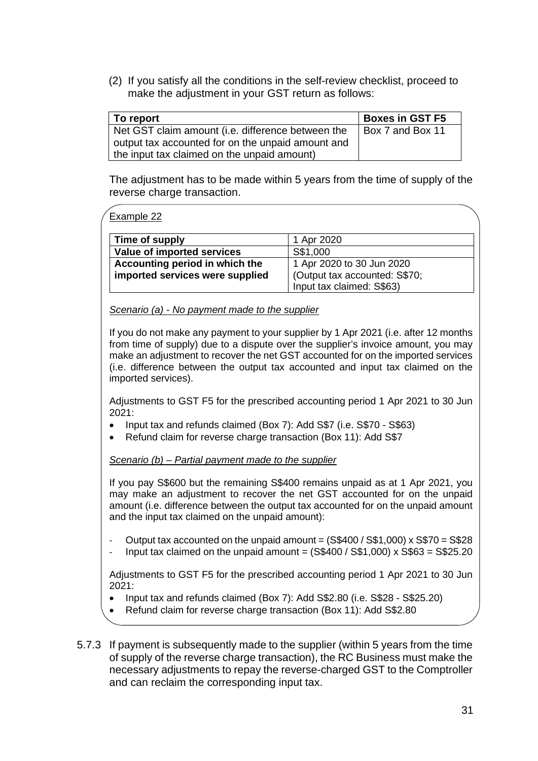(2) If you satisfy all the conditions in the self-review checklist, proceed to make the adjustment in your GST return as follows:

| To report | Boxes in GST F5 |
|---|---|
| Net GST claim amount (i.e. difference between the output tax accounted for on the unpaid amount and the input tax claimed on the unpaid amount) | Box 7 and Box 11 |

The adjustment has to be made within 5 years from the time of supply of the reverse charge transaction.

<u>Example 22</u>

| **Time of supply** | 1 Apr 2020 |
|---|---|
| **Value of imported services** | S$1,000 |
| **Accounting period in which the imported services were supplied** | 1 Apr 2020 to 30 Jun 2020 (Output tax accounted: S$70; Input tax claimed: S$63) |

*<u>Scenario (a) - No payment made to the supplier</u>*

If you do not make any payment to your supplier by 1 Apr 2021 (i.e. after 12 months from time of supply) due to a dispute over the supplier's invoice amount, you may make an adjustment to recover the net GST accounted for on the imported services (i.e. difference between the output tax accounted and input tax claimed on the imported services).

Adjustments to GST F5 for the prescribed accounting period 1 Apr 2021 to 30 Jun 2021:

- Input tax and refunds claimed (Box 7): Add S$7 (i.e. S$70 - S$63)
- Refund claim for reverse charge transaction (Box 11): Add S$7

*<u>Scenario (b) – Partial payment made to the supplier</u>*

If you pay S$600 but the remaining S$400 remains unpaid as at 1 Apr 2021, you may make an adjustment to recover the net GST accounted for on the unpaid amount (i.e. difference between the output tax accounted for on the unpaid amount and the input tax claimed on the unpaid amount):

- Output tax accounted on the unpaid amount = (S$400 / S$1,000) x S$70 = S$28
- Input tax claimed on the unpaid amount = (S$400 / S$1,000) x S$63 = S$25.20

Adjustments to GST F5 for the prescribed accounting period 1 Apr 2021 to 30 Jun 2021:

- Input tax and refunds claimed (Box 7): Add S$2.80 (i.e. S$28 - S$25.20)
- Refund claim for reverse charge transaction (Box 11): Add S$2.80

5.7.3 If payment is subsequently made to the supplier (within 5 years from the time of supply of the reverse charge transaction), the RC Business must make the necessary adjustments to repay the reverse-charged GST to the Comptroller and can reclaim the corresponding input tax.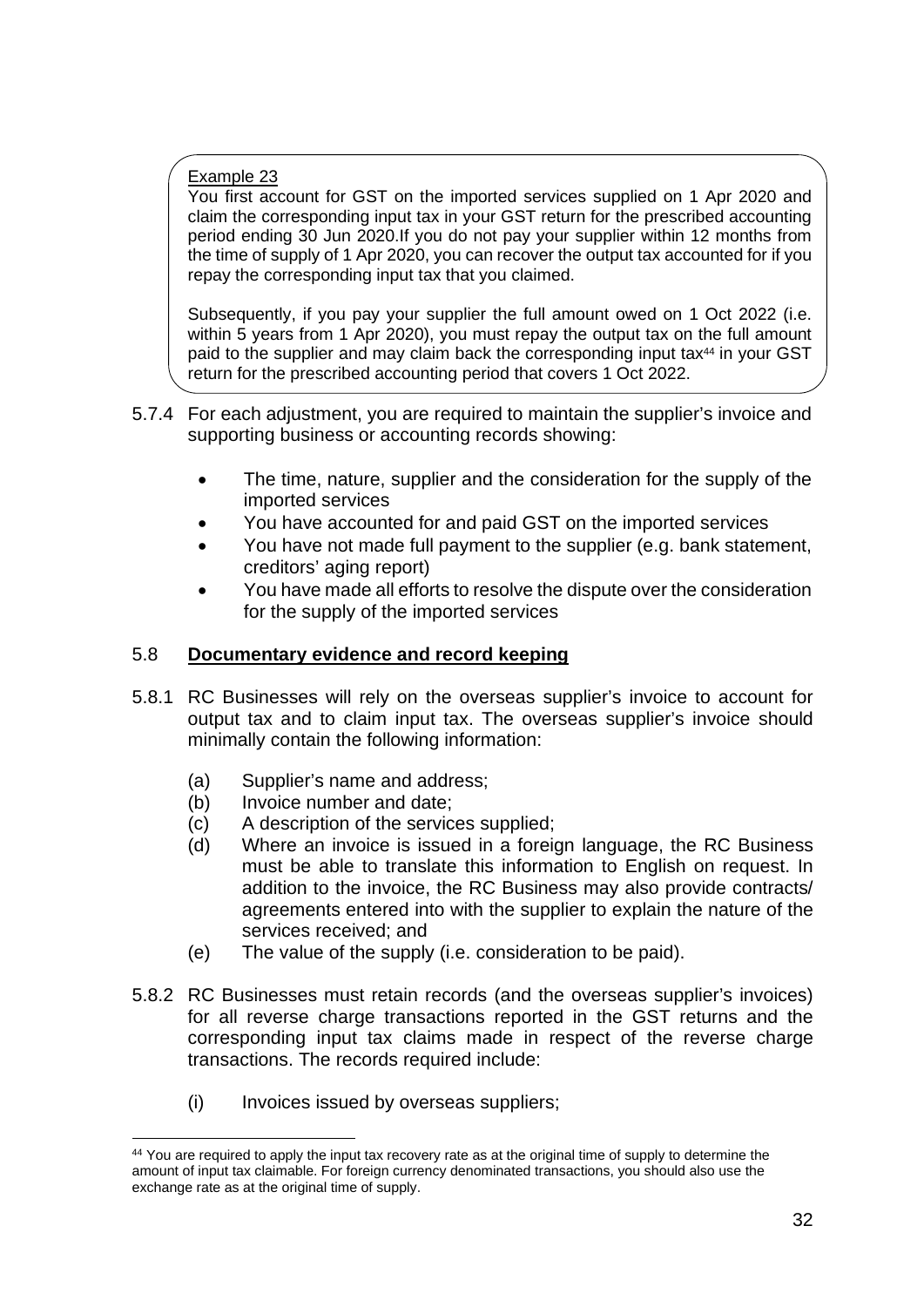Example 23

You first account for GST on the imported services supplied on 1 Apr 2020 and claim the corresponding input tax in your GST return for the prescribed accounting period ending 30 Jun 2020.If you do not pay your supplier within 12 months from the time of supply of 1 Apr 2020, you can recover the output tax accounted for if you repay the corresponding input tax that you claimed.

Subsequently, if you pay your supplier the full amount owed on 1 Oct 2022 (i.e. within 5 years from 1 Apr 2020), you must repay the output tax on the full amount paid to the supplier and may claim back the corresponding input tax[44] in your GST return for the prescribed accounting period that covers 1 Oct 2022.

5.7.4 For each adjustment, you are required to maintain the supplier's invoice and supporting business or accounting records showing:

- The time, nature, supplier and the consideration for the supply of the imported services
- You have accounted for and paid GST on the imported services
- You have not made full payment to the supplier (e.g. bank statement, creditors' aging report)
- You have made all efforts to resolve the dispute over the consideration for the supply of the imported services

## 5.8 **Documentary evidence and record keeping**

5.8.1 RC Businesses will rely on the overseas supplier's invoice to account for output tax and to claim input tax. The overseas supplier's invoice should minimally contain the following information:

(a) Supplier's name and address;
(b) Invoice number and date;
(c) A description of the services supplied;
(d) Where an invoice is issued in a foreign language, the RC Business must be able to translate this information to English on request. In addition to the invoice, the RC Business may also provide contracts/ agreements entered into with the supplier to explain the nature of the services received; and
(e) The value of the supply (i.e. consideration to be paid).

5.8.2 RC Businesses must retain records (and the overseas supplier's invoices) for all reverse charge transactions reported in the GST returns and the corresponding input tax claims made in respect of the reverse charge transactions. The records required include:

(i) Invoices issued by overseas suppliers;

[44] You are required to apply the input tax recovery rate as at the original time of supply to determine the amount of input tax claimable. For foreign currency denominated transactions, you should also use the exchange rate as at the original time of supply.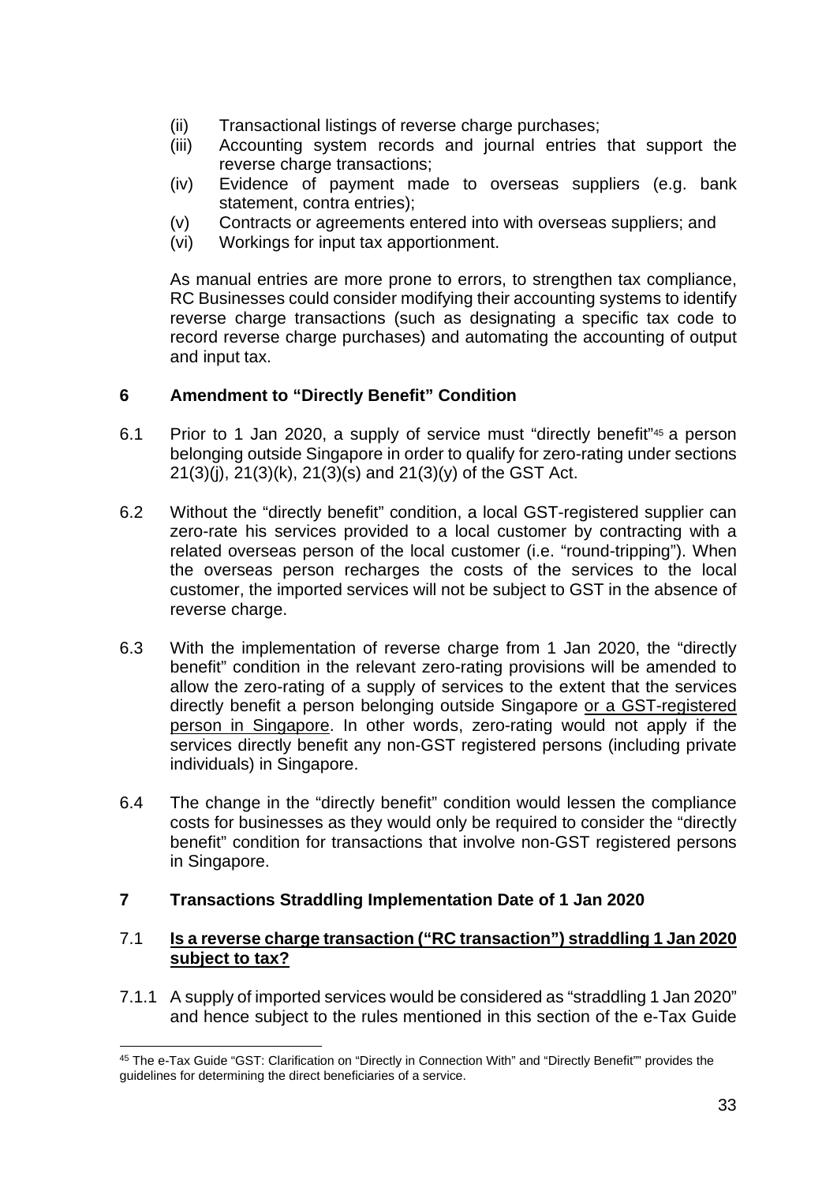(ii) Transactional listings of reverse charge purchases;

(iii) Accounting system records and journal entries that support the reverse charge transactions;

(iv) Evidence of payment made to overseas suppliers (e.g. bank statement, contra entries);

(v) Contracts or agreements entered into with overseas suppliers; and

(vi) Workings for input tax apportionment.

As manual entries are more prone to errors, to strengthen tax compliance, RC Businesses could consider modifying their accounting systems to identify reverse charge transactions (such as designating a specific tax code to record reverse charge purchases) and automating the accounting of output and input tax.

## 6 Amendment to "Directly Benefit" Condition

6.1 Prior to 1 Jan 2020, a supply of service must "directly benefit"[45] a person belonging outside Singapore in order to qualify for zero-rating under sections 21(3)(j), 21(3)(k), 21(3)(s) and 21(3)(y) of the GST Act.

6.2 Without the "directly benefit" condition, a local GST-registered supplier can zero-rate his services provided to a local customer by contracting with a related overseas person of the local customer (i.e. "round-tripping"). When the overseas person recharges the costs of the services to the local customer, the imported services will not be subject to GST in the absence of reverse charge.

6.3 With the implementation of reverse charge from 1 Jan 2020, the "directly benefit" condition in the relevant zero-rating provisions will be amended to allow the zero-rating of a supply of services to the extent that the services directly benefit a person belonging outside Singapore <u>or a GST-registered person in Singapore</u>. In other words, zero-rating would not apply if the services directly benefit any non-GST registered persons (including private individuals) in Singapore.

6.4 The change in the "directly benefit" condition would lessen the compliance costs for businesses as they would only be required to consider the "directly benefit" condition for transactions that involve non-GST registered persons in Singapore.

## 7 Transactions Straddling Implementation Date of 1 Jan 2020

### 7.1 <u>Is a reverse charge transaction ("RC transaction") straddling 1 Jan 2020 subject to tax?</u>

7.1.1 A supply of imported services would be considered as "straddling 1 Jan 2020" and hence subject to the rules mentioned in this section of the e-Tax Guide

---

[45] The e-Tax Guide "GST: Clarification on "Directly in Connection With" and "Directly Benefit"" provides the guidelines for determining the direct beneficiaries of a service.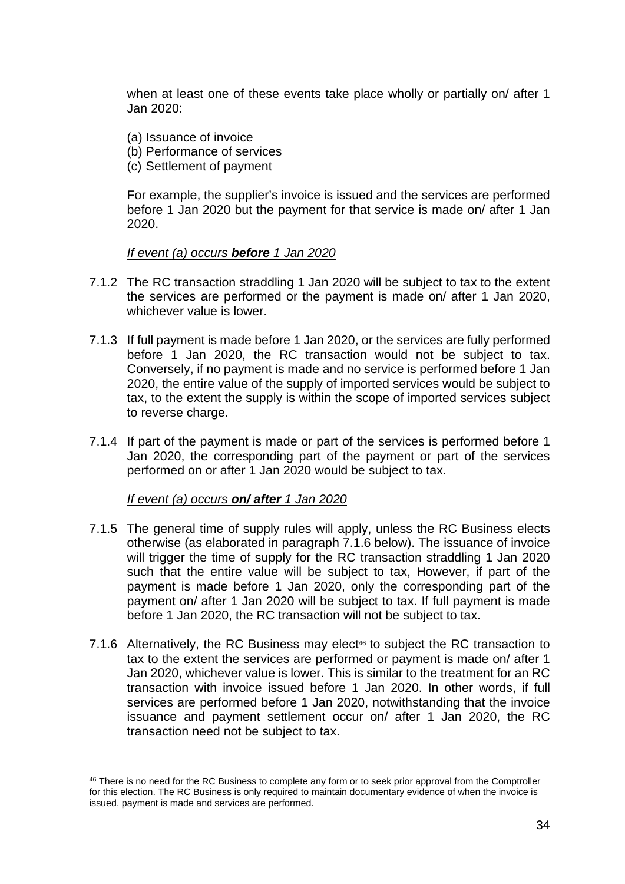when at least one of these events take place wholly or partially on/ after 1 Jan 2020:

(a) Issuance of invoice
(b) Performance of services
(c) Settlement of payment

For example, the supplier's invoice is issued and the services are performed before 1 Jan 2020 but the payment for that service is made on/ after 1 Jan 2020.

*If event (a) occurs **before** 1 Jan 2020*

7.1.2 The RC transaction straddling 1 Jan 2020 will be subject to tax to the extent the services are performed or the payment is made on/ after 1 Jan 2020, whichever value is lower.

7.1.3 If full payment is made before 1 Jan 2020, or the services are fully performed before 1 Jan 2020, the RC transaction would not be subject to tax. Conversely, if no payment is made and no service is performed before 1 Jan 2020, the entire value of the supply of imported services would be subject to tax, to the extent the supply is within the scope of imported services subject to reverse charge.

7.1.4 If part of the payment is made or part of the services is performed before 1 Jan 2020, the corresponding part of the payment or part of the services performed on or after 1 Jan 2020 would be subject to tax.

*If event (a) occurs **on/ after** 1 Jan 2020*

7.1.5 The general time of supply rules will apply, unless the RC Business elects otherwise (as elaborated in paragraph 7.1.6 below). The issuance of invoice will trigger the time of supply for the RC transaction straddling 1 Jan 2020 such that the entire value will be subject to tax, However, if part of the payment is made before 1 Jan 2020, only the corresponding part of the payment on/ after 1 Jan 2020 will be subject to tax. If full payment is made before 1 Jan 2020, the RC transaction will not be subject to tax.

7.1.6 Alternatively, the RC Business may elect[46] to subject the RC transaction to tax to the extent the services are performed or payment is made on/ after 1 Jan 2020, whichever value is lower. This is similar to the treatment for an RC transaction with invoice issued before 1 Jan 2020. In other words, if full services are performed before 1 Jan 2020, notwithstanding that the invoice issuance and payment settlement occur on/ after 1 Jan 2020, the RC transaction need not be subject to tax.

[46] There is no need for the RC Business to complete any form or to seek prior approval from the Comptroller for this election. The RC Business is only required to maintain documentary evidence of when the invoice is issued, payment is made and services are performed.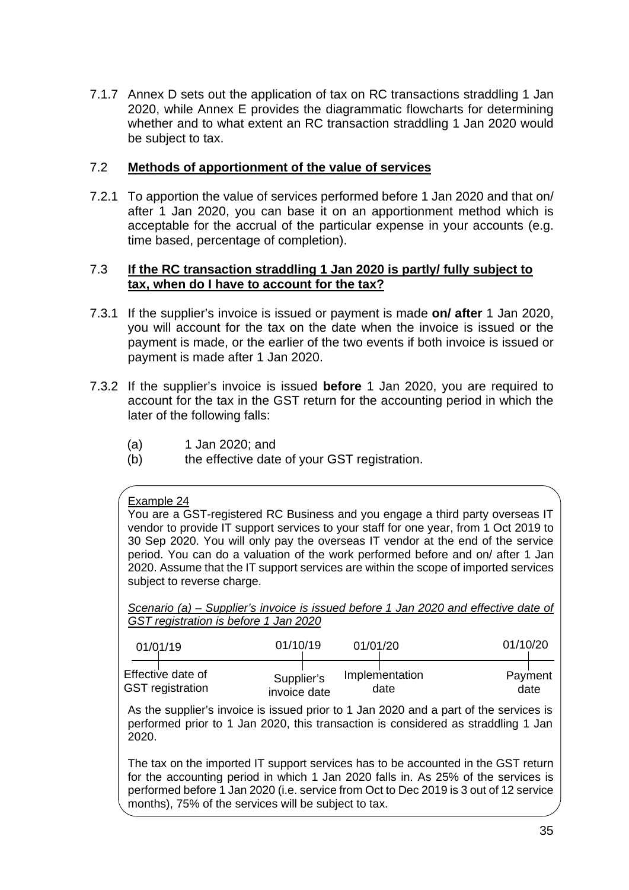7.1.7 Annex D sets out the application of tax on RC transactions straddling 1 Jan 2020, while Annex E provides the diagrammatic flowcharts for determining whether and to what extent an RC transaction straddling 1 Jan 2020 would be subject to tax.

## 7.2 **Methods of apportionment of the value of services**

7.2.1 To apportion the value of services performed before 1 Jan 2020 and that on/ after 1 Jan 2020, you can base it on an apportionment method which is acceptable for the accrual of the particular expense in your accounts (e.g. time based, percentage of completion).

## 7.3 **If the RC transaction straddling 1 Jan 2020 is partly/ fully subject to tax, when do I have to account for the tax?**

7.3.1 If the supplier's invoice is issued or payment is made **on/ after** 1 Jan 2020, you will account for the tax on the date when the invoice is issued or the payment is made, or the earlier of the two events if both invoice is issued or payment is made after 1 Jan 2020.

7.3.2 If the supplier's invoice is issued **before** 1 Jan 2020, you are required to account for the tax in the GST return for the accounting period in which the later of the following falls:

(a) 1 Jan 2020; and
(b) the effective date of your GST registration.

Example 24

You are a GST-registered RC Business and you engage a third party overseas IT vendor to provide IT support services to your staff for one year, from 1 Oct 2019 to 30 Sep 2020. You will only pay the overseas IT vendor at the end of the service period. You can do a valuation of the work performed before and on/ after 1 Jan 2020. Assume that the IT support services are within the scope of imported services subject to reverse charge.

*Scenario (a) – Supplier's invoice is issued before 1 Jan 2020 and effective date of GST registration is before 1 Jan 2020*

| 01/01/19 | 01/10/19 | 01/01/20 | 01/10/20 |
|---|---|---|---|
| Effective date of GST registration | Supplier's invoice date | Implementation date | Payment date |

As the supplier's invoice is issued prior to 1 Jan 2020 and a part of the services is performed prior to 1 Jan 2020, this transaction is considered as straddling 1 Jan 2020.

The tax on the imported IT support services has to be accounted in the GST return for the accounting period in which 1 Jan 2020 falls in. As 25% of the services is performed before 1 Jan 2020 (i.e. service from Oct to Dec 2019 is 3 out of 12 service months), 75% of the services will be subject to tax.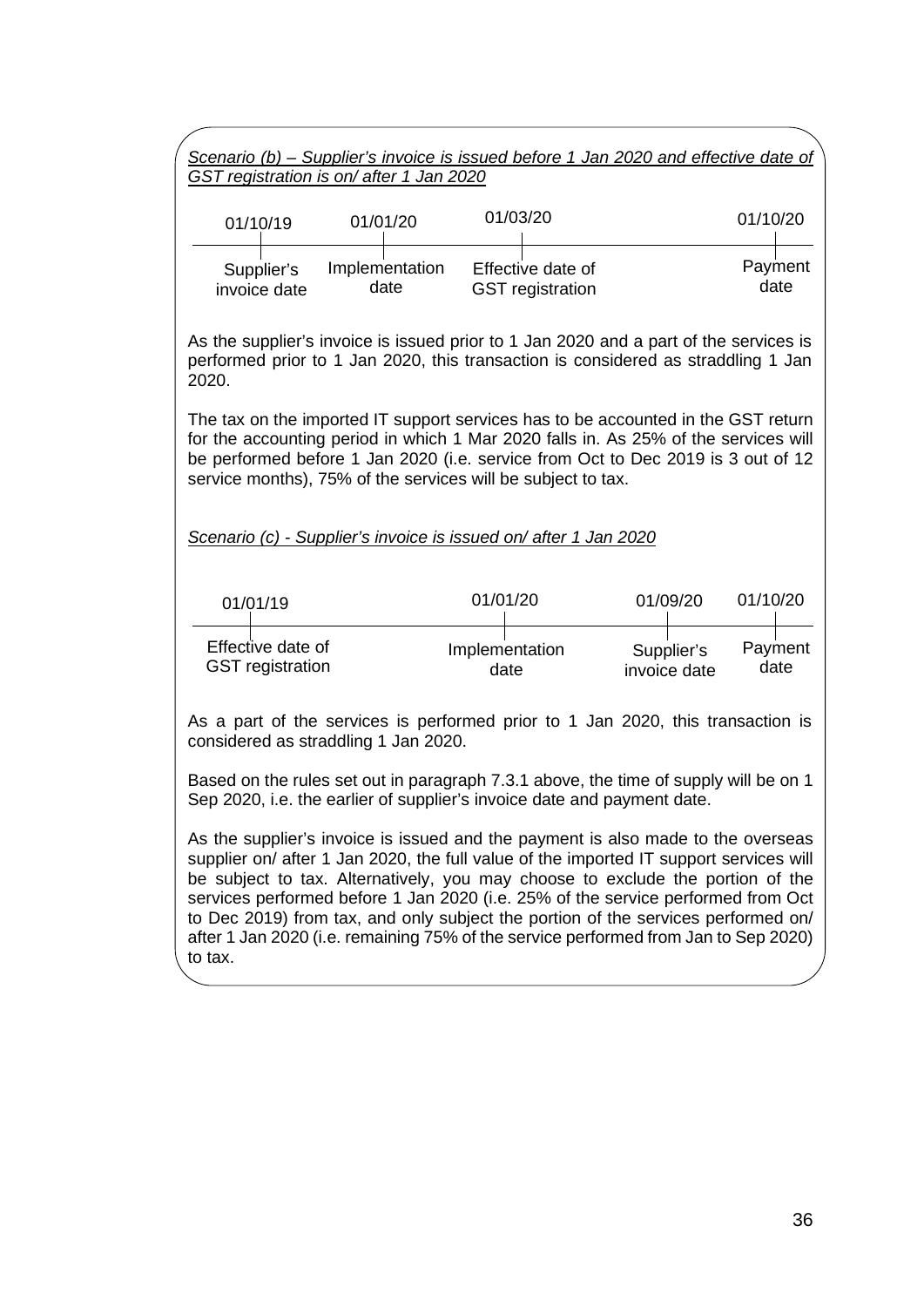*Scenario (b) – Supplier's invoice is issued before 1 Jan 2020 and effective date of GST registration is on/ after 1 Jan 2020*

| 01/10/19 | 01/01/20 | 01/03/20 | 01/10/20 |
|---|---|---|---|
| Supplier's invoice date | Implementation date | Effective date of GST registration | Payment date |

As the supplier's invoice is issued prior to 1 Jan 2020 and a part of the services is performed prior to 1 Jan 2020, this transaction is considered as straddling 1 Jan 2020.

The tax on the imported IT support services has to be accounted in the GST return for the accounting period in which 1 Mar 2020 falls in. As 25% of the services will be performed before 1 Jan 2020 (i.e. service from Oct to Dec 2019 is 3 out of 12 service months), 75% of the services will be subject to tax.

*Scenario (c) - Supplier's invoice is issued on/ after 1 Jan 2020*

| 01/01/19 | 01/01/20 | 01/09/20 | 01/10/20 |
|---|---|---|---|
| Effective date of GST registration | Implementation date | Supplier's invoice date | Payment date |

As a part of the services is performed prior to 1 Jan 2020, this transaction is considered as straddling 1 Jan 2020.

Based on the rules set out in paragraph 7.3.1 above, the time of supply will be on 1 Sep 2020, i.e. the earlier of supplier's invoice date and payment date.

As the supplier's invoice is issued and the payment is also made to the overseas supplier on/ after 1 Jan 2020, the full value of the imported IT support services will be subject to tax. Alternatively, you may choose to exclude the portion of the services performed before 1 Jan 2020 (i.e. 25% of the service performed from Oct to Dec 2019) from tax, and only subject the portion of the services performed on/ after 1 Jan 2020 (i.e. remaining 75% of the service performed from Jan to Sep 2020) to tax.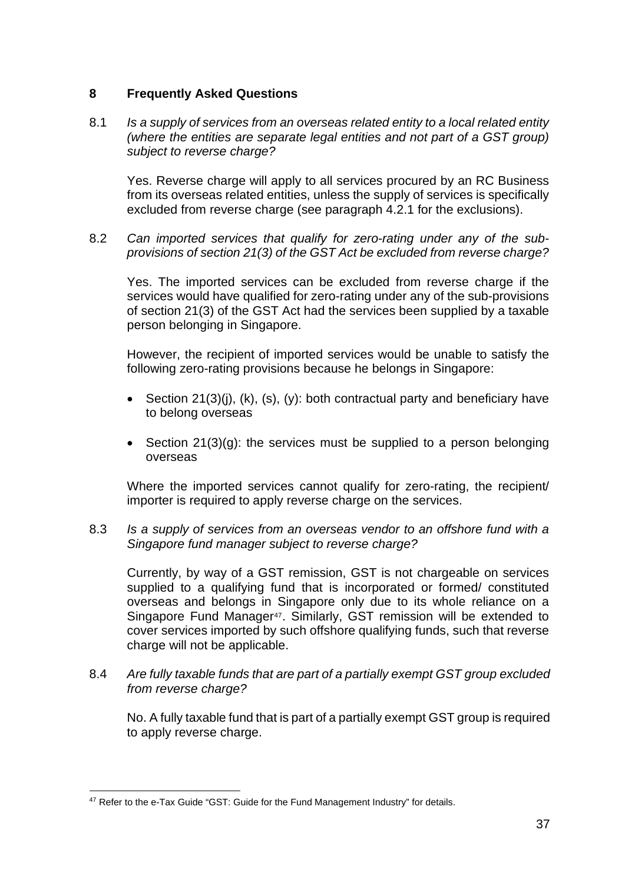## 8 Frequently Asked Questions

8.1 *Is a supply of services from an overseas related entity to a local related entity (where the entities are separate legal entities and not part of a GST group) subject to reverse charge?*

Yes. Reverse charge will apply to all services procured by an RC Business from its overseas related entities, unless the supply of services is specifically excluded from reverse charge (see paragraph 4.2.1 for the exclusions).

8.2 *Can imported services that qualify for zero-rating under any of the sub-provisions of section 21(3) of the GST Act be excluded from reverse charge?*

Yes. The imported services can be excluded from reverse charge if the services would have qualified for zero-rating under any of the sub-provisions of section 21(3) of the GST Act had the services been supplied by a taxable person belonging in Singapore.

However, the recipient of imported services would be unable to satisfy the following zero-rating provisions because he belongs in Singapore:

- Section 21(3)(j), (k), (s), (y): both contractual party and beneficiary have to belong overseas
- Section 21(3)(g): the services must be supplied to a person belonging overseas

Where the imported services cannot qualify for zero-rating, the recipient/ importer is required to apply reverse charge on the services.

8.3 *Is a supply of services from an overseas vendor to an offshore fund with a Singapore fund manager subject to reverse charge?*

Currently, by way of a GST remission, GST is not chargeable on services supplied to a qualifying fund that is incorporated or formed/ constituted overseas and belongs in Singapore only due to its whole reliance on a Singapore Fund Manager[47]. Similarly, GST remission will be extended to cover services imported by such offshore qualifying funds, such that reverse charge will not be applicable.

8.4 *Are fully taxable funds that are part of a partially exempt GST group excluded from reverse charge?*

No. A fully taxable fund that is part of a partially exempt GST group is required to apply reverse charge.

[47] Refer to the e-Tax Guide "GST: Guide for the Fund Management Industry" for details.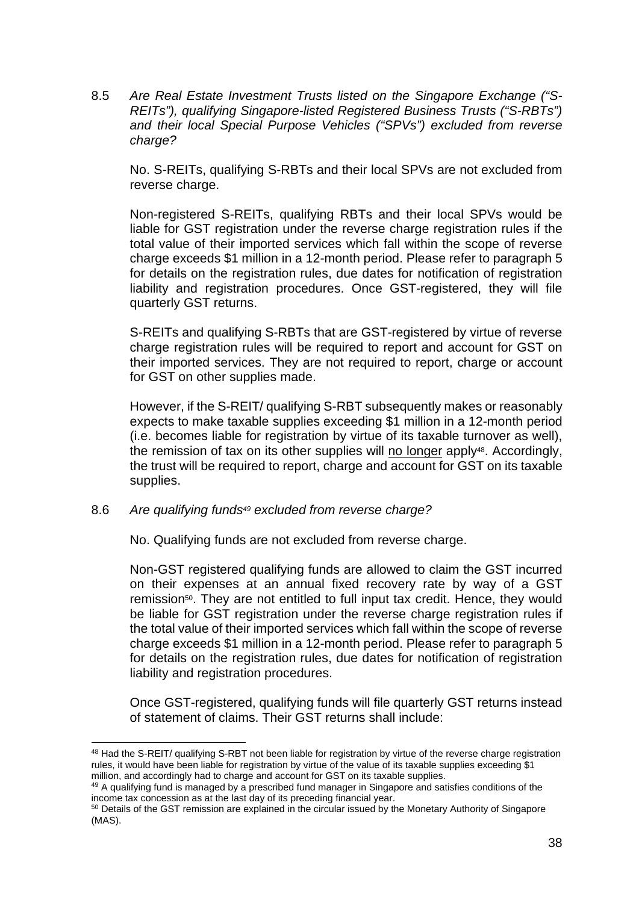8.5 *Are Real Estate Investment Trusts listed on the Singapore Exchange ("S-REITs"), qualifying Singapore-listed Registered Business Trusts ("S-RBTs") and their local Special Purpose Vehicles ("SPVs") excluded from reverse charge?*

No. S-REITs, qualifying S-RBTs and their local SPVs are not excluded from reverse charge.

Non-registered S-REITs, qualifying RBTs and their local SPVs would be liable for GST registration under the reverse charge registration rules if the total value of their imported services which fall within the scope of reverse charge exceeds $1 million in a 12-month period. Please refer to paragraph 5 for details on the registration rules, due dates for notification of registration liability and registration procedures. Once GST-registered, they will file quarterly GST returns.

S-REITs and qualifying S-RBTs that are GST-registered by virtue of reverse charge registration rules will be required to report and account for GST on their imported services. They are not required to report, charge or account for GST on other supplies made.

However, if the S-REIT/ qualifying S-RBT subsequently makes or reasonably expects to make taxable supplies exceeding $1 million in a 12-month period (i.e. becomes liable for registration by virtue of its taxable turnover as well), the remission of tax on its other supplies will <u>no longer</u> apply[48]. Accordingly, the trust will be required to report, charge and account for GST on its taxable supplies.

8.6 *Are qualifying funds[49] excluded from reverse charge?*

No. Qualifying funds are not excluded from reverse charge.

Non-GST registered qualifying funds are allowed to claim the GST incurred on their expenses at an annual fixed recovery rate by way of a GST remission[50]. They are not entitled to full input tax credit. Hence, they would be liable for GST registration under the reverse charge registration rules if the total value of their imported services which fall within the scope of reverse charge exceeds $1 million in a 12-month period. Please refer to paragraph 5 for details on the registration rules, due dates for notification of registration liability and registration procedures.

Once GST-registered, qualifying funds will file quarterly GST returns instead of statement of claims. Their GST returns shall include:

---

[48] Had the S-REIT/ qualifying S-RBT not been liable for registration by virtue of the reverse charge registration rules, it would have been liable for registration by virtue of the value of its taxable supplies exceeding $1 million, and accordingly had to charge and account for GST on its taxable supplies.

[49] A qualifying fund is managed by a prescribed fund manager in Singapore and satisfies conditions of the income tax concession as at the last day of its preceding financial year.

[50] Details of the GST remission are explained in the circular issued by the Monetary Authority of Singapore (MAS).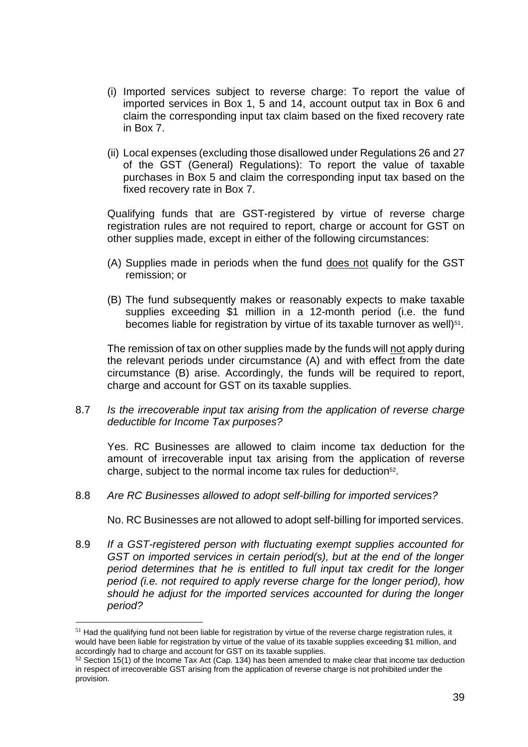(i) Imported services subject to reverse charge: To report the value of imported services in Box 1, 5 and 14, account output tax in Box 6 and claim the corresponding input tax claim based on the fixed recovery rate in Box 7.

(ii) Local expenses (excluding those disallowed under Regulations 26 and 27 of the GST (General) Regulations): To report the value of taxable purchases in Box 5 and claim the corresponding input tax based on the fixed recovery rate in Box 7.

Qualifying funds that are GST-registered by virtue of reverse charge registration rules are not required to report, charge or account for GST on other supplies made, except in either of the following circumstances:

(A) Supplies made in periods when the fund <u>does not</u> qualify for the GST remission; or

(B) The fund subsequently makes or reasonably expects to make taxable supplies exceeding $1 million in a 12-month period (i.e. the fund becomes liable for registration by virtue of its taxable turnover as well)[51].

The remission of tax on other supplies made by the funds will <u>not</u> apply during the relevant periods under circumstance (A) and with effect from the date circumstance (B) arise. Accordingly, the funds will be required to report, charge and account for GST on its taxable supplies.

8.7 *Is the irrecoverable input tax arising from the application of reverse charge deductible for Income Tax purposes?*

Yes. RC Businesses are allowed to claim income tax deduction for the amount of irrecoverable input tax arising from the application of reverse charge, subject to the normal income tax rules for deduction[52].

8.8 *Are RC Businesses allowed to adopt self-billing for imported services?*

No. RC Businesses are not allowed to adopt self-billing for imported services.

8.9 *If a GST-registered person with fluctuating exempt supplies accounted for GST on imported services in certain period(s), but at the end of the longer period determines that he is entitled to full input tax credit for the longer period (i.e. not required to apply reverse charge for the longer period), how should he adjust for the imported services accounted for during the longer period?*

---

[51] Had the qualifying fund not been liable for registration by virtue of the reverse charge registration rules, it would have been liable for registration by virtue of the value of its taxable supplies exceeding $1 million, and accordingly had to charge and account for GST on its taxable supplies.

[52] Section 15(1) of the Income Tax Act (Cap. 134) has been amended to make clear that income tax deduction in respect of irrecoverable GST arising from the application of reverse charge is not prohibited under the provision.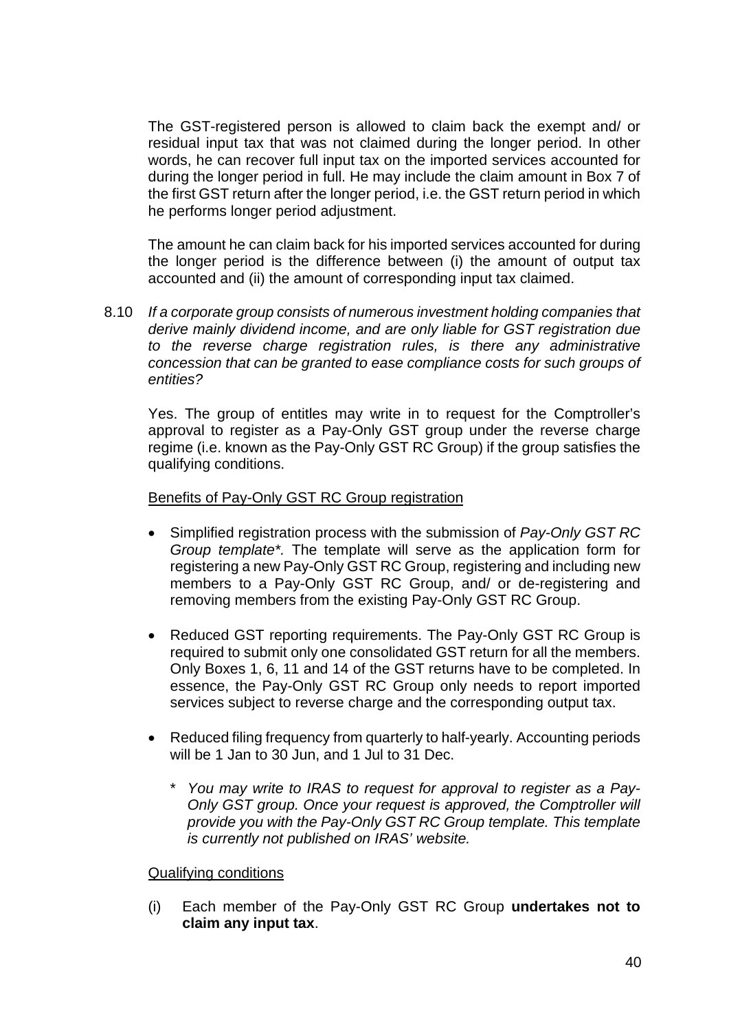The GST-registered person is allowed to claim back the exempt and/ or residual input tax that was not claimed during the longer period. In other words, he can recover full input tax on the imported services accounted for during the longer period in full. He may include the claim amount in Box 7 of the first GST return after the longer period, i.e. the GST return period in which he performs longer period adjustment.

The amount he can claim back for his imported services accounted for during the longer period is the difference between (i) the amount of output tax accounted and (ii) the amount of corresponding input tax claimed.

8.10 *If a corporate group consists of numerous investment holding companies that derive mainly dividend income, and are only liable for GST registration due to the reverse charge registration rules, is there any administrative concession that can be granted to ease compliance costs for such groups of entities?*

Yes. The group of entitles may write in to request for the Comptroller's approval to register as a Pay-Only GST group under the reverse charge regime (i.e. known as the Pay-Only GST RC Group) if the group satisfies the qualifying conditions.

<u>Benefits of Pay-Only GST RC Group registration</u>

- Simplified registration process with the submission of *Pay-Only GST RC Group template\*.* The template will serve as the application form for registering a new Pay-Only GST RC Group, registering and including new members to a Pay-Only GST RC Group, and/ or de-registering and removing members from the existing Pay-Only GST RC Group.

- Reduced GST reporting requirements. The Pay-Only GST RC Group is required to submit only one consolidated GST return for all the members. Only Boxes 1, 6, 11 and 14 of the GST returns have to be completed. In essence, the Pay-Only GST RC Group only needs to report imported services subject to reverse charge and the corresponding output tax.

- Reduced filing frequency from quarterly to half-yearly. Accounting periods will be 1 Jan to 30 Jun, and 1 Jul to 31 Dec.

  \* *You may write to IRAS to request for approval to register as a Pay-Only GST group. Once your request is approved, the Comptroller will provide you with the Pay-Only GST RC Group template. This template is currently not published on IRAS' website.*

<u>Qualifying conditions</u>

(i) Each member of the Pay-Only GST RC Group **undertakes not to claim any input tax**.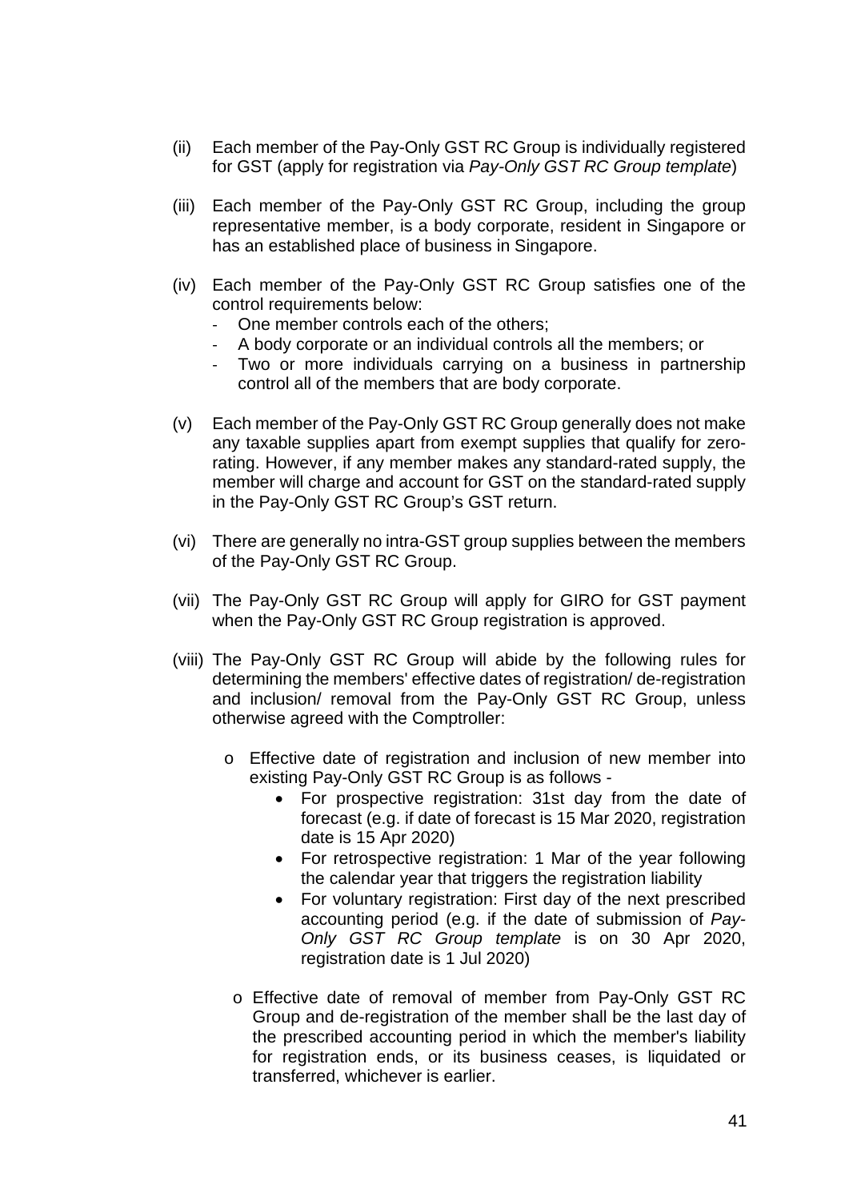(ii) Each member of the Pay-Only GST RC Group is individually registered for GST (apply for registration via *Pay-Only GST RC Group template*)

(iii) Each member of the Pay-Only GST RC Group, including the group representative member, is a body corporate, resident in Singapore or has an established place of business in Singapore.

(iv) Each member of the Pay-Only GST RC Group satisfies one of the control requirements below:
   - One member controls each of the others;
   - A body corporate or an individual controls all the members; or
   - Two or more individuals carrying on a business in partnership control all of the members that are body corporate.

(v) Each member of the Pay-Only GST RC Group generally does not make any taxable supplies apart from exempt supplies that qualify for zero-rating. However, if any member makes any standard-rated supply, the member will charge and account for GST on the standard-rated supply in the Pay-Only GST RC Group's GST return.

(vi) There are generally no intra-GST group supplies between the members of the Pay-Only GST RC Group.

(vii) The Pay-Only GST RC Group will apply for GIRO for GST payment when the Pay-Only GST RC Group registration is approved.

(viii) The Pay-Only GST RC Group will abide by the following rules for determining the members' effective dates of registration/ de-registration and inclusion/ removal from the Pay-Only GST RC Group, unless otherwise agreed with the Comptroller:

   - Effective date of registration and inclusion of new member into existing Pay-Only GST RC Group is as follows -
     - For prospective registration: 31st day from the date of forecast (e.g. if date of forecast is 15 Mar 2020, registration date is 15 Apr 2020)
     - For retrospective registration: 1 Mar of the year following the calendar year that triggers the registration liability
     - For voluntary registration: First day of the next prescribed accounting period (e.g. if the date of submission of *Pay-Only GST RC Group template* is on 30 Apr 2020, registration date is 1 Jul 2020)

   - Effective date of removal of member from Pay-Only GST RC Group and de-registration of the member shall be the last day of the prescribed accounting period in which the member's liability for registration ends, or its business ceases, is liquidated or transferred, whichever is earlier.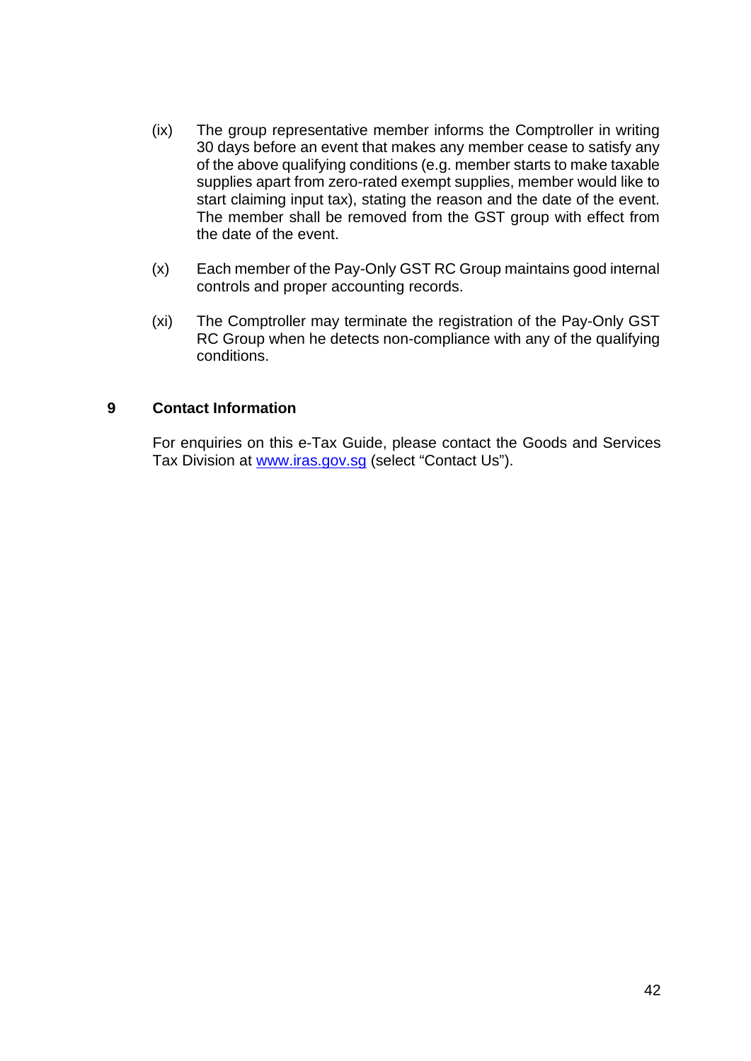(ix) The group representative member informs the Comptroller in writing 30 days before an event that makes any member cease to satisfy any of the above qualifying conditions (e.g. member starts to make taxable supplies apart from zero-rated exempt supplies, member would like to start claiming input tax), stating the reason and the date of the event. The member shall be removed from the GST group with effect from the date of the event.

(x) Each member of the Pay-Only GST RC Group maintains good internal controls and proper accounting records.

(xi) The Comptroller may terminate the registration of the Pay-Only GST RC Group when he detects non-compliance with any of the qualifying conditions.

## 9 Contact Information

For enquiries on this e-Tax Guide, please contact the Goods and Services Tax Division at www.iras.gov.sg (select "Contact Us").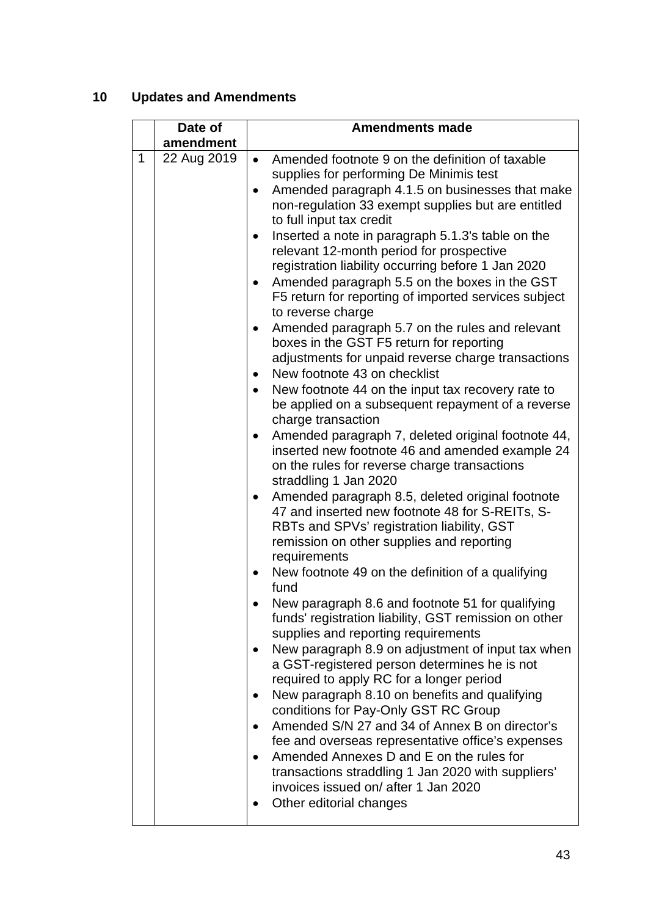## 10 Updates and Amendments

| | Date of amendment | Amendments made |
|---|---|---|
| 1 | 22 Aug 2019 | • Amended footnote 9 on the definition of taxable supplies for performing De Minimis test<br>• Amended paragraph 4.1.5 on businesses that make non-regulation 33 exempt supplies but are entitled to full input tax credit<br>• Inserted a note in paragraph 5.1.3's table on the relevant 12-month period for prospective registration liability occurring before 1 Jan 2020<br>• Amended paragraph 5.5 on the boxes in the GST F5 return for reporting of imported services subject to reverse charge<br>• Amended paragraph 5.7 on the rules and relevant boxes in the GST F5 return for reporting adjustments for unpaid reverse charge transactions<br>• New footnote 43 on checklist<br>• New footnote 44 on the input tax recovery rate to be applied on a subsequent repayment of a reverse charge transaction<br>• Amended paragraph 7, deleted original footnote 44, inserted new footnote 46 and amended example 24 on the rules for reverse charge transactions straddling 1 Jan 2020<br>• Amended paragraph 8.5, deleted original footnote 47 and inserted new footnote 48 for S-REITs, S-RBTs and SPVs' registration liability, GST remission on other supplies and reporting requirements<br>• New footnote 49 on the definition of a qualifying fund<br>• New paragraph 8.6 and footnote 51 for qualifying funds' registration liability, GST remission on other supplies and reporting requirements<br>• New paragraph 8.9 on adjustment of input tax when a GST-registered person determines he is not required to apply RC for a longer period<br>• New paragraph 8.10 on benefits and qualifying conditions for Pay-Only GST RC Group<br>• Amended S/N 27 and 34 of Annex B on director's fee and overseas representative office's expenses<br>• Amended Annexes D and E on the rules for transactions straddling 1 Jan 2020 with suppliers' invoices issued on/ after 1 Jan 2020<br>• Other editorial changes |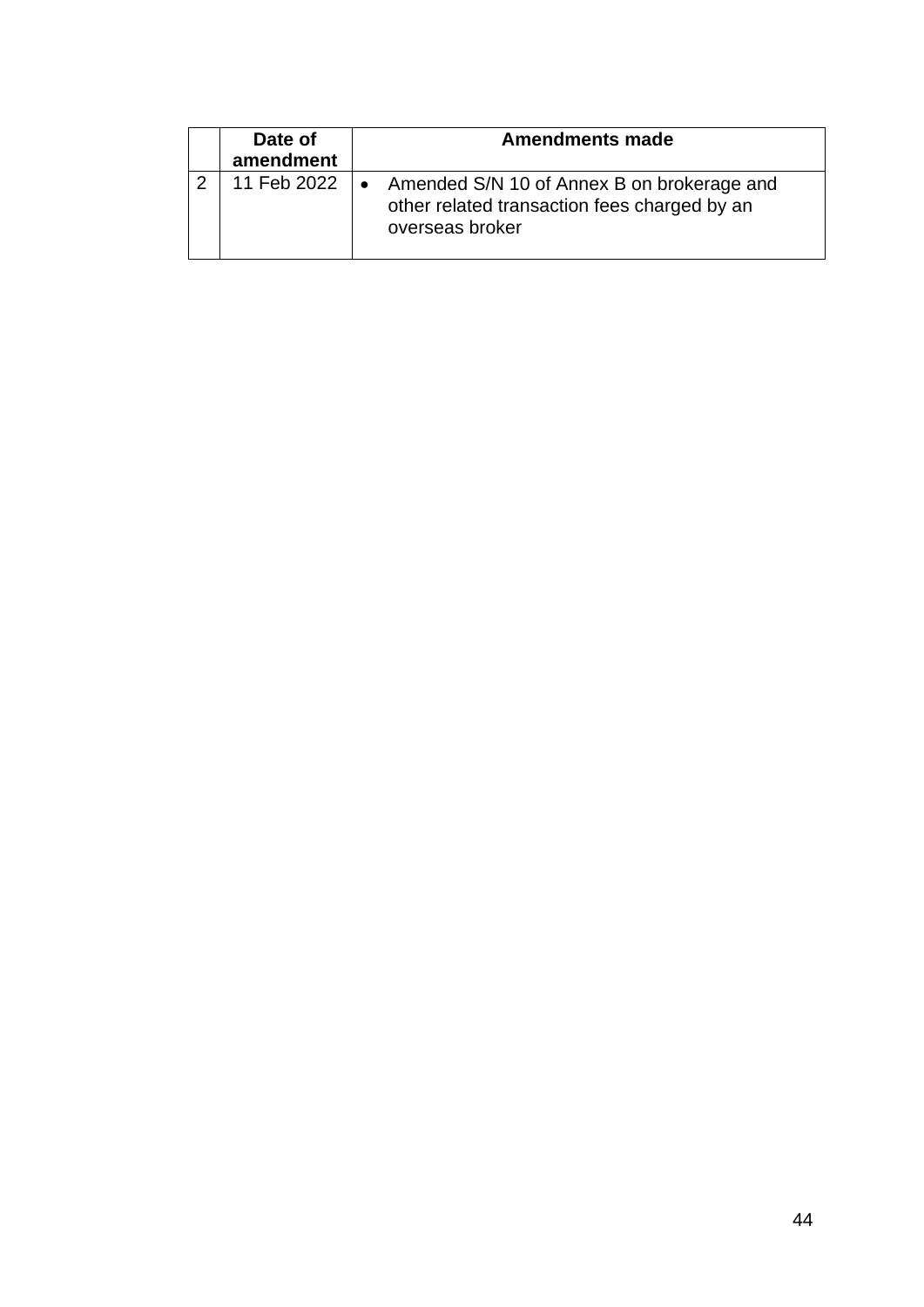| | Date of amendment | Amendments made |
|---|---|---|
| 2 | 11 Feb 2022 | • Amended S/N 10 of Annex B on brokerage and other related transaction fees charged by an overseas broker |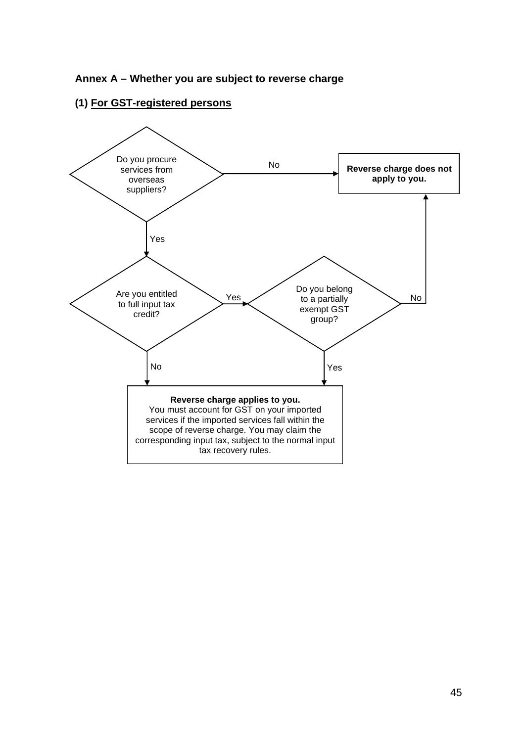**Annex A – Whether you are subject to reverse charge**

**(1) For GST-registered persons**

Do you procure services from overseas suppliers?

No → **Reverse charge does not apply to you.**

Yes → Are you entitled to full input tax credit?

- No → **Reverse charge applies to you.**
- Yes → Do you belong to a partially exempt GST group?
  - No → **Reverse charge does not apply to you.**
  - Yes → **Reverse charge applies to you.**

**Reverse charge applies to you.**
You must account for GST on your imported services if the imported services fall within the scope of reverse charge. You may claim the corresponding input tax, subject to the normal input tax recovery rules.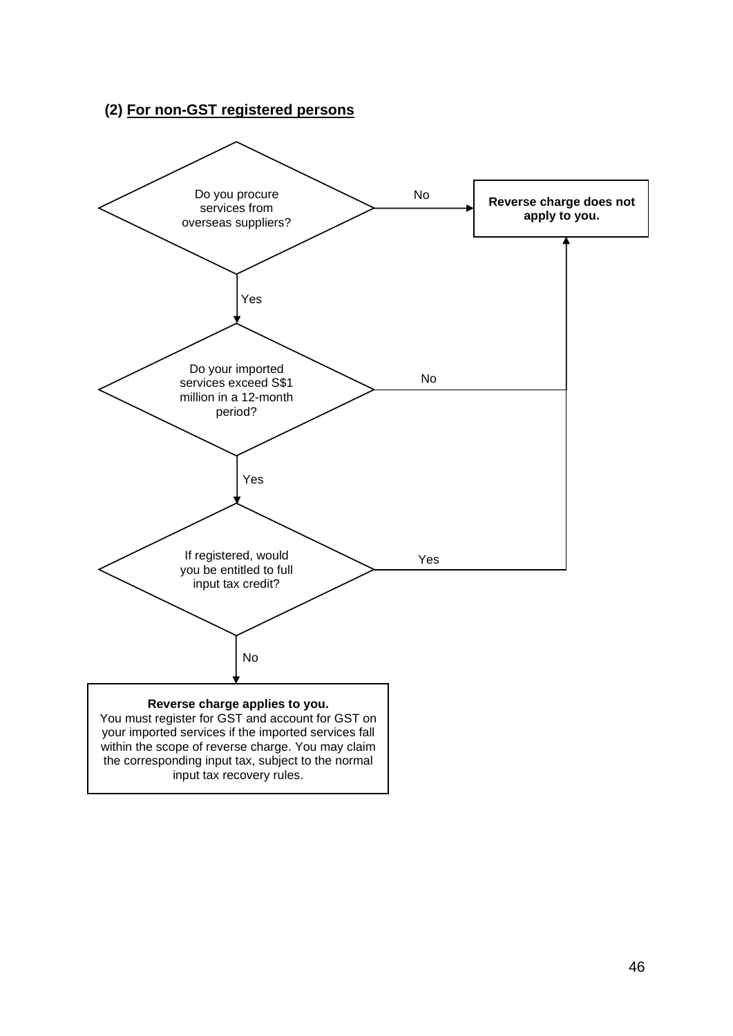**(2) <u>For non-GST registered persons</u>**

Do you procure services from overseas suppliers?

- No → **Reverse charge does not apply to you.**
- Yes → Do your imported services exceed S$1 million in a 12-month period?
  - No → **Reverse charge does not apply to you.**
  - Yes → If registered, would you be entitled to full input tax credit?
    - Yes → **Reverse charge does not apply to you.**
    - No → **Reverse charge applies to you.** You must register for GST and account for GST on your imported services if the imported services fall within the scope of reverse charge. You may claim the corresponding input tax, subject to the normal input tax recovery rules.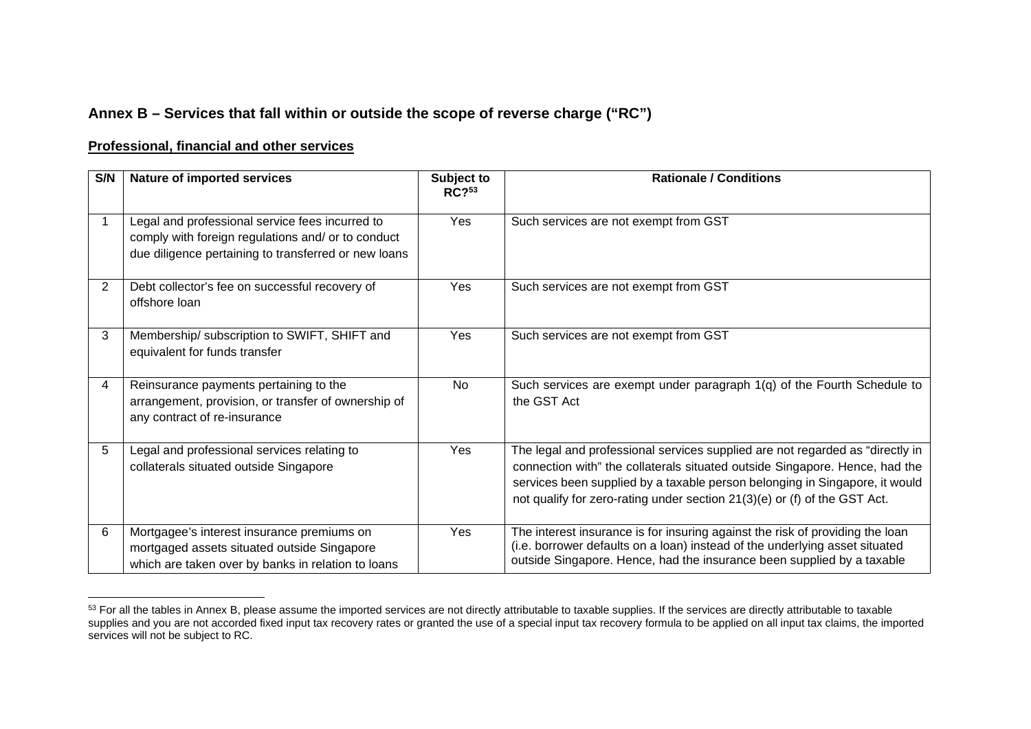## Annex B – Services that fall within or outside the scope of reverse charge ("RC")

**Professional, financial and other services**

| S/N | Nature of imported services | Subject to RC?[53] | Rationale / Conditions |
|---|---|---|---|
| 1 | Legal and professional service fees incurred to comply with foreign regulations and/ or to conduct due diligence pertaining to transferred or new loans | Yes | Such services are not exempt from GST |
| 2 | Debt collector's fee on successful recovery of offshore loan | Yes | Such services are not exempt from GST |
| 3 | Membership/ subscription to SWIFT, SHIFT and equivalent for funds transfer | Yes | Such services are not exempt from GST |
| 4 | Reinsurance payments pertaining to the arrangement, provision, or transfer of ownership of any contract of re-insurance | No | Such services are exempt under paragraph 1(q) of the Fourth Schedule to the GST Act |
| 5 | Legal and professional services relating to collaterals situated outside Singapore | Yes | The legal and professional services supplied are not regarded as "directly in connection with" the collaterals situated outside Singapore. Hence, had the services been supplied by a taxable person belonging in Singapore, it would not qualify for zero-rating under section 21(3)(e) or (f) of the GST Act. |
| 6 | Mortgagee's interest insurance premiums on mortgaged assets situated outside Singapore which are taken over by banks in relation to loans | Yes | The interest insurance is for insuring against the risk of providing the loan (i.e. borrower defaults on a loan) instead of the underlying asset situated outside Singapore. Hence, had the insurance been supplied by a taxable |

[53] For all the tables in Annex B, please assume the imported services are not directly attributable to taxable supplies. If the services are directly attributable to taxable supplies and you are not accorded fixed input tax recovery rates or granted the use of a special input tax recovery formula to be applied on all input tax claims, the imported services will not be subject to RC.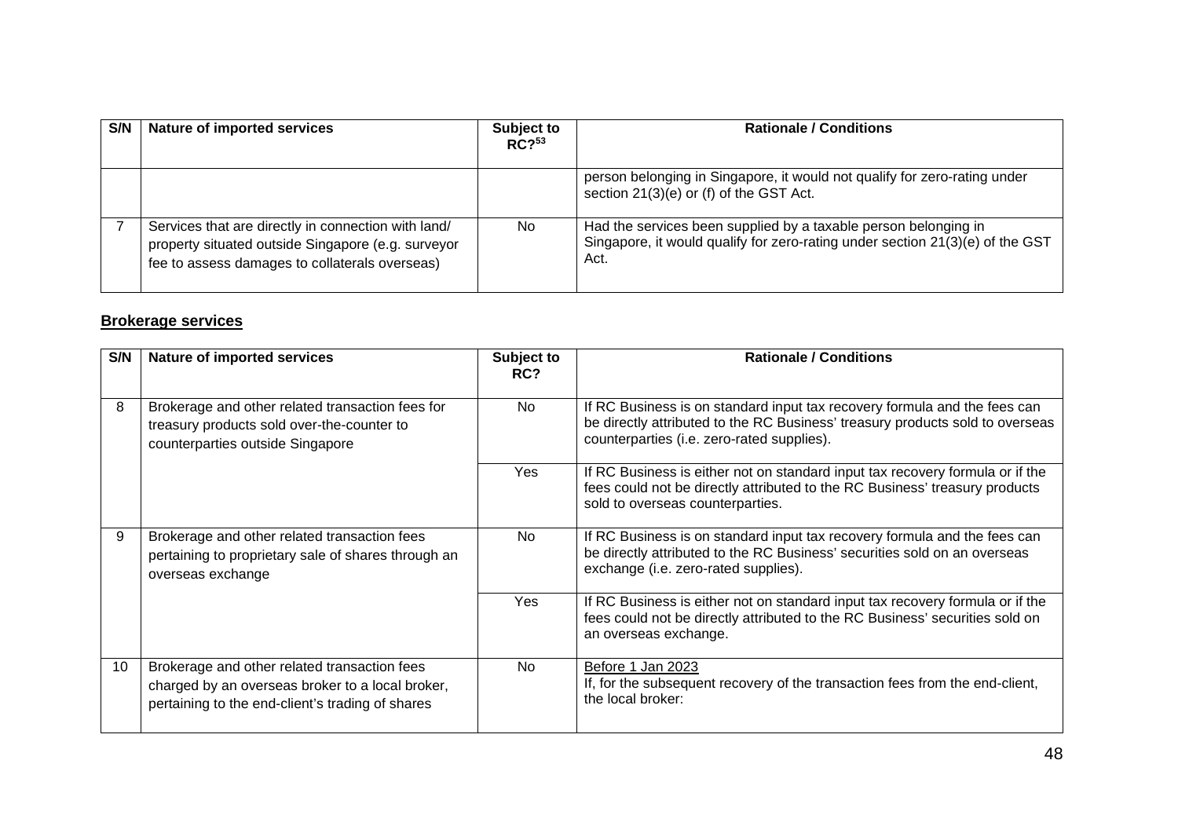| S/N | Nature of imported services | Subject to RC?[53] | Rationale / Conditions |
|---|---|---|---|
| | | | person belonging in Singapore, it would not qualify for zero-rating under section 21(3)(e) or (f) of the GST Act. |
| 7 | Services that are directly in connection with land/ property situated outside Singapore (e.g. surveyor fee to assess damages to collaterals overseas) | No | Had the services been supplied by a taxable person belonging in Singapore, it would qualify for zero-rating under section 21(3)(e) of the GST Act. |

**Brokerage services**

| S/N | Nature of imported services | Subject to RC? | Rationale / Conditions |
|---|---|---|---|
| 8 | Brokerage and other related transaction fees for treasury products sold over-the-counter to counterparties outside Singapore | No | If RC Business is on standard input tax recovery formula and the fees can be directly attributed to the RC Business' treasury products sold to overseas counterparties (i.e. zero-rated supplies). |
| | | Yes | If RC Business is either not on standard input tax recovery formula or if the fees could not be directly attributed to the RC Business' treasury products sold to overseas counterparties. |
| 9 | Brokerage and other related transaction fees pertaining to proprietary sale of shares through an overseas exchange | No | If RC Business is on standard input tax recovery formula and the fees can be directly attributed to the RC Business' securities sold on an overseas exchange (i.e. zero-rated supplies). |
| | | Yes | If RC Business is either not on standard input tax recovery formula or if the fees could not be directly attributed to the RC Business' securities sold on an overseas exchange. |
| 10 | Brokerage and other related transaction fees charged by an overseas broker to a local broker, pertaining to the end-client's trading of shares | No | Before 1 Jan 2023<br>If, for the subsequent recovery of the transaction fees from the end-client, the local broker: |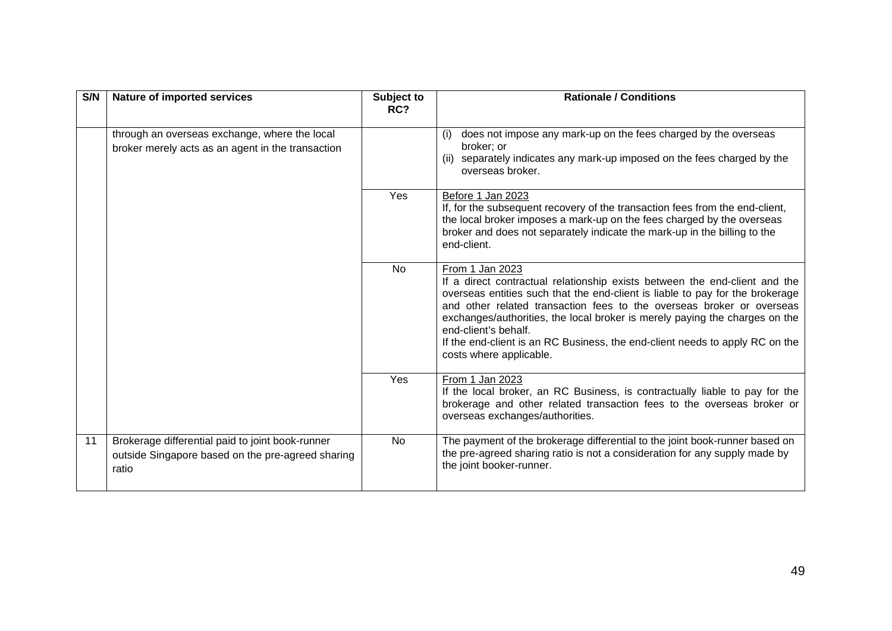| S/N | Nature of imported services | Subject to RC? | Rationale / Conditions |
|---|---|---|---|
| | through an overseas exchange, where the local broker merely acts as an agent in the transaction | | (i) does not impose any mark-up on the fees charged by the overseas broker; or<br>(ii) separately indicates any mark-up imposed on the fees charged by the overseas broker. |
| | | Yes | <u>Before 1 Jan 2023</u><br>If, for the subsequent recovery of the transaction fees from the end-client, the local broker imposes a mark-up on the fees charged by the overseas broker and does not separately indicate the mark-up in the billing to the end-client. |
| | | No | <u>From 1 Jan 2023</u><br>If a direct contractual relationship exists between the end-client and the overseas entities such that the end-client is liable to pay for the brokerage and other related transaction fees to the overseas broker or overseas exchanges/authorities, the local broker is merely paying the charges on the end-client's behalf.<br>If the end-client is an RC Business, the end-client needs to apply RC on the costs where applicable. |
| | | Yes | <u>From 1 Jan 2023</u><br>If the local broker, an RC Business, is contractually liable to pay for the brokerage and other related transaction fees to the overseas broker or overseas exchanges/authorities. |
| 11 | Brokerage differential paid to joint book-runner outside Singapore based on the pre-agreed sharing ratio | No | The payment of the brokerage differential to the joint book-runner based on the pre-agreed sharing ratio is not a consideration for any supply made by the joint booker-runner. |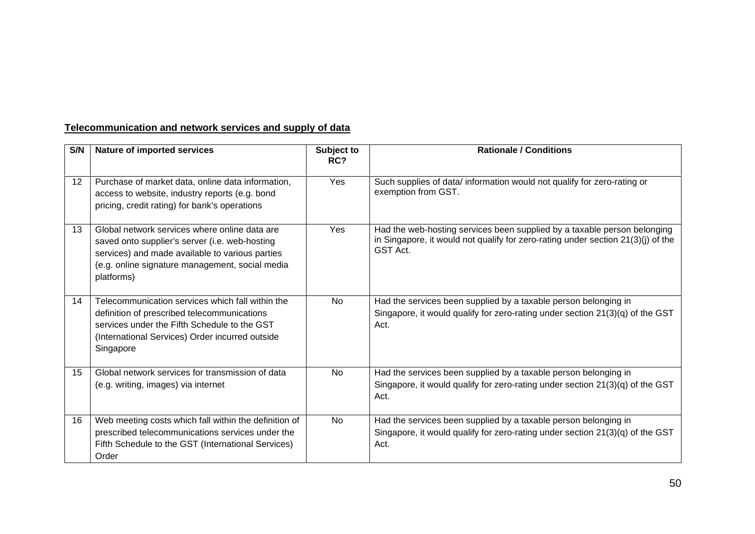**Telecommunication and network services and supply of data**

| S/N | Nature of imported services | Subject to RC? | Rationale / Conditions |
|---|---|---|---|
| 12 | Purchase of market data, online data information, access to website, industry reports (e.g. bond pricing, credit rating) for bank's operations | Yes | Such supplies of data/ information would not qualify for zero-rating or exemption from GST. |
| 13 | Global network services where online data are saved onto supplier's server (i.e. web-hosting services) and made available to various parties (e.g. online signature management, social media platforms) | Yes | Had the web-hosting services been supplied by a taxable person belonging in Singapore, it would not qualify for zero-rating under section 21(3)(j) of the GST Act. |
| 14 | Telecommunication services which fall within the definition of prescribed telecommunications services under the Fifth Schedule to the GST (International Services) Order incurred outside Singapore | No | Had the services been supplied by a taxable person belonging in Singapore, it would qualify for zero-rating under section 21(3)(q) of the GST Act. |
| 15 | Global network services for transmission of data (e.g. writing, images) via internet | No | Had the services been supplied by a taxable person belonging in Singapore, it would qualify for zero-rating under section 21(3)(q) of the GST Act. |
| 16 | Web meeting costs which fall within the definition of prescribed telecommunications services under the Fifth Schedule to the GST (International Services) Order | No | Had the services been supplied by a taxable person belonging in Singapore, it would qualify for zero-rating under section 21(3)(q) of the GST Act. |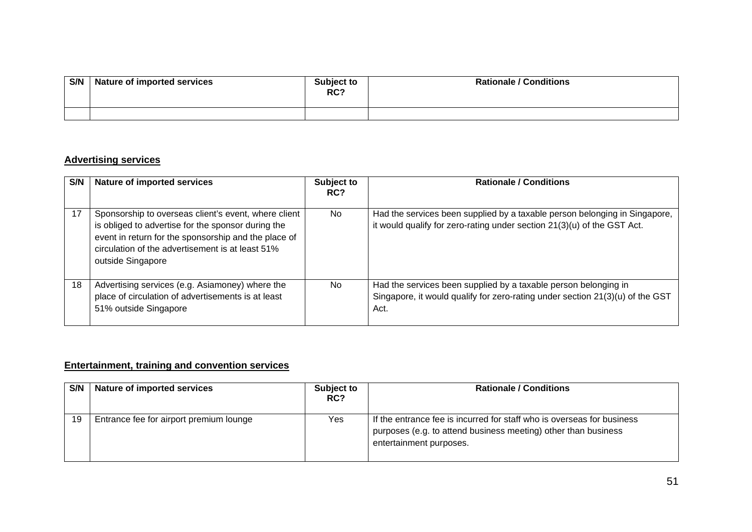| S/N | Nature of imported services | Subject to RC? | Rationale / Conditions |
|---|---|---|---|
| | | | |

**Advertising services**

| S/N | Nature of imported services | Subject to RC? | Rationale / Conditions |
|---|---|---|---|
| 17 | Sponsorship to overseas client's event, where client is obliged to advertise for the sponsor during the event in return for the sponsorship and the place of circulation of the advertisement is at least 51% outside Singapore | No | Had the services been supplied by a taxable person belonging in Singapore, it would qualify for zero-rating under section 21(3)(u) of the GST Act. |
| 18 | Advertising services (e.g. Asiamoney) where the place of circulation of advertisements is at least 51% outside Singapore | No | Had the services been supplied by a taxable person belonging in Singapore, it would qualify for zero-rating under section 21(3)(u) of the GST Act. |

**Entertainment, training and convention services**

| S/N | Nature of imported services | Subject to RC? | Rationale / Conditions |
|---|---|---|---|
| 19 | Entrance fee for airport premium lounge | Yes | If the entrance fee is incurred for staff who is overseas for business purposes (e.g. to attend business meeting) other than business entertainment purposes. |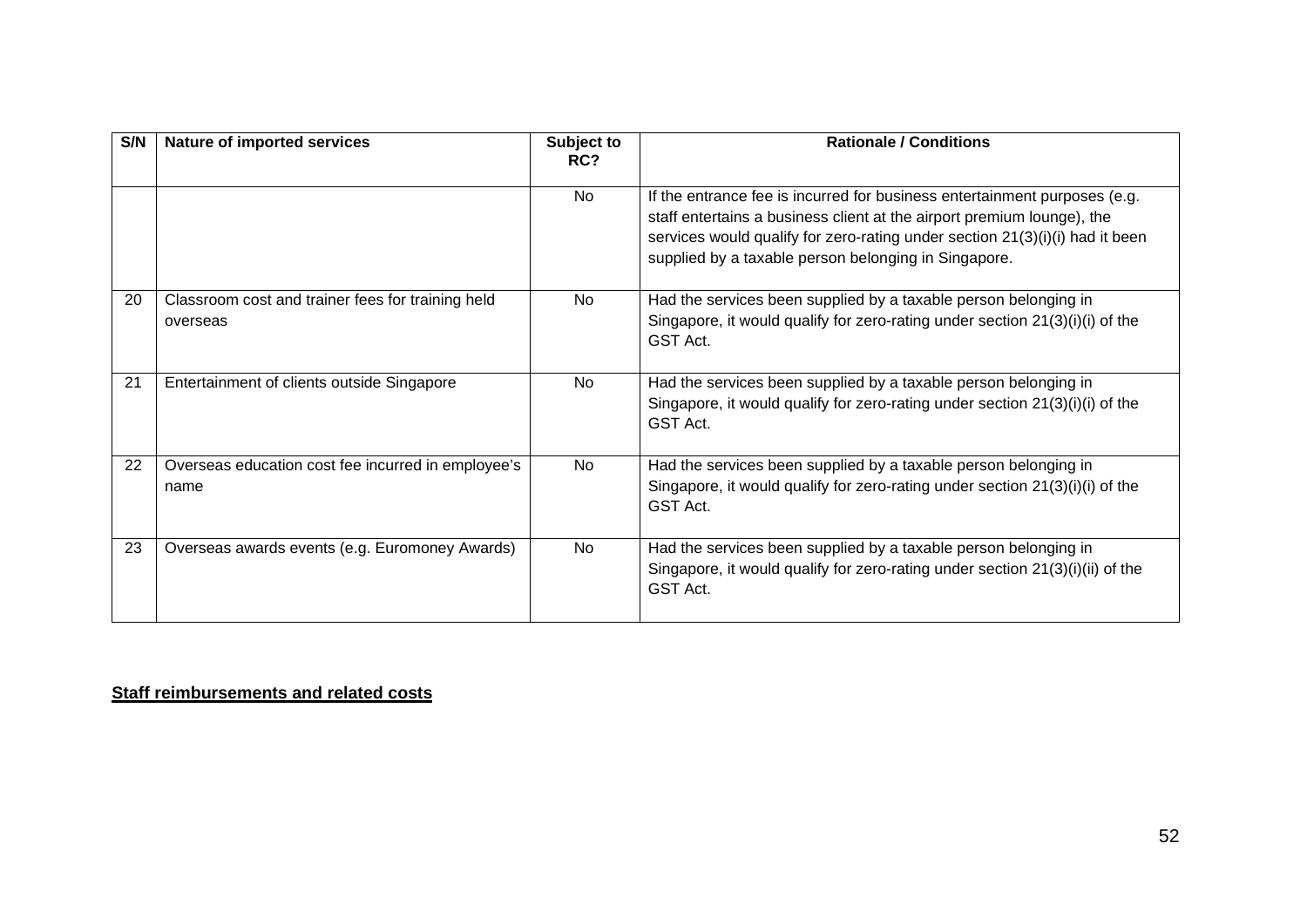| S/N | Nature of imported services | Subject to RC? | Rationale / Conditions |
|---|---|---|---|
| | | No | If the entrance fee is incurred for business entertainment purposes (e.g. staff entertains a business client at the airport premium lounge), the services would qualify for zero-rating under section 21(3)(i)(i) had it been supplied by a taxable person belonging in Singapore. |
| 20 | Classroom cost and trainer fees for training held overseas | No | Had the services been supplied by a taxable person belonging in Singapore, it would qualify for zero-rating under section 21(3)(i)(i) of the GST Act. |
| 21 | Entertainment of clients outside Singapore | No | Had the services been supplied by a taxable person belonging in Singapore, it would qualify for zero-rating under section 21(3)(i)(i) of the GST Act. |
| 22 | Overseas education cost fee incurred in employee's name | No | Had the services been supplied by a taxable person belonging in Singapore, it would qualify for zero-rating under section 21(3)(i)(i) of the GST Act. |
| 23 | Overseas awards events (e.g. Euromoney Awards) | No | Had the services been supplied by a taxable person belonging in Singapore, it would qualify for zero-rating under section 21(3)(i)(ii) of the GST Act. |

**Staff reimbursements and related costs**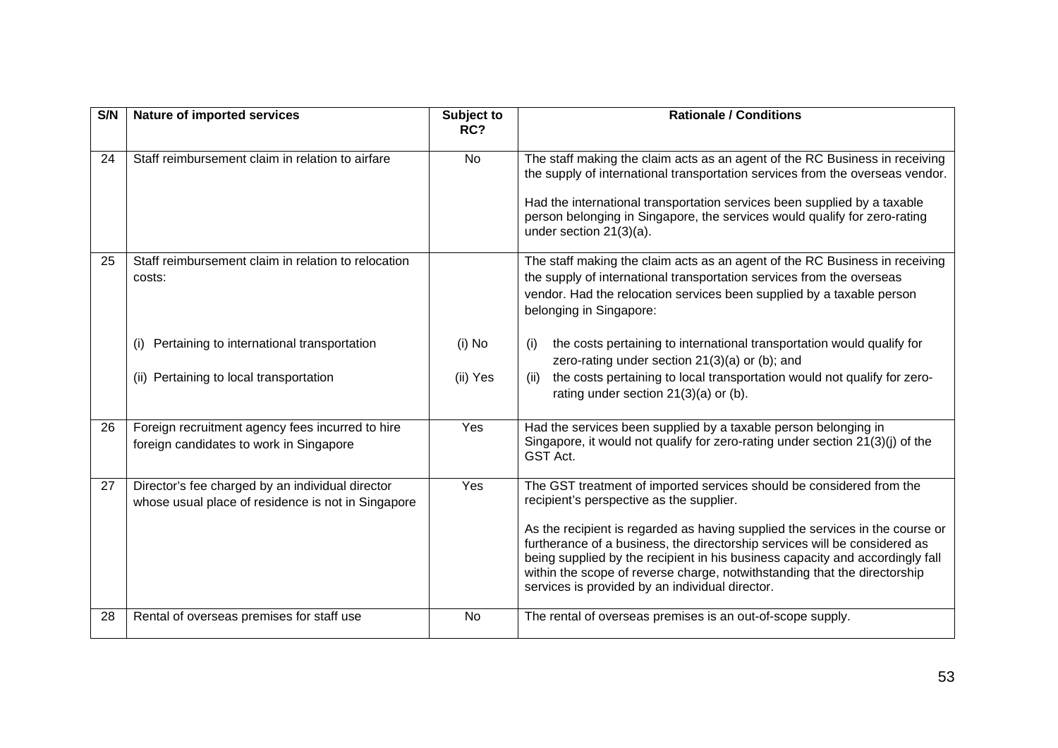| S/N | Nature of imported services | Subject to RC? | Rationale / Conditions |
|---|---|---|---|
| 24 | Staff reimbursement claim in relation to airfare | No | The staff making the claim acts as an agent of the RC Business in receiving the supply of international transportation services from the overseas vendor.<br><br>Had the international transportation services been supplied by a taxable person belonging in Singapore, the services would qualify for zero-rating under section 21(3)(a). |
| 25 | Staff reimbursement claim in relation to relocation costs:<br><br>(i) Pertaining to international transportation<br><br>(ii) Pertaining to local transportation | <br><br>(i) No<br><br>(ii) Yes | The staff making the claim acts as an agent of the RC Business in receiving the supply of international transportation services from the overseas vendor. Had the relocation services been supplied by a taxable person belonging in Singapore:<br><br>(i) the costs pertaining to international transportation would qualify for zero-rating under section 21(3)(a) or (b); and<br>(ii) the costs pertaining to local transportation would not qualify for zero-rating under section 21(3)(a) or (b). |
| 26 | Foreign recruitment agency fees incurred to hire foreign candidates to work in Singapore | Yes | Had the services been supplied by a taxable person belonging in Singapore, it would not qualify for zero-rating under section 21(3)(j) of the GST Act. |
| 27 | Director's fee charged by an individual director whose usual place of residence is not in Singapore | Yes | The GST treatment of imported services should be considered from the recipient's perspective as the supplier.<br><br>As the recipient is regarded as having supplied the services in the course or furtherance of a business, the directorship services will be considered as being supplied by the recipient in his business capacity and accordingly fall within the scope of reverse charge, notwithstanding that the directorship services is provided by an individual director. |
| 28 | Rental of overseas premises for staff use | No | The rental of overseas premises is an out-of-scope supply. |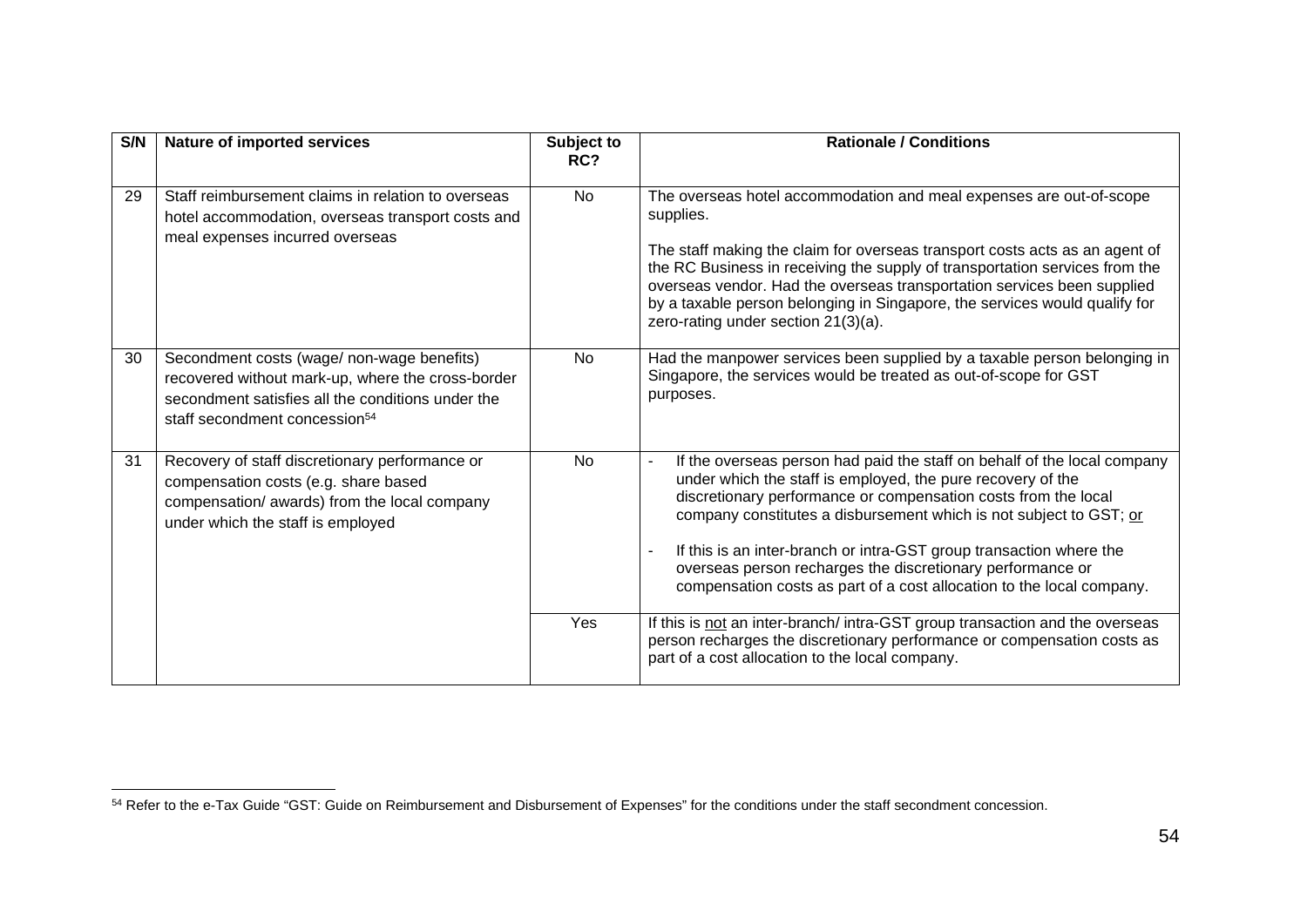| S/N | Nature of imported services | Subject to RC? | Rationale / Conditions |
|---|---|---|---|
| 29 | Staff reimbursement claims in relation to overseas hotel accommodation, overseas transport costs and meal expenses incurred overseas | No | The overseas hotel accommodation and meal expenses are out-of-scope supplies.<br><br>The staff making the claim for overseas transport costs acts as an agent of the RC Business in receiving the supply of transportation services from the overseas vendor. Had the overseas transportation services been supplied by a taxable person belonging in Singapore, the services would qualify for zero-rating under section 21(3)(a). |
| 30 | Secondment costs (wage/ non-wage benefits) recovered without mark-up, where the cross-border secondment satisfies all the conditions under the staff secondment concession[54] | No | Had the manpower services been supplied by a taxable person belonging in Singapore, the services would be treated as out-of-scope for GST purposes. |
| 31 | Recovery of staff discretionary performance or compensation costs (e.g. share based compensation/ awards) from the local company under which the staff is employed | No | - If the overseas person had paid the staff on behalf of the local company under which the staff is employed, the pure recovery of the discretionary performance or compensation costs from the local company constitutes a disbursement which is not subject to GST; <u>or</u><br><br>- If this is an inter-branch or intra-GST group transaction where the overseas person recharges the discretionary performance or compensation costs as part of a cost allocation to the local company. |
| | | Yes | If this is <u>not</u> an inter-branch/ intra-GST group transaction and the overseas person recharges the discretionary performance or compensation costs as part of a cost allocation to the local company. |

[54] Refer to the e-Tax Guide "GST: Guide on Reimbursement and Disbursement of Expenses" for the conditions under the staff secondment concession.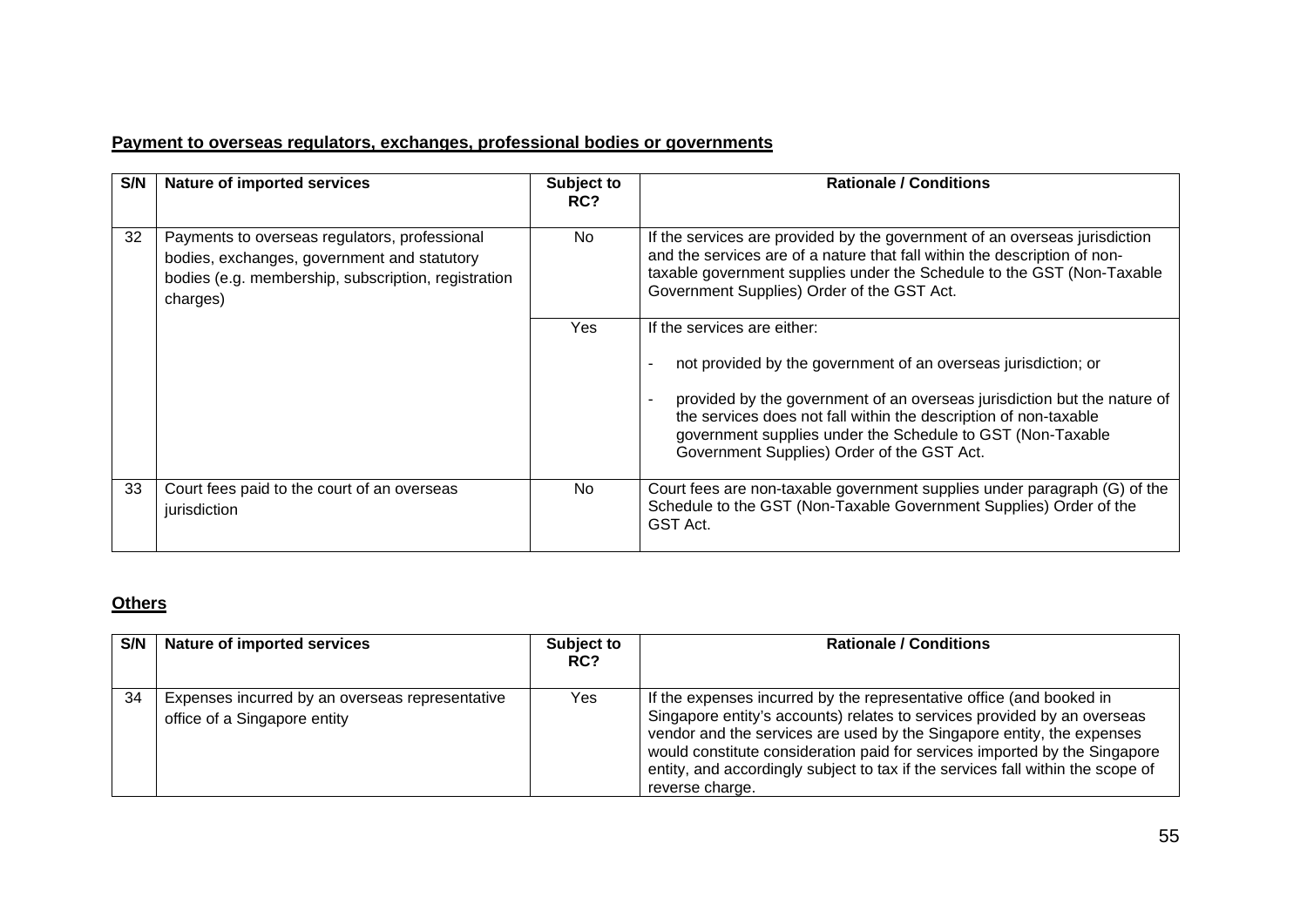**<u>Payment to overseas regulators, exchanges, professional bodies or governments</u>**

| S/N | Nature of imported services | Subject to RC? | Rationale / Conditions |
|---|---|---|---|
| 32 | Payments to overseas regulators, professional bodies, exchanges, government and statutory bodies (e.g. membership, subscription, registration charges) | No | If the services are provided by the government of an overseas jurisdiction and the services are of a nature that fall within the description of non-taxable government supplies under the Schedule to the GST (Non-Taxable Government Supplies) Order of the GST Act. |
| | | Yes | If the services are either:<br><br>- not provided by the government of an overseas jurisdiction; or<br><br>- provided by the government of an overseas jurisdiction but the nature of the services does not fall within the description of non-taxable government supplies under the Schedule to GST (Non-Taxable Government Supplies) Order of the GST Act. |
| 33 | Court fees paid to the court of an overseas jurisdiction | No | Court fees are non-taxable government supplies under paragraph (G) of the Schedule to the GST (Non-Taxable Government Supplies) Order of the GST Act. |

**<u>Others</u>**

| S/N | Nature of imported services | Subject to RC? | Rationale / Conditions |
|---|---|---|---|
| 34 | Expenses incurred by an overseas representative office of a Singapore entity | Yes | If the expenses incurred by the representative office (and booked in Singapore entity's accounts) relates to services provided by an overseas vendor and the services are used by the Singapore entity, the expenses would constitute consideration paid for services imported by the Singapore entity, and accordingly subject to tax if the services fall within the scope of reverse charge. |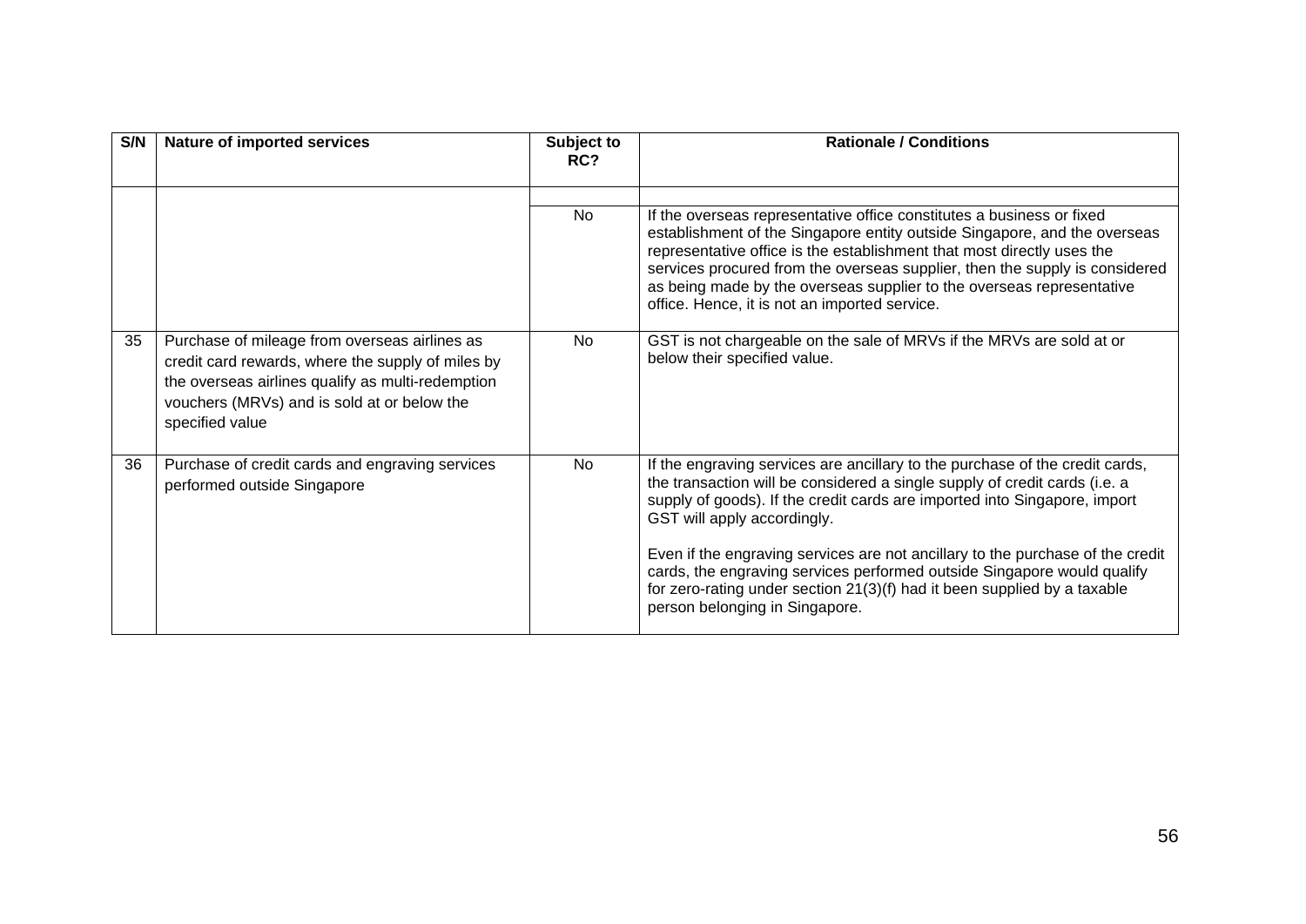| S/N | Nature of imported services | Subject to RC? | Rationale / Conditions |
|---|---|---|---|
| | | | |
| | | No | If the overseas representative office constitutes a business or fixed establishment of the Singapore entity outside Singapore, and the overseas representative office is the establishment that most directly uses the services procured from the overseas supplier, then the supply is considered as being made by the overseas supplier to the overseas representative office. Hence, it is not an imported service. |
| 35 | Purchase of mileage from overseas airlines as credit card rewards, where the supply of miles by the overseas airlines qualify as multi-redemption vouchers (MRVs) and is sold at or below the specified value | No | GST is not chargeable on the sale of MRVs if the MRVs are sold at or below their specified value. |
| 36 | Purchase of credit cards and engraving services performed outside Singapore | No | If the engraving services are ancillary to the purchase of the credit cards, the transaction will be considered a single supply of credit cards (i.e. a supply of goods). If the credit cards are imported into Singapore, import GST will apply accordingly.<br><br>Even if the engraving services are not ancillary to the purchase of the credit cards, the engraving services performed outside Singapore would qualify for zero-rating under section 21(3)(f) had it been supplied by a taxable person belonging in Singapore. |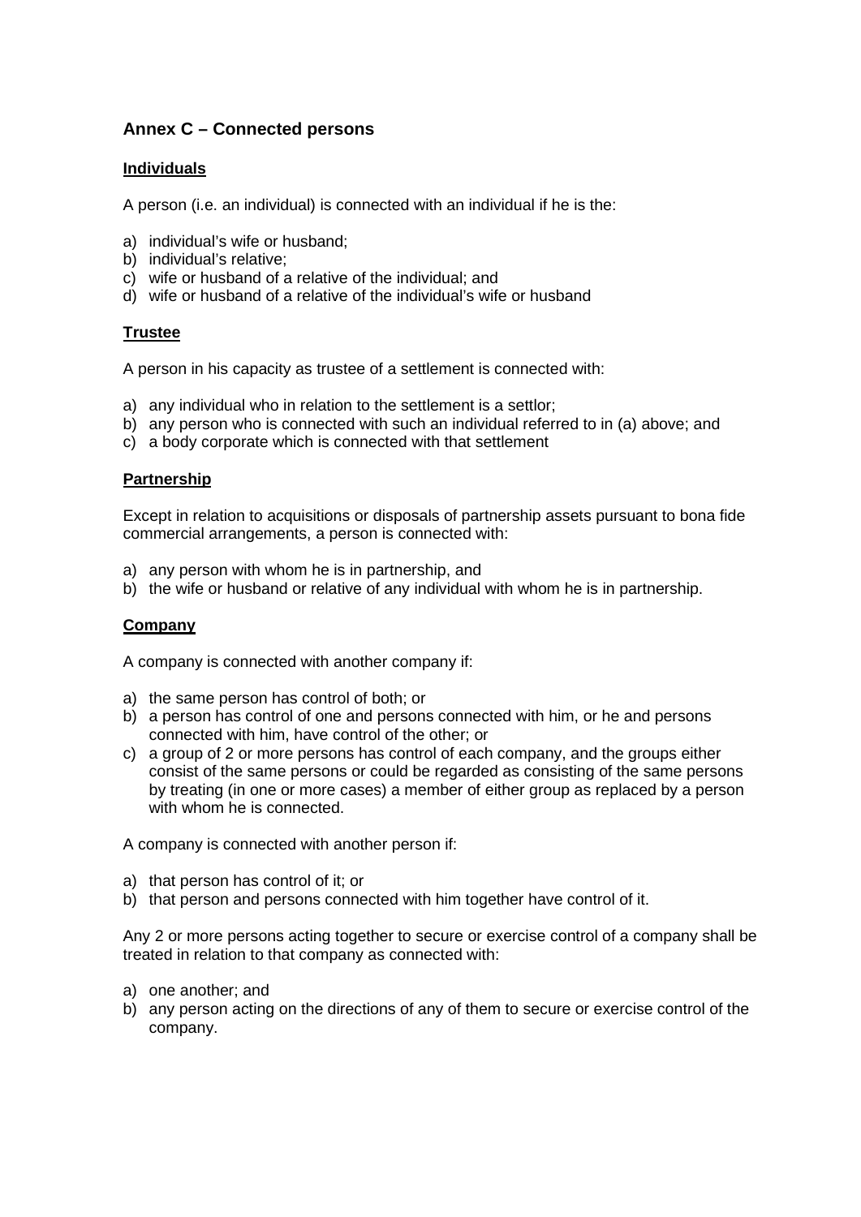## Annex C – Connected persons

**Individuals**

A person (i.e. an individual) is connected with an individual if he is the:

a) individual's wife or husband;
b) individual's relative;
c) wife or husband of a relative of the individual; and
d) wife or husband of a relative of the individual's wife or husband

**Trustee**

A person in his capacity as trustee of a settlement is connected with:

a) any individual who in relation to the settlement is a settlor;
b) any person who is connected with such an individual referred to in (a) above; and
c) a body corporate which is connected with that settlement

**Partnership**

Except in relation to acquisitions or disposals of partnership assets pursuant to bona fide commercial arrangements, a person is connected with:

a) any person with whom he is in partnership, and
b) the wife or husband or relative of any individual with whom he is in partnership.

**Company**

A company is connected with another company if:

a) the same person has control of both; or
b) a person has control of one and persons connected with him, or he and persons connected with him, have control of the other; or
c) a group of 2 or more persons has control of each company, and the groups either consist of the same persons or could be regarded as consisting of the same persons by treating (in one or more cases) a member of either group as replaced by a person with whom he is connected.

A company is connected with another person if:

a) that person has control of it; or
b) that person and persons connected with him together have control of it.

Any 2 or more persons acting together to secure or exercise control of a company shall be treated in relation to that company as connected with:

a) one another; and
b) any person acting on the directions of any of them to secure or exercise control of the company.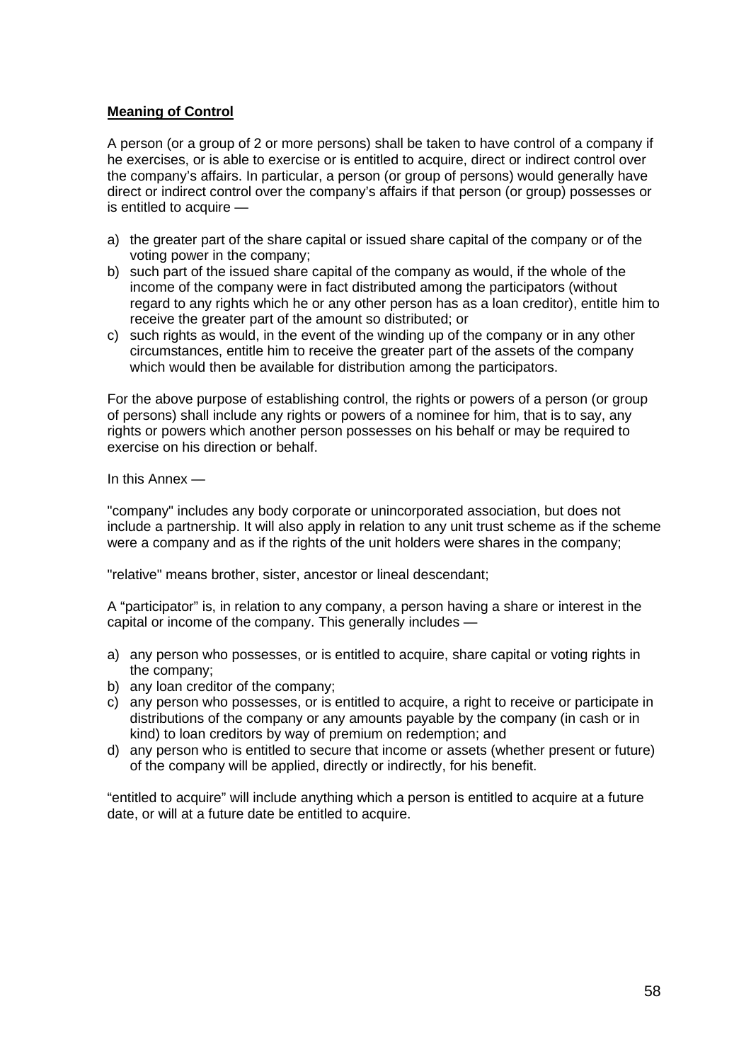**Meaning of Control**

A person (or a group of 2 or more persons) shall be taken to have control of a company if he exercises, or is able to exercise or is entitled to acquire, direct or indirect control over the company's affairs. In particular, a person (or group of persons) would generally have direct or indirect control over the company's affairs if that person (or group) possesses or is entitled to acquire —

a) the greater part of the share capital or issued share capital of the company or of the voting power in the company;
b) such part of the issued share capital of the company as would, if the whole of the income of the company were in fact distributed among the participators (without regard to any rights which he or any other person has as a loan creditor), entitle him to receive the greater part of the amount so distributed; or
c) such rights as would, in the event of the winding up of the company or in any other circumstances, entitle him to receive the greater part of the assets of the company which would then be available for distribution among the participators.

For the above purpose of establishing control, the rights or powers of a person (or group of persons) shall include any rights or powers of a nominee for him, that is to say, any rights or powers which another person possesses on his behalf or may be required to exercise on his direction or behalf.

In this Annex —

"company" includes any body corporate or unincorporated association, but does not include a partnership. It will also apply in relation to any unit trust scheme as if the scheme were a company and as if the rights of the unit holders were shares in the company;

"relative" means brother, sister, ancestor or lineal descendant;

A "participator" is, in relation to any company, a person having a share or interest in the capital or income of the company. This generally includes —

a) any person who possesses, or is entitled to acquire, share capital or voting rights in the company;
b) any loan creditor of the company;
c) any person who possesses, or is entitled to acquire, a right to receive or participate in distributions of the company or any amounts payable by the company (in cash or in kind) to loan creditors by way of premium on redemption; and
d) any person who is entitled to secure that income or assets (whether present or future) of the company will be applied, directly or indirectly, for his benefit.

"entitled to acquire" will include anything which a person is entitled to acquire at a future date, or will at a future date be entitled to acquire.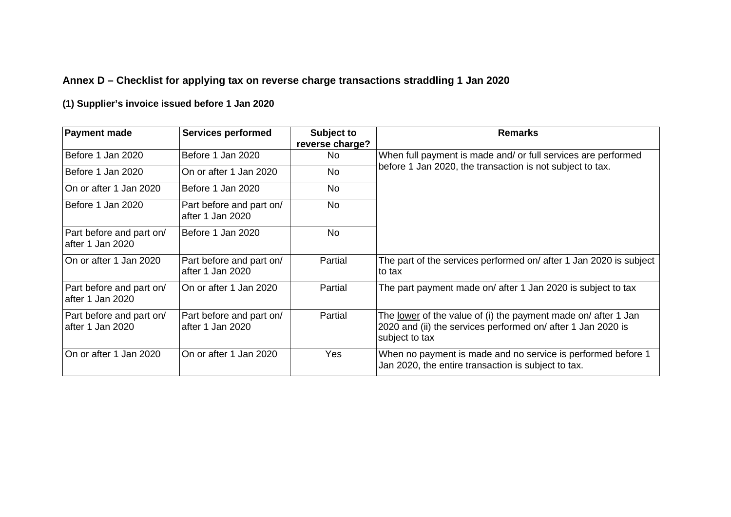**Annex D – Checklist for applying tax on reverse charge transactions straddling 1 Jan 2020**

**(1) Supplier's invoice issued before 1 Jan 2020**

| Payment made | Services performed | Subject to reverse charge? | Remarks |
|---|---|---|---|
| Before 1 Jan 2020 | Before 1 Jan 2020 | No | When full payment is made and/ or full services are performed before 1 Jan 2020, the transaction is not subject to tax. |
| Before 1 Jan 2020 | On or after 1 Jan 2020 | No | |
| On or after 1 Jan 2020 | Before 1 Jan 2020 | No | |
| Before 1 Jan 2020 | Part before and part on/ after 1 Jan 2020 | No | |
| Part before and part on/ after 1 Jan 2020 | Before 1 Jan 2020 | No | |
| On or after 1 Jan 2020 | Part before and part on/ after 1 Jan 2020 | Partial | The part of the services performed on/ after 1 Jan 2020 is subject to tax |
| Part before and part on/ after 1 Jan 2020 | On or after 1 Jan 2020 | Partial | The part payment made on/ after 1 Jan 2020 is subject to tax |
| Part before and part on/ after 1 Jan 2020 | Part before and part on/ after 1 Jan 2020 | Partial | The lower of the value of (i) the payment made on/ after 1 Jan 2020 and (ii) the services performed on/ after 1 Jan 2020 is subject to tax |
| On or after 1 Jan 2020 | On or after 1 Jan 2020 | Yes | When no payment is made and no service is performed before 1 Jan 2020, the entire transaction is subject to tax. |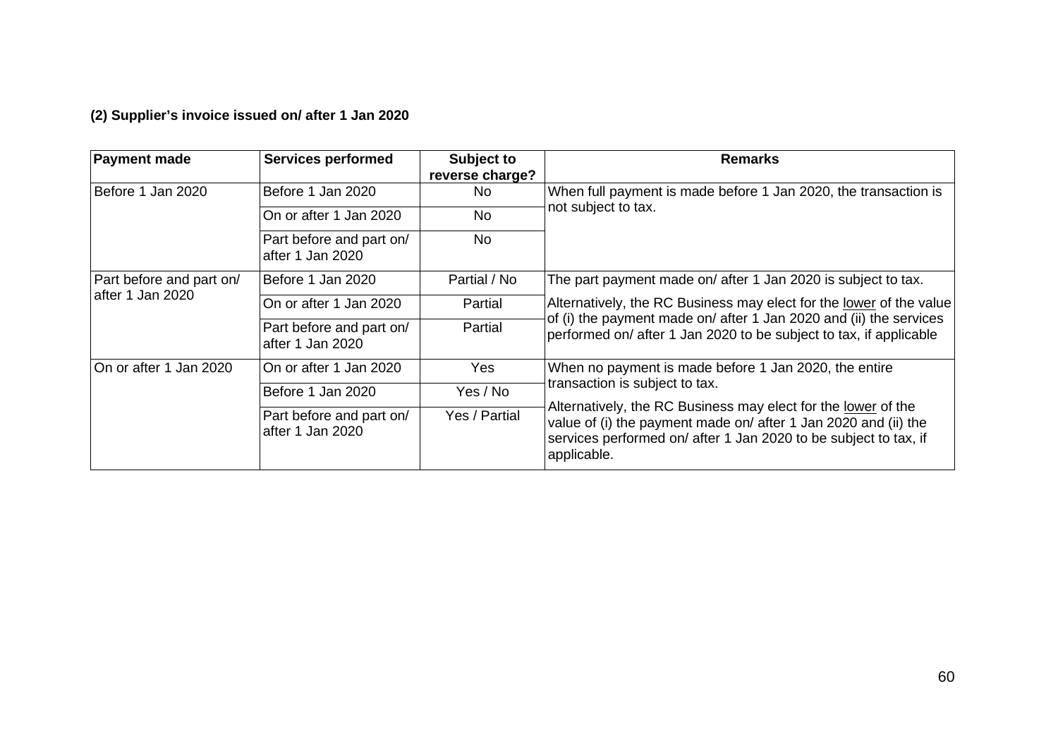**(2) Supplier's invoice issued on/ after 1 Jan 2020**

| Payment made | Services performed | Subject to reverse charge? | Remarks |
|---|---|---|---|
| Before 1 Jan 2020 | Before 1 Jan 2020 | No | When full payment is made before 1 Jan 2020, the transaction is not subject to tax. |
| | On or after 1 Jan 2020 | No | |
| | Part before and part on/ after 1 Jan 2020 | No | |
| Part before and part on/ after 1 Jan 2020 | Before 1 Jan 2020 | Partial / No | The part payment made on/ after 1 Jan 2020 is subject to tax. Alternatively, the RC Business may elect for the lower of the value of (i) the payment made on/ after 1 Jan 2020 and (ii) the services performed on/ after 1 Jan 2020 to be subject to tax, if applicable |
| | On or after 1 Jan 2020 | Partial | |
| | Part before and part on/ after 1 Jan 2020 | Partial | |
| On or after 1 Jan 2020 | On or after 1 Jan 2020 | Yes | When no payment is made before 1 Jan 2020, the entire transaction is subject to tax. Alternatively, the RC Business may elect for the lower of the value of (i) the payment made on/ after 1 Jan 2020 and (ii) the services performed on/ after 1 Jan 2020 to be subject to tax, if applicable. |
| | Before 1 Jan 2020 | Yes / No | |
| | Part before and part on/ after 1 Jan 2020 | Yes / Partial | |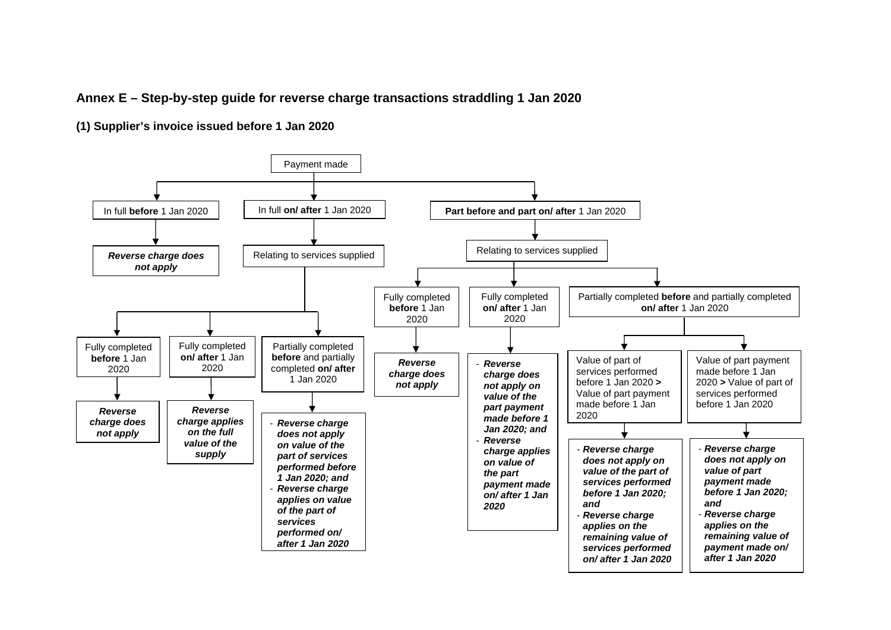## Annex E – Step-by-step guide for reverse charge transactions straddling 1 Jan 2020

### (1) Supplier's invoice issued before 1 Jan 2020

**Payment made**

- In full **before** 1 Jan 2020
  - ***Reverse charge does not apply***
- In full **on/ after** 1 Jan 2020
  - Relating to services supplied
    - Fully completed **before** 1 Jan 2020
      - ***Reverse charge does not apply***
    - Fully completed **on/ after** 1 Jan 2020
      - ***Reverse charge applies on the full value of the supply***
    - Partially completed **before** and partially completed **on/ after** 1 Jan 2020
      - ***Reverse charge does not apply on value of the part of services performed before 1 Jan 2020; and***
      - ***Reverse charge applies on value of the part of services performed on/ after 1 Jan 2020***
- **Part before and part on/ after** 1 Jan 2020
  - Relating to services supplied
    - Fully completed **before** 1 Jan 2020
      - ***Reverse charge does not apply***
    - Fully completed **on/ after** 1 Jan 2020
      - ***Reverse charge does not apply on value of the part payment made before 1 Jan 2020; and***
      - ***Reverse charge applies on value of the part payment made on/ after 1 Jan 2020***
    - Partially completed **before** and partially completed **on/ after** 1 Jan 2020
      - Value of part of services performed before 1 Jan 2020 **>** Value of part payment made before 1 Jan 2020
        - ***Reverse charge does not apply on value of the part of services performed before 1 Jan 2020; and***
        - ***Reverse charge applies on the remaining value of services performed on/ after 1 Jan 2020***
      - Value of part payment made before 1 Jan 2020 **>** Value of part of services performed before 1 Jan 2020
        - ***Reverse charge does not apply on value of part payment made before 1 Jan 2020; and***
        - ***Reverse charge applies on the remaining value of payment made on/ after 1 Jan 2020***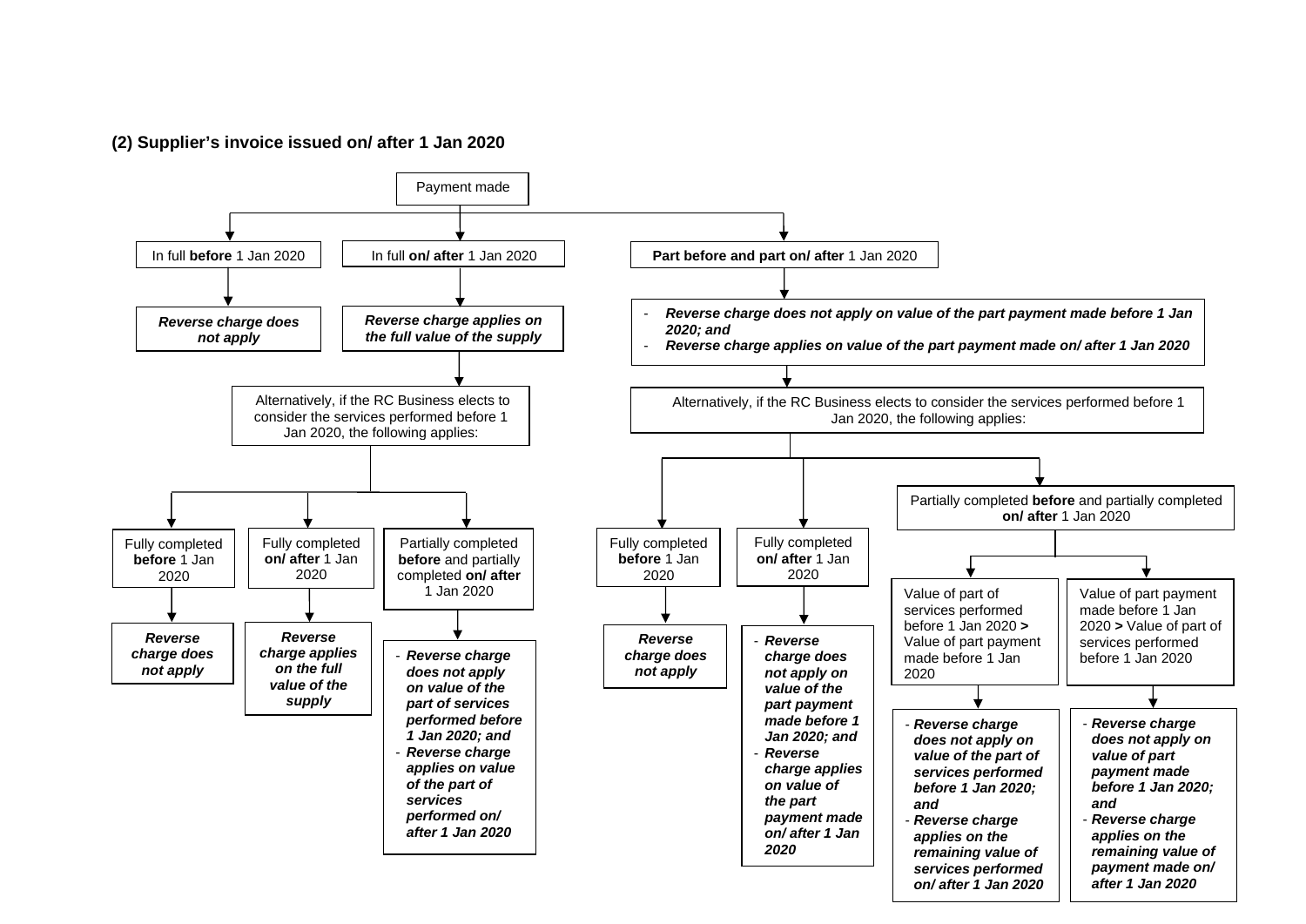**(2) Supplier's invoice issued on/ after 1 Jan 2020**

Payment made

In full **before** 1 Jan 2020

***Reverse charge does not apply***

In full **on/ after** 1 Jan 2020

***Reverse charge applies on the full value of the supply***

Alternatively, if the RC Business elects to consider the services performed before 1 Jan 2020, the following applies:

Fully completed **before** 1 Jan 2020

***Reverse charge does not apply***

Fully completed **on/ after** 1 Jan 2020

***Reverse charge applies on the full value of the supply***

Partially completed **before** and partially completed **on/ after** 1 Jan 2020

- ***Reverse charge does not apply on value of the part of services performed before 1 Jan 2020; and***
- ***Reverse charge applies on value of the part of services performed on/ after 1 Jan 2020***

**Part before and part on/ after** 1 Jan 2020

- ***Reverse charge does not apply on value of the part payment made before 1 Jan 2020; and***
- ***Reverse charge applies on value of the part payment made on/ after 1 Jan 2020***

Alternatively, if the RC Business elects to consider the services performed before 1 Jan 2020, the following applies:

Fully completed **before** 1 Jan 2020

***Reverse charge does not apply***

Fully completed **on/ after** 1 Jan 2020

- ***Reverse charge does not apply on value of the part payment made before 1 Jan 2020; and***
- ***Reverse charge applies on value of the part payment made on/ after 1 Jan 2020***

Partially completed **before** and partially completed **on/ after** 1 Jan 2020

Value of part of services performed before 1 Jan 2020 **>** Value of part payment made before 1 Jan 2020

- ***Reverse charge does not apply on value of the part of services performed before 1 Jan 2020; and***
- ***Reverse charge applies on the remaining value of services performed on/ after 1 Jan 2020***

Value of part payment made before 1 Jan 2020 **>** Value of part of services performed before 1 Jan 2020

- ***Reverse charge does not apply on value of part payment made before 1 Jan 2020; and***
- ***Reverse charge applies on the remaining value of payment made on/ after 1 Jan 2020***